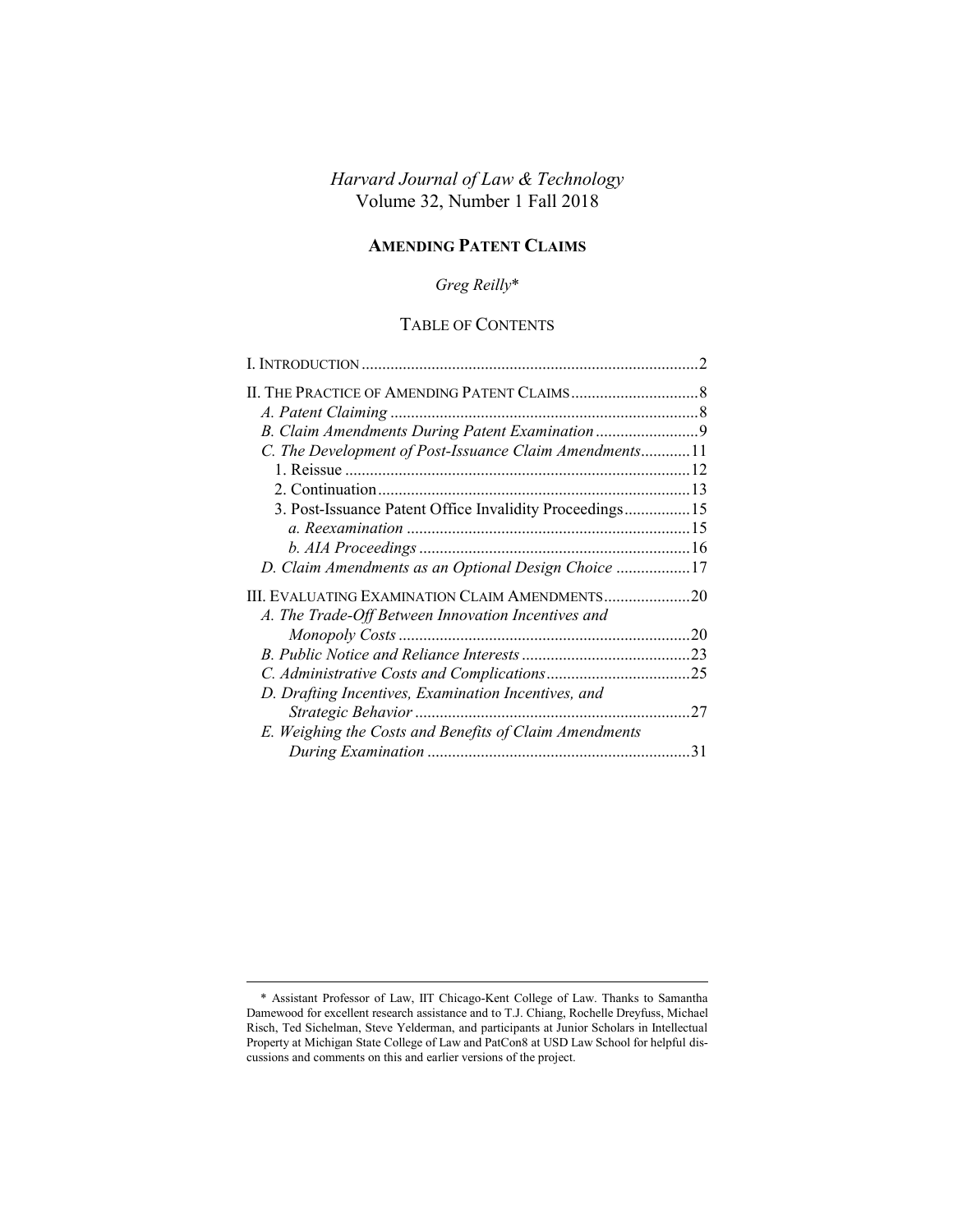*Harvard Journal of Law & Technology*
Volume 32, Number 1 Fall 2018

# AMENDING PATENT CLAIMS

*Greg Reilly*\*

## TABLE OF CONTENTS

I. INTRODUCTION .....2

II. THE PRACTICE OF AMENDING PATENT CLAIMS .....8
- *A. Patent Claiming* .....8
- *B. Claim Amendments During Patent Examination* .....9
- *C. The Development of Post-Issuance Claim Amendments* .....11
  - 1. Reissue .....12
  - 2. Continuation .....13
  - 3. Post-Issuance Patent Office Invalidity Proceedings .....15
    - *a. Reexamination* .....15
    - *b. AIA Proceedings* .....16
- *D. Claim Amendments as an Optional Design Choice* .....17

III. EVALUATING EXAMINATION CLAIM AMENDMENTS .....20
- *A. The Trade-Off Between Innovation Incentives and Monopoly Costs* .....20
- *B. Public Notice and Reliance Interests* .....23
- *C. Administrative Costs and Complications* .....25
- *D. Drafting Incentives, Examination Incentives, and Strategic Behavior* .....27
- *E. Weighing the Costs and Benefits of Claim Amendments During Examination* .....31

---

\* Assistant Professor of Law, IIT Chicago-Kent College of Law. Thanks to Samantha Damewood for excellent research assistance and to T.J. Chiang, Rochelle Dreyfuss, Michael Risch, Ted Sichelman, Steve Yelderman, and participants at Junior Scholars in Intellectual Property at Michigan State College of Law and PatCon8 at USD Law School for helpful discussions and comments on this and earlier versions of the project.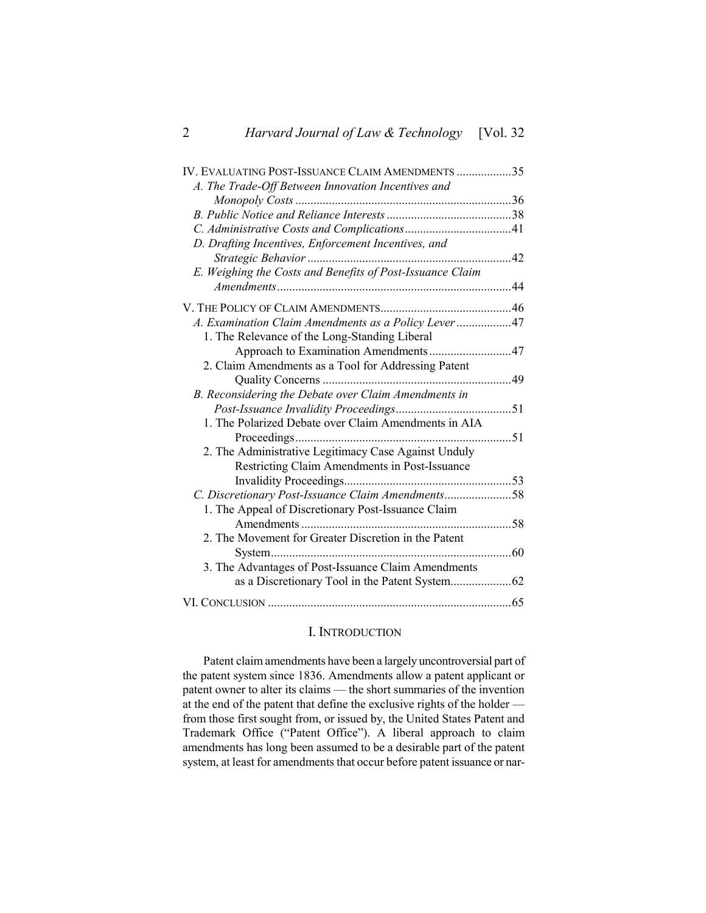IV. EVALUATING POST-ISSUANCE CLAIM AMENDMENTS ..................35
*A. The Trade-Off Between Innovation Incentives and Monopoly Costs* ......................................................................36
*B. Public Notice and Reliance Interests* .........................................38
*C. Administrative Costs and Complications*..................................41
*D. Drafting Incentives, Enforcement Incentives, and Strategic Behavior* ..................................................................42
*E. Weighing the Costs and Benefits of Post-Issuance Claim Amendments*............................................................................44

V. THE POLICY OF CLAIM AMENDMENTS...........................................46
*A. Examination Claim Amendments as a Policy Lever* ..................47
1. The Relevance of the Long-Standing Liberal Approach to Examination Amendments...........................47
2. Claim Amendments as a Tool for Addressing Patent Quality Concerns .............................................................49
*B. Reconsidering the Debate over Claim Amendments in Post-Issuance Invalidity Proceedings*......................................51
1. The Polarized Debate over Claim Amendments in AIA Proceedings......................................................................51
2. The Administrative Legitimacy Case Against Unduly Restricting Claim Amendments in Post-Issuance Invalidity Proceedings.......................................................53
*C. Discretionary Post-Issuance Claim Amendments*......................58
1. The Appeal of Discretionary Post-Issuance Claim Amendments ....................................................................58
2. The Movement for Greater Discretion in the Patent System..............................................................................60
3. The Advantages of Post-Issuance Claim Amendments as a Discretionary Tool in the Patent System....................62

VI. CONCLUSION ...............................................................................65

# I. INTRODUCTION

Patent claim amendments have been a largely uncontroversial part of the patent system since 1836. Amendments allow a patent applicant or patent owner to alter its claims — the short summaries of the invention at the end of the patent that define the exclusive rights of the holder — from those first sought from, or issued by, the United States Patent and Trademark Office ("Patent Office"). A liberal approach to claim amendments has long been assumed to be a desirable part of the patent system, at least for amendments that occur before patent issuance or nar-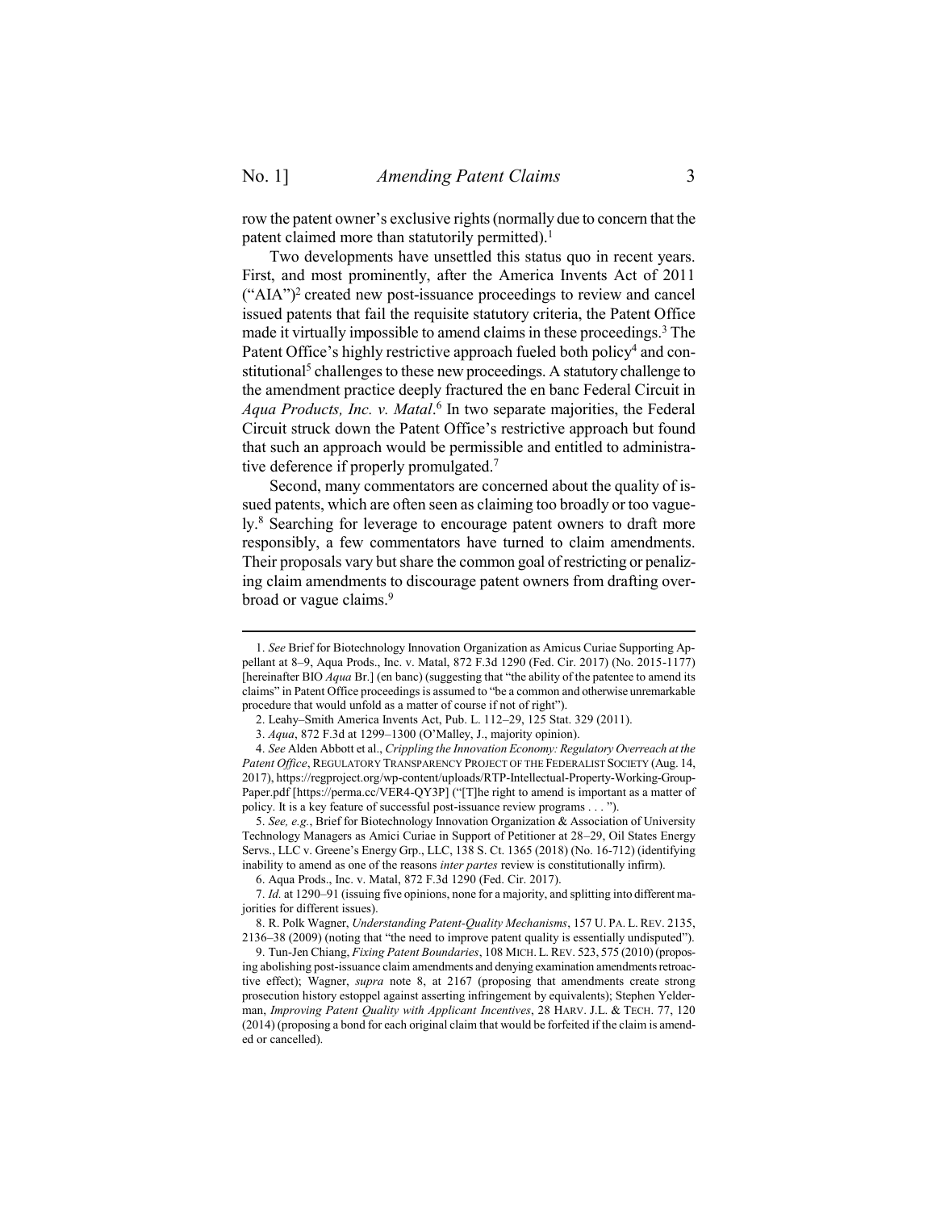row the patent owner's exclusive rights (normally due to concern that the patent claimed more than statutorily permitted).[1]

Two developments have unsettled this status quo in recent years. First, and most prominently, after the America Invents Act of 2011 ("AIA")[2] created new post-issuance proceedings to review and cancel issued patents that fail the requisite statutory criteria, the Patent Office made it virtually impossible to amend claims in these proceedings.[3] The Patent Office's highly restrictive approach fueled both policy[4] and constitutional[5] challenges to these new proceedings. A statutory challenge to the amendment practice deeply fractured the en banc Federal Circuit in *Aqua Products, Inc. v. Matal*.[6] In two separate majorities, the Federal Circuit struck down the Patent Office's restrictive approach but found that such an approach would be permissible and entitled to administrative deference if properly promulgated.[7]

Second, many commentators are concerned about the quality of issued patents, which are often seen as claiming too broadly or too vaguely.[8] Searching for leverage to encourage patent owners to draft more responsibly, a few commentators have turned to claim amendments. Their proposals vary but share the common goal of restricting or penalizing claim amendments to discourage patent owners from drafting overbroad or vague claims.[9]

---

1. *See* Brief for Biotechnology Innovation Organization as Amicus Curiae Supporting Appellant at 8–9, Aqua Prods., Inc. v. Matal, 872 F.3d 1290 (Fed. Cir. 2017) (No. 2015-1177) [hereinafter BIO *Aqua* Br.] (en banc) (suggesting that "the ability of the patentee to amend its claims" in Patent Office proceedings is assumed to "be a common and otherwise unremarkable procedure that would unfold as a matter of course if not of right").

2. Leahy–Smith America Invents Act, Pub. L. 112–29, 125 Stat. 329 (2011).

3. *Aqua*, 872 F.3d at 1299–1300 (O'Malley, J., majority opinion).

4. *See* Alden Abbott et al., *Crippling the Innovation Economy: Regulatory Overreach at the Patent Office*, REGULATORY TRANSPARENCY PROJECT OF THE FEDERALIST SOCIETY (Aug. 14, 2017), https://regproject.org/wp-content/uploads/RTP-Intellectual-Property-Working-Group-Paper.pdf [https://perma.cc/VER4-QY3P] ("[T]he right to amend is important as a matter of policy. It is a key feature of successful post-issuance review programs . . . ").

5. *See, e.g.*, Brief for Biotechnology Innovation Organization & Association of University Technology Managers as Amici Curiae in Support of Petitioner at 28–29, Oil States Energy Servs., LLC v. Greene's Energy Grp., LLC, 138 S. Ct. 1365 (2018) (No. 16-712) (identifying inability to amend as one of the reasons *inter partes* review is constitutionally infirm).

6. Aqua Prods., Inc. v. Matal, 872 F.3d 1290 (Fed. Cir. 2017).

7. *Id.* at 1290–91 (issuing five opinions, none for a majority, and splitting into different majorities for different issues).

8. R. Polk Wagner, *Understanding Patent-Quality Mechanisms*, 157 U. PA. L. REV. 2135, 2136–38 (2009) (noting that "the need to improve patent quality is essentially undisputed").

9. Tun-Jen Chiang, *Fixing Patent Boundaries*, 108 MICH. L. REV. 523, 575 (2010) (proposing abolishing post-issuance claim amendments and denying examination amendments retroactive effect); Wagner, *supra* note 8, at 2167 (proposing that amendments create strong prosecution history estoppel against asserting infringement by equivalents); Stephen Yelderman, *Improving Patent Quality with Applicant Incentives*, 28 HARV. J.L. & TECH. 77, 120 (2014) (proposing a bond for each original claim that would be forfeited if the claim is amended or cancelled).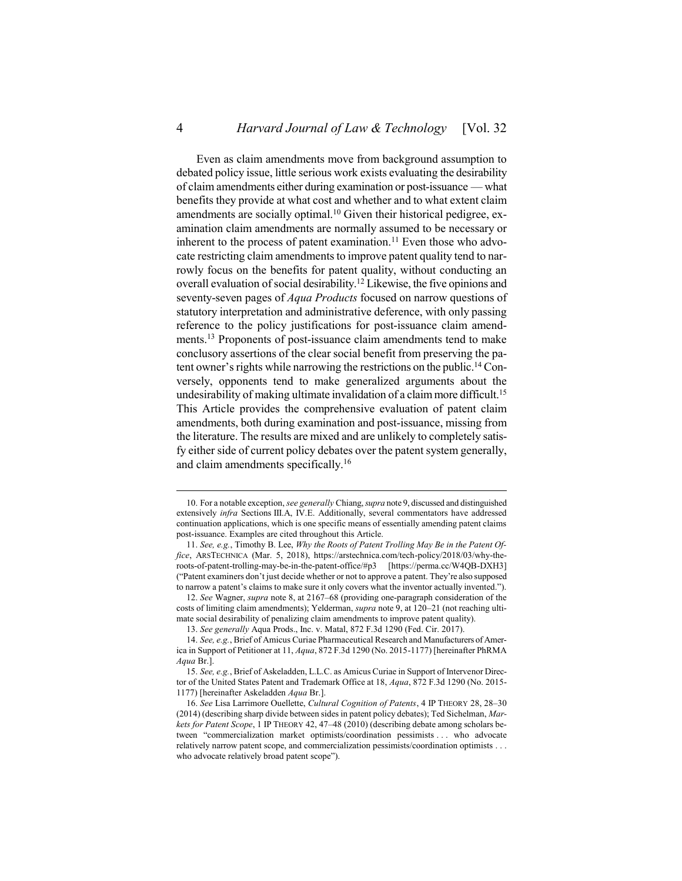Even as claim amendments move from background assumption to debated policy issue, little serious work exists evaluating the desirability of claim amendments either during examination or post-issuance — what benefits they provide at what cost and whether and to what extent claim amendments are socially optimal.[10] Given their historical pedigree, examination claim amendments are normally assumed to be necessary or inherent to the process of patent examination.[11] Even those who advocate restricting claim amendments to improve patent quality tend to narrowly focus on the benefits for patent quality, without conducting an overall evaluation of social desirability.[12] Likewise, the five opinions and seventy-seven pages of *Aqua Products* focused on narrow questions of statutory interpretation and administrative deference, with only passing reference to the policy justifications for post-issuance claim amendments.[13] Proponents of post-issuance claim amendments tend to make conclusory assertions of the clear social benefit from preserving the patent owner's rights while narrowing the restrictions on the public.[14] Conversely, opponents tend to make generalized arguments about the undesirability of making ultimate invalidation of a claim more difficult.[15] This Article provides the comprehensive evaluation of patent claim amendments, both during examination and post-issuance, missing from the literature. The results are mixed and are unlikely to completely satisfy either side of current policy debates over the patent system generally, and claim amendments specifically.[16]

---

10. For a notable exception, *see generally* Chiang, *supra* note 9, discussed and distinguished extensively *infra* Sections III.A, IV.E. Additionally, several commentators have addressed continuation applications, which is one specific means of essentially amending patent claims post-issuance. Examples are cited throughout this Article.

11. *See, e.g.*, Timothy B. Lee, *Why the Roots of Patent Trolling May Be in the Patent Office*, ARSTECHNICA (Mar. 5, 2018), https://arstechnica.com/tech-policy/2018/03/why-the-roots-of-patent-trolling-may-be-in-the-patent-office/#p3 [https://perma.cc/W4QB-DXH3] ("Patent examiners don't just decide whether or not to approve a patent. They're also supposed to narrow a patent's claims to make sure it only covers what the inventor actually invented.").

12. *See* Wagner, *supra* note 8, at 2167–68 (providing one-paragraph consideration of the costs of limiting claim amendments); Yelderman, *supra* note 9, at 120–21 (not reaching ultimate social desirability of penalizing claim amendments to improve patent quality).

13. *See generally* Aqua Prods., Inc. v. Matal, 872 F.3d 1290 (Fed. Cir. 2017).

14. *See, e.g.*, Brief of Amicus Curiae Pharmaceutical Research and Manufacturers of America in Support of Petitioner at 11, *Aqua*, 872 F.3d 1290 (No. 2015-1177) [hereinafter PhRMA *Aqua* Br.].

15. *See, e.g.*, Brief of Askeladden, L.L.C. as Amicus Curiae in Support of Intervenor Director of the United States Patent and Trademark Office at 18, *Aqua*, 872 F.3d 1290 (No. 2015-1177) [hereinafter Askeladden *Aqua* Br.].

16. *See* Lisa Larrimore Ouellette, *Cultural Cognition of Patents*, 4 IP THEORY 28, 28–30 (2014) (describing sharp divide between sides in patent policy debates); Ted Sichelman, *Markets for Patent Scope*, 1 IP THEORY 42, 47–48 (2010) (describing debate among scholars between "commercialization market optimists/coordination pessimists . . . who advocate relatively narrow patent scope, and commercialization pessimists/coordination optimists . . . who advocate relatively broad patent scope").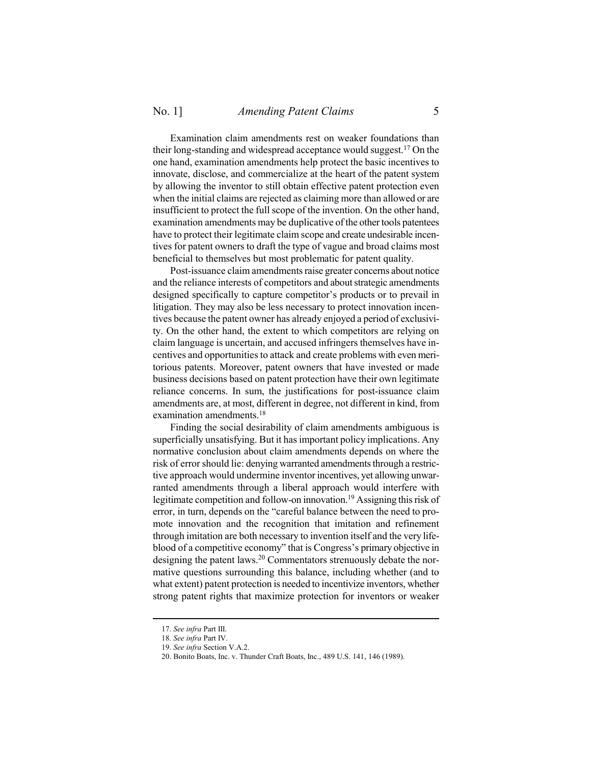Examination claim amendments rest on weaker foundations than their long-standing and widespread acceptance would suggest.[17] On the one hand, examination amendments help protect the basic incentives to innovate, disclose, and commercialize at the heart of the patent system by allowing the inventor to still obtain effective patent protection even when the initial claims are rejected as claiming more than allowed or are insufficient to protect the full scope of the invention. On the other hand, examination amendments may be duplicative of the other tools patentees have to protect their legitimate claim scope and create undesirable incentives for patent owners to draft the type of vague and broad claims most beneficial to themselves but most problematic for patent quality.

Post-issuance claim amendments raise greater concerns about notice and the reliance interests of competitors and about strategic amendments designed specifically to capture competitor's products or to prevail in litigation. They may also be less necessary to protect innovation incentives because the patent owner has already enjoyed a period of exclusivity. On the other hand, the extent to which competitors are relying on claim language is uncertain, and accused infringers themselves have incentives and opportunities to attack and create problems with even meritorious patents. Moreover, patent owners that have invested or made business decisions based on patent protection have their own legitimate reliance concerns. In sum, the justifications for post-issuance claim amendments are, at most, different in degree, not different in kind, from examination amendments.[18]

Finding the social desirability of claim amendments ambiguous is superficially unsatisfying. But it has important policy implications. Any normative conclusion about claim amendments depends on where the risk of error should lie: denying warranted amendments through a restrictive approach would undermine inventor incentives, yet allowing unwarranted amendments through a liberal approach would interfere with legitimate competition and follow-on innovation.[19] Assigning this risk of error, in turn, depends on the "careful balance between the need to promote innovation and the recognition that imitation and refinement through imitation are both necessary to invention itself and the very lifeblood of a competitive economy" that is Congress's primary objective in designing the patent laws.[20] Commentators strenuously debate the normative questions surrounding this balance, including whether (and to what extent) patent protection is needed to incentivize inventors, whether strong patent rights that maximize protection for inventors or weaker

---

17. *See infra* Part III.

18. *See infra* Part IV.

19. *See infra* Section V.A.2.

20. Bonito Boats, Inc. v. Thunder Craft Boats, Inc., 489 U.S. 141, 146 (1989).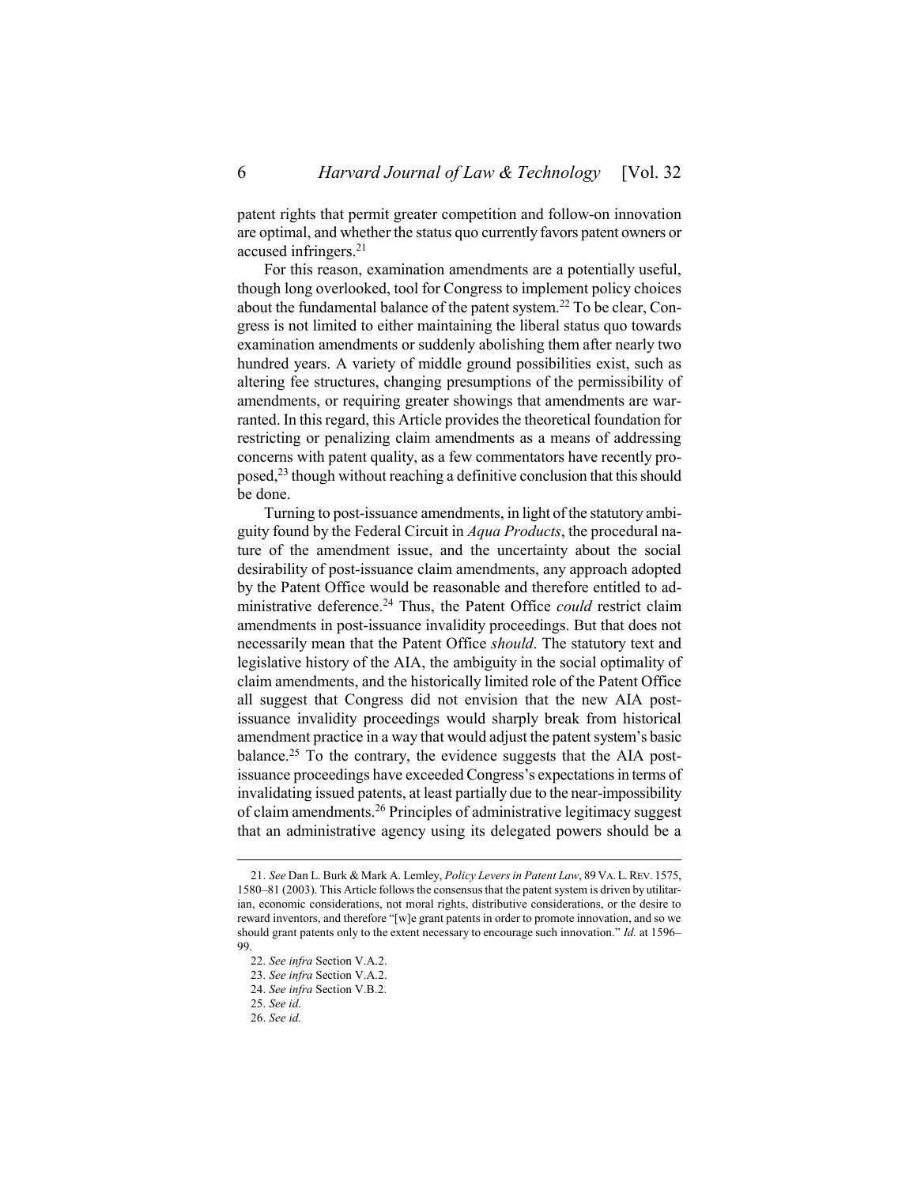patent rights that permit greater competition and follow-on innovation are optimal, and whether the status quo currently favors patent owners or accused infringers.[21]

For this reason, examination amendments are a potentially useful, though long overlooked, tool for Congress to implement policy choices about the fundamental balance of the patent system.[22] To be clear, Congress is not limited to either maintaining the liberal status quo towards examination amendments or suddenly abolishing them after nearly two hundred years. A variety of middle ground possibilities exist, such as altering fee structures, changing presumptions of the permissibility of amendments, or requiring greater showings that amendments are warranted. In this regard, this Article provides the theoretical foundation for restricting or penalizing claim amendments as a means of addressing concerns with patent quality, as a few commentators have recently proposed,[23] though without reaching a definitive conclusion that this should be done.

Turning to post-issuance amendments, in light of the statutory ambiguity found by the Federal Circuit in *Aqua Products*, the procedural nature of the amendment issue, and the uncertainty about the social desirability of post-issuance claim amendments, any approach adopted by the Patent Office would be reasonable and therefore entitled to administrative deference.[24] Thus, the Patent Office *could* restrict claim amendments in post-issuance invalidity proceedings. But that does not necessarily mean that the Patent Office *should*. The statutory text and legislative history of the AIA, the ambiguity in the social optimality of claim amendments, and the historically limited role of the Patent Office all suggest that Congress did not envision that the new AIA post-issuance invalidity proceedings would sharply break from historical amendment practice in a way that would adjust the patent system's basic balance.[25] To the contrary, the evidence suggests that the AIA post-issuance proceedings have exceeded Congress's expectations in terms of invalidating issued patents, at least partially due to the near-impossibility of claim amendments.[26] Principles of administrative legitimacy suggest that an administrative agency using its delegated powers should be a

---

21. *See* Dan L. Burk & Mark A. Lemley, *Policy Levers in Patent Law*, 89 VA. L. REV. 1575, 1580–81 (2003). This Article follows the consensus that the patent system is driven by utilitarian, economic considerations, not moral rights, distributive considerations, or the desire to reward inventors, and therefore "[w]e grant patents in order to promote innovation, and so we should grant patents only to the extent necessary to encourage such innovation." *Id.* at 1596–99.

22. *See infra* Section V.A.2.

23. *See infra* Section V.A.2.

24. *See infra* Section V.B.2.

25. *See id.*

26. *See id.*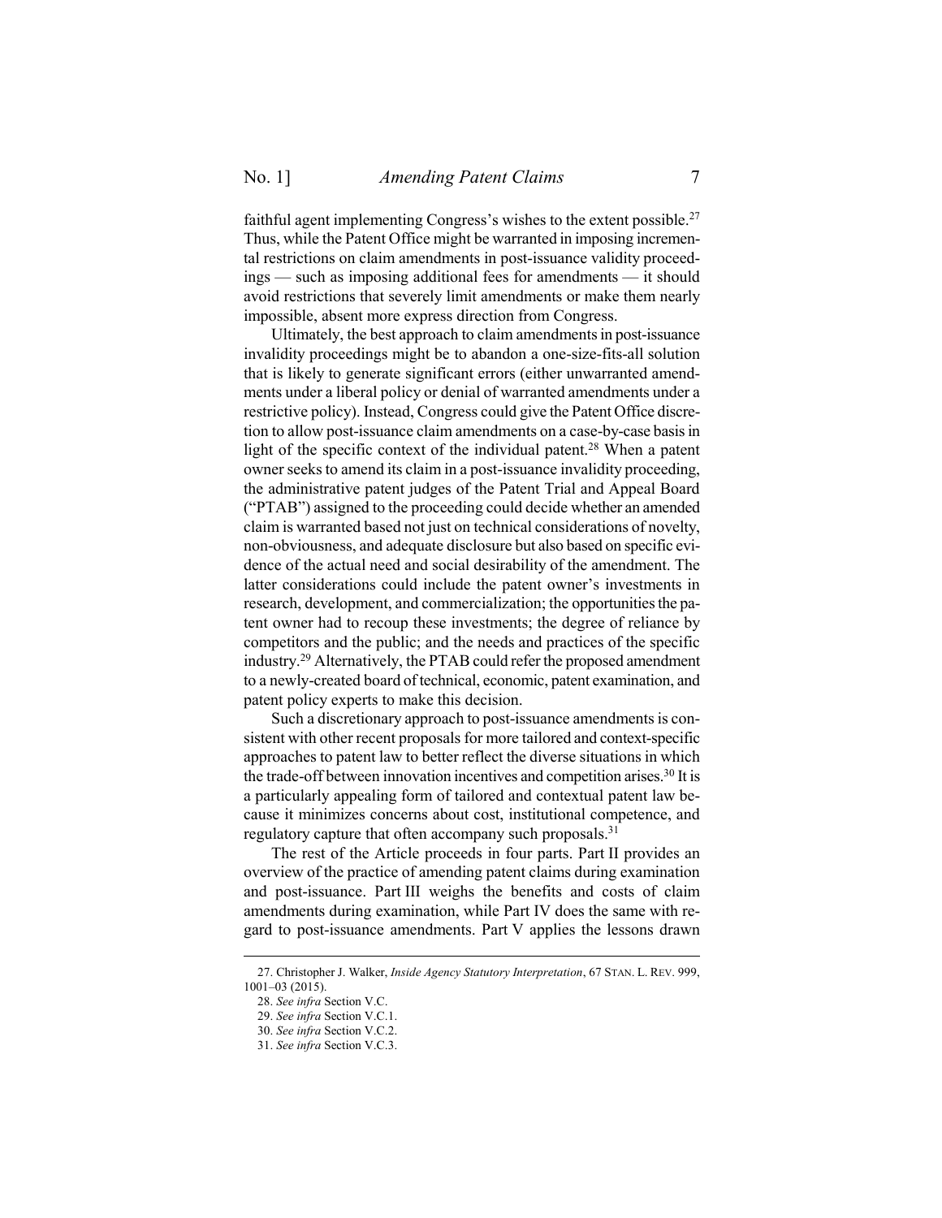faithful agent implementing Congress's wishes to the extent possible.[27] Thus, while the Patent Office might be warranted in imposing incremental restrictions on claim amendments in post-issuance validity proceedings — such as imposing additional fees for amendments — it should avoid restrictions that severely limit amendments or make them nearly impossible, absent more express direction from Congress.

Ultimately, the best approach to claim amendments in post-issuance invalidity proceedings might be to abandon a one-size-fits-all solution that is likely to generate significant errors (either unwarranted amendments under a liberal policy or denial of warranted amendments under a restrictive policy). Instead, Congress could give the Patent Office discretion to allow post-issuance claim amendments on a case-by-case basis in light of the specific context of the individual patent.[28] When a patent owner seeks to amend its claim in a post-issuance invalidity proceeding, the administrative patent judges of the Patent Trial and Appeal Board ("PTAB") assigned to the proceeding could decide whether an amended claim is warranted based not just on technical considerations of novelty, non-obviousness, and adequate disclosure but also based on specific evidence of the actual need and social desirability of the amendment. The latter considerations could include the patent owner's investments in research, development, and commercialization; the opportunities the patent owner had to recoup these investments; the degree of reliance by competitors and the public; and the needs and practices of the specific industry.[29] Alternatively, the PTAB could refer the proposed amendment to a newly-created board of technical, economic, patent examination, and patent policy experts to make this decision.

Such a discretionary approach to post-issuance amendments is consistent with other recent proposals for more tailored and context-specific approaches to patent law to better reflect the diverse situations in which the trade-off between innovation incentives and competition arises.[30] It is a particularly appealing form of tailored and contextual patent law because it minimizes concerns about cost, institutional competence, and regulatory capture that often accompany such proposals.[31]

The rest of the Article proceeds in four parts. Part II provides an overview of the practice of amending patent claims during examination and post-issuance. Part III weighs the benefits and costs of claim amendments during examination, while Part IV does the same with regard to post-issuance amendments. Part V applies the lessons drawn

27. Christopher J. Walker, *Inside Agency Statutory Interpretation*, 67 STAN. L. REV. 999, 1001–03 (2015).

28. *See infra* Section V.C.

29. *See infra* Section V.C.1.

30. *See infra* Section V.C.2.

31. *See infra* Section V.C.3.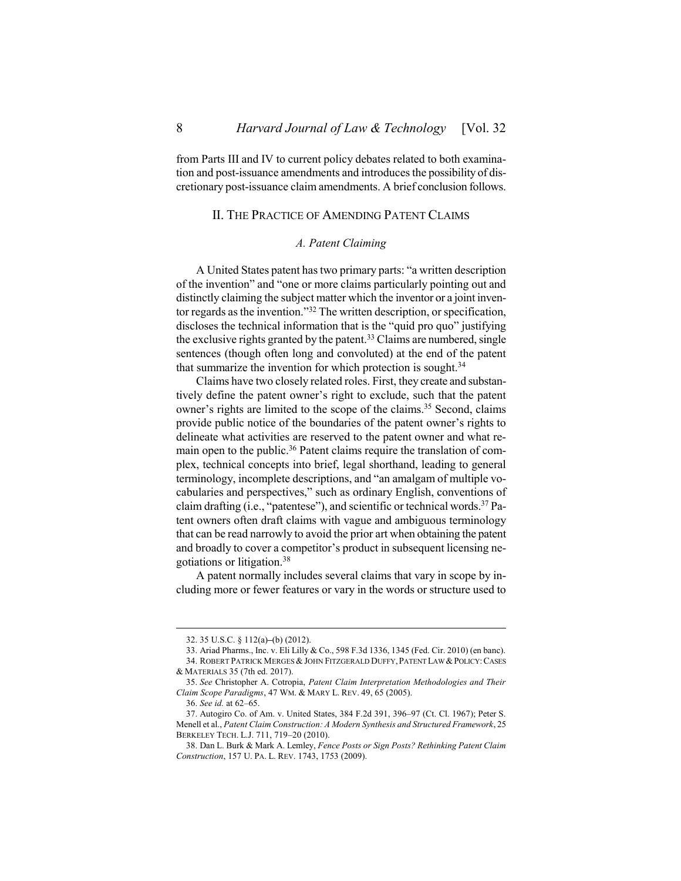from Parts III and IV to current policy debates related to both examination and post-issuance amendments and introduces the possibility of discretionary post-issuance claim amendments. A brief conclusion follows.

## II. The Practice of Amending Patent Claims

### *A. Patent Claiming*

A United States patent has two primary parts: "a written description of the invention" and "one or more claims particularly pointing out and distinctly claiming the subject matter which the inventor or a joint inventor regards as the invention."[32] The written description, or specification, discloses the technical information that is the "quid pro quo" justifying the exclusive rights granted by the patent.[33] Claims are numbered, single sentences (though often long and convoluted) at the end of the patent that summarize the invention for which protection is sought.[34]

Claims have two closely related roles. First, they create and substantively define the patent owner's right to exclude, such that the patent owner's rights are limited to the scope of the claims.[35] Second, claims provide public notice of the boundaries of the patent owner's rights to delineate what activities are reserved to the patent owner and what remain open to the public.[36] Patent claims require the translation of complex, technical concepts into brief, legal shorthand, leading to general terminology, incomplete descriptions, and "an amalgam of multiple vocabularies and perspectives," such as ordinary English, conventions of claim drafting (i.e., "patentese"), and scientific or technical words.[37] Patent owners often draft claims with vague and ambiguous terminology that can be read narrowly to avoid the prior art when obtaining the patent and broadly to cover a competitor's product in subsequent licensing negotiations or litigation.[38]

A patent normally includes several claims that vary in scope by including more or fewer features or vary in the words or structure used to

---

32. 35 U.S.C. § 112(a)–(b) (2012).

33. Ariad Pharms., Inc. v. Eli Lilly & Co., 598 F.3d 1336, 1345 (Fed. Cir. 2010) (en banc).

34. Robert Patrick Merges & John Fitzgerald Duffy, Patent Law & Policy: Cases & Materials 35 (7th ed. 2017).

35. *See* Christopher A. Cotropia, *Patent Claim Interpretation Methodologies and Their Claim Scope Paradigms*, 47 Wm. & Mary L. Rev. 49, 65 (2005).

36. *See id.* at 62–65.

37. Autogiro Co. of Am. v. United States, 384 F.2d 391, 396–97 (Ct. Cl. 1967); Peter S. Menell et al., *Patent Claim Construction: A Modern Synthesis and Structured Framework*, 25 Berkeley Tech. L.J. 711, 719–20 (2010).

38. Dan L. Burk & Mark A. Lemley, *Fence Posts or Sign Posts? Rethinking Patent Claim Construction*, 157 U. Pa. L. Rev. 1743, 1753 (2009).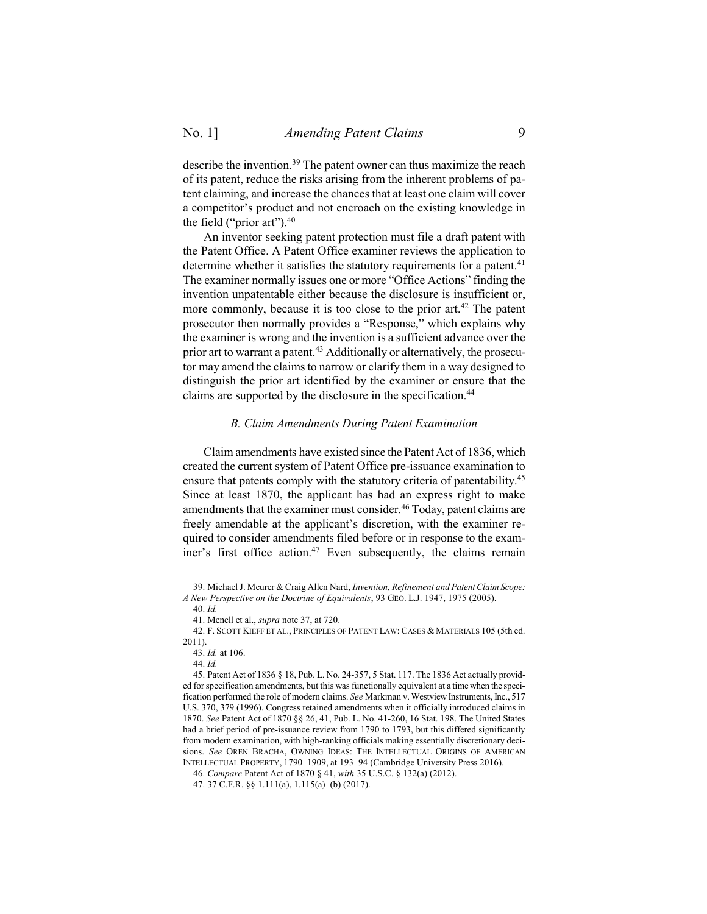describe the invention.[39] The patent owner can thus maximize the reach of its patent, reduce the risks arising from the inherent problems of patent claiming, and increase the chances that at least one claim will cover a competitor's product and not encroach on the existing knowledge in the field ("prior art").[40]

An inventor seeking patent protection must file a draft patent with the Patent Office. A Patent Office examiner reviews the application to determine whether it satisfies the statutory requirements for a patent.[41] The examiner normally issues one or more "Office Actions" finding the invention unpatentable either because the disclosure is insufficient or, more commonly, because it is too close to the prior art.[42] The patent prosecutor then normally provides a "Response," which explains why the examiner is wrong and the invention is a sufficient advance over the prior art to warrant a patent.[43] Additionally or alternatively, the prosecutor may amend the claims to narrow or clarify them in a way designed to distinguish the prior art identified by the examiner or ensure that the claims are supported by the disclosure in the specification.[44]

### *B. Claim Amendments During Patent Examination*

Claim amendments have existed since the Patent Act of 1836, which created the current system of Patent Office pre-issuance examination to ensure that patents comply with the statutory criteria of patentability.[45] Since at least 1870, the applicant has had an express right to make amendments that the examiner must consider.[46] Today, patent claims are freely amendable at the applicant's discretion, with the examiner required to consider amendments filed before or in response to the examiner's first office action.[47] Even subsequently, the claims remain

---

39. Michael J. Meurer & Craig Allen Nard, *Invention, Refinement and Patent Claim Scope: A New Perspective on the Doctrine of Equivalents*, 93 GEO. L.J. 1947, 1975 (2005).

40. *Id.*

41. Menell et al., *supra* note 37, at 720.

42. F. SCOTT KIEFF ET AL., PRINCIPLES OF PATENT LAW: CASES & MATERIALS 105 (5th ed. 2011).

43. *Id.* at 106.

44. *Id.*

45. Patent Act of 1836 § 18, Pub. L. No. 24-357, 5 Stat. 117. The 1836 Act actually provided for specification amendments, but this was functionally equivalent at a time when the specification performed the role of modern claims. *See* Markman v. Westview Instruments, Inc., 517 U.S. 370, 379 (1996). Congress retained amendments when it officially introduced claims in 1870. *See* Patent Act of 1870 §§ 26, 41, Pub. L. No. 41-260, 16 Stat. 198. The United States had a brief period of pre-issuance review from 1790 to 1793, but this differed significantly from modern examination, with high-ranking officials making essentially discretionary decisions. *See* OREN BRACHA, OWNING IDEAS: THE INTELLECTUAL ORIGINS OF AMERICAN INTELLECTUAL PROPERTY, 1790–1909, at 193–94 (Cambridge University Press 2016).

46. *Compare* Patent Act of 1870 § 41, *with* 35 U.S.C. § 132(a) (2012).

47. 37 C.F.R. §§ 1.111(a), 1.115(a)–(b) (2017).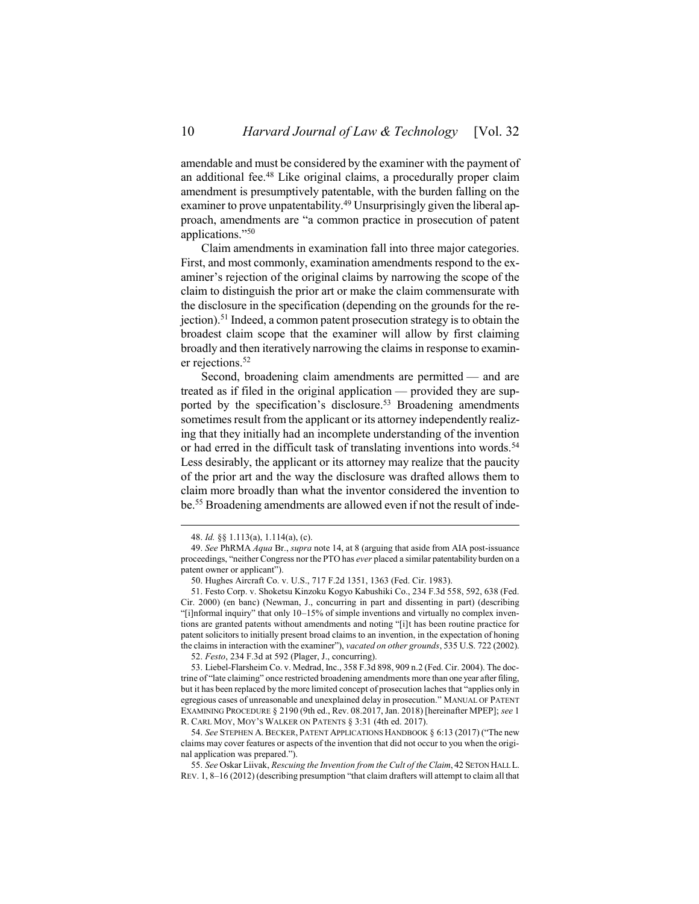amendable and must be considered by the examiner with the payment of an additional fee.[48] Like original claims, a procedurally proper claim amendment is presumptively patentable, with the burden falling on the examiner to prove unpatentability.[49] Unsurprisingly given the liberal approach, amendments are "a common practice in prosecution of patent applications."[50]

Claim amendments in examination fall into three major categories. First, and most commonly, examination amendments respond to the examiner's rejection of the original claims by narrowing the scope of the claim to distinguish the prior art or make the claim commensurate with the disclosure in the specification (depending on the grounds for the rejection).[51] Indeed, a common patent prosecution strategy is to obtain the broadest claim scope that the examiner will allow by first claiming broadly and then iteratively narrowing the claims in response to examiner rejections.[52]

Second, broadening claim amendments are permitted — and are treated as if filed in the original application — provided they are supported by the specification's disclosure.[53] Broadening amendments sometimes result from the applicant or its attorney independently realizing that they initially had an incomplete understanding of the invention or had erred in the difficult task of translating inventions into words.[54] Less desirably, the applicant or its attorney may realize that the paucity of the prior art and the way the disclosure was drafted allows them to claim more broadly than what the inventor considered the invention to be.[55] Broadening amendments are allowed even if not the result of inde-

---

48. *Id.* §§ 1.113(a), 1.114(a), (c).

49. *See* PhRMA *Aqua* Br., *supra* note 14, at 8 (arguing that aside from AIA post-issuance proceedings, "neither Congress nor the PTO has *ever* placed a similar patentability burden on a patent owner or applicant").

50. Hughes Aircraft Co. v. U.S., 717 F.2d 1351, 1363 (Fed. Cir. 1983).

51. Festo Corp. v. Shoketsu Kinzoku Kogyo Kabushiki Co., 234 F.3d 558, 592, 638 (Fed. Cir. 2000) (en banc) (Newman, J., concurring in part and dissenting in part) (describing "[i]nformal inquiry" that only 10–15% of simple inventions and virtually no complex inventions are granted patents without amendments and noting "[i]t has been routine practice for patent solicitors to initially present broad claims to an invention, in the expectation of honing the claims in interaction with the examiner"), *vacated on other grounds*, 535 U.S. 722 (2002).

52. *Festo*, 234 F.3d at 592 (Plager, J., concurring).

53. Liebel-Flarsheim Co. v. Medrad, Inc., 358 F.3d 898, 909 n.2 (Fed. Cir. 2004). The doctrine of "late claiming" once restricted broadening amendments more than one year after filing, but it has been replaced by the more limited concept of prosecution laches that "applies only in egregious cases of unreasonable and unexplained delay in prosecution." MANUAL OF PATENT EXAMINING PROCEDURE § 2190 (9th ed., Rev. 08.2017, Jan. 2018) [hereinafter MPEP]; *see* 1 R. CARL MOY, MOY'S WALKER ON PATENTS § 3:31 (4th ed. 2017).

54. *See* STEPHEN A. BECKER, PATENT APPLICATIONS HANDBOOK § 6:13 (2017) ("The new claims may cover features or aspects of the invention that did not occur to you when the original application was prepared.").

55. *See* Oskar Liivak, *Rescuing the Invention from the Cult of the Claim*, 42 SETON HALL L. REV. 1, 8–16 (2012) (describing presumption "that claim drafters will attempt to claim all that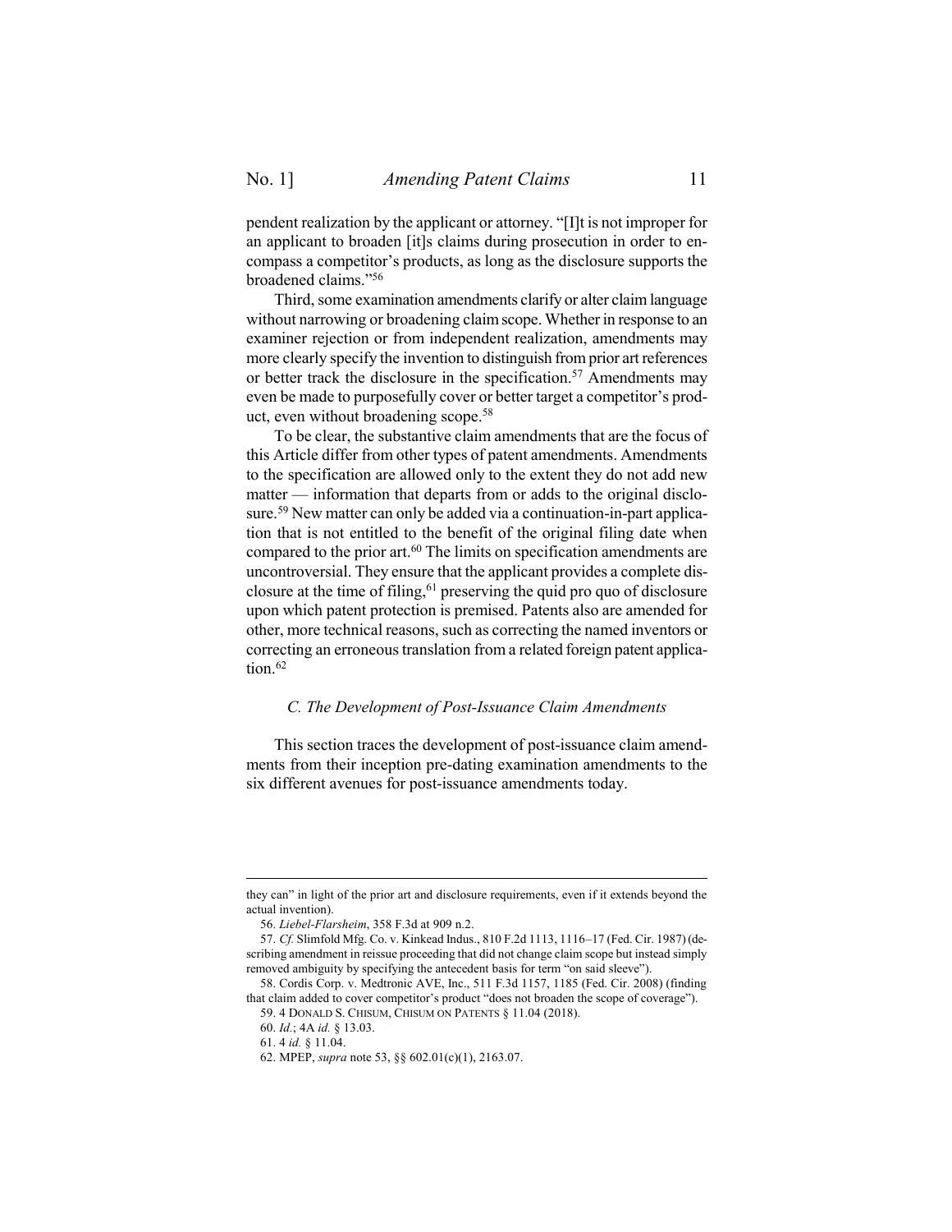pendent realization by the applicant or attorney. "[I]t is not improper for an applicant to broaden [it]s claims during prosecution in order to encompass a competitor's products, as long as the disclosure supports the broadened claims."[56]

Third, some examination amendments clarify or alter claim language without narrowing or broadening claim scope. Whether in response to an examiner rejection or from independent realization, amendments may more clearly specify the invention to distinguish from prior art references or better track the disclosure in the specification.[57] Amendments may even be made to purposefully cover or better target a competitor's product, even without broadening scope.[58]

To be clear, the substantive claim amendments that are the focus of this Article differ from other types of patent amendments. Amendments to the specification are allowed only to the extent they do not add new matter — information that departs from or adds to the original disclosure.[59] New matter can only be added via a continuation-in-part application that is not entitled to the benefit of the original filing date when compared to the prior art.[60] The limits on specification amendments are uncontroversial. They ensure that the applicant provides a complete disclosure at the time of filing,[61] preserving the quid pro quo of disclosure upon which patent protection is premised. Patents also are amended for other, more technical reasons, such as correcting the named inventors or correcting an erroneous translation from a related foreign patent application.[62]

### *C. The Development of Post-Issuance Claim Amendments*

This section traces the development of post-issuance claim amendments from their inception pre-dating examination amendments to the six different avenues for post-issuance amendments today.

---

they can" in light of the prior art and disclosure requirements, even if it extends beyond the actual invention).

56. *Liebel-Flarsheim*, 358 F.3d at 909 n.2.

57. *Cf.* Slimfold Mfg. Co. v. Kinkead Indus., 810 F.2d 1113, 1116–17 (Fed. Cir. 1987) (describing amendment in reissue proceeding that did not change claim scope but instead simply removed ambiguity by specifying the antecedent basis for term "on said sleeve").

58. Cordis Corp. v. Medtronic AVE, Inc., 511 F.3d 1157, 1185 (Fed. Cir. 2008) (finding that claim added to cover competitor's product "does not broaden the scope of coverage").

59. 4 DONALD S. CHISUM, CHISUM ON PATENTS § 11.04 (2018).

60. *Id.*; 4A *id.* § 13.03.

61. 4 *id.* § 11.04.

62. MPEP, *supra* note 53, §§ 602.01(c)(1), 2163.07.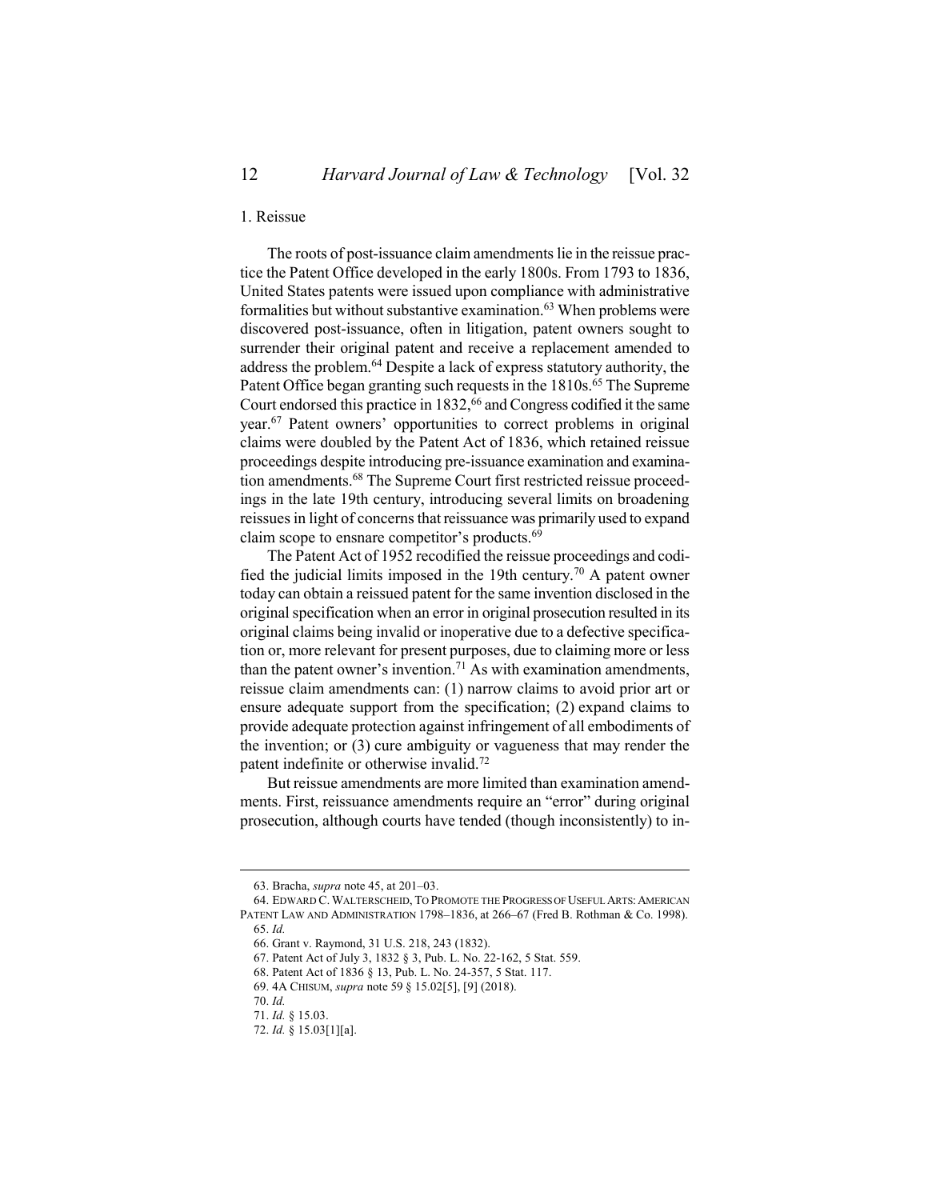### 1. Reissue

The roots of post-issuance claim amendments lie in the reissue practice the Patent Office developed in the early 1800s. From 1793 to 1836, United States patents were issued upon compliance with administrative formalities but without substantive examination.[63] When problems were discovered post-issuance, often in litigation, patent owners sought to surrender their original patent and receive a replacement amended to address the problem.[64] Despite a lack of express statutory authority, the Patent Office began granting such requests in the 1810s.[65] The Supreme Court endorsed this practice in 1832,[66] and Congress codified it the same year.[67] Patent owners' opportunities to correct problems in original claims were doubled by the Patent Act of 1836, which retained reissue proceedings despite introducing pre-issuance examination and examination amendments.[68] The Supreme Court first restricted reissue proceedings in the late 19th century, introducing several limits on broadening reissues in light of concerns that reissuance was primarily used to expand claim scope to ensnare competitor's products.[69]

The Patent Act of 1952 recodified the reissue proceedings and codified the judicial limits imposed in the 19th century.[70] A patent owner today can obtain a reissued patent for the same invention disclosed in the original specification when an error in original prosecution resulted in its original claims being invalid or inoperative due to a defective specification or, more relevant for present purposes, due to claiming more or less than the patent owner's invention.[71] As with examination amendments, reissue claim amendments can: (1) narrow claims to avoid prior art or ensure adequate support from the specification; (2) expand claims to provide adequate protection against infringement of all embodiments of the invention; or (3) cure ambiguity or vagueness that may render the patent indefinite or otherwise invalid.[72]

But reissue amendments are more limited than examination amendments. First, reissuance amendments require an "error" during original prosecution, although courts have tended (though inconsistently) to in-

---

63. Bracha, *supra* note 45, at 201–03.

64. EDWARD C. WALTERSCHEID, TO PROMOTE THE PROGRESS OF USEFUL ARTS: AMERICAN PATENT LAW AND ADMINISTRATION 1798–1836, at 266–67 (Fred B. Rothman & Co. 1998).

65. *Id.*

66. Grant v. Raymond, 31 U.S. 218, 243 (1832).

67. Patent Act of July 3, 1832 § 3, Pub. L. No. 22-162, 5 Stat. 559.

68. Patent Act of 1836 § 13, Pub. L. No. 24-357, 5 Stat. 117.

69. 4A CHISUM, *supra* note 59 § 15.02[5], [9] (2018).

70. *Id.*

71. *Id.* § 15.03.

72. *Id.* § 15.03[1][a].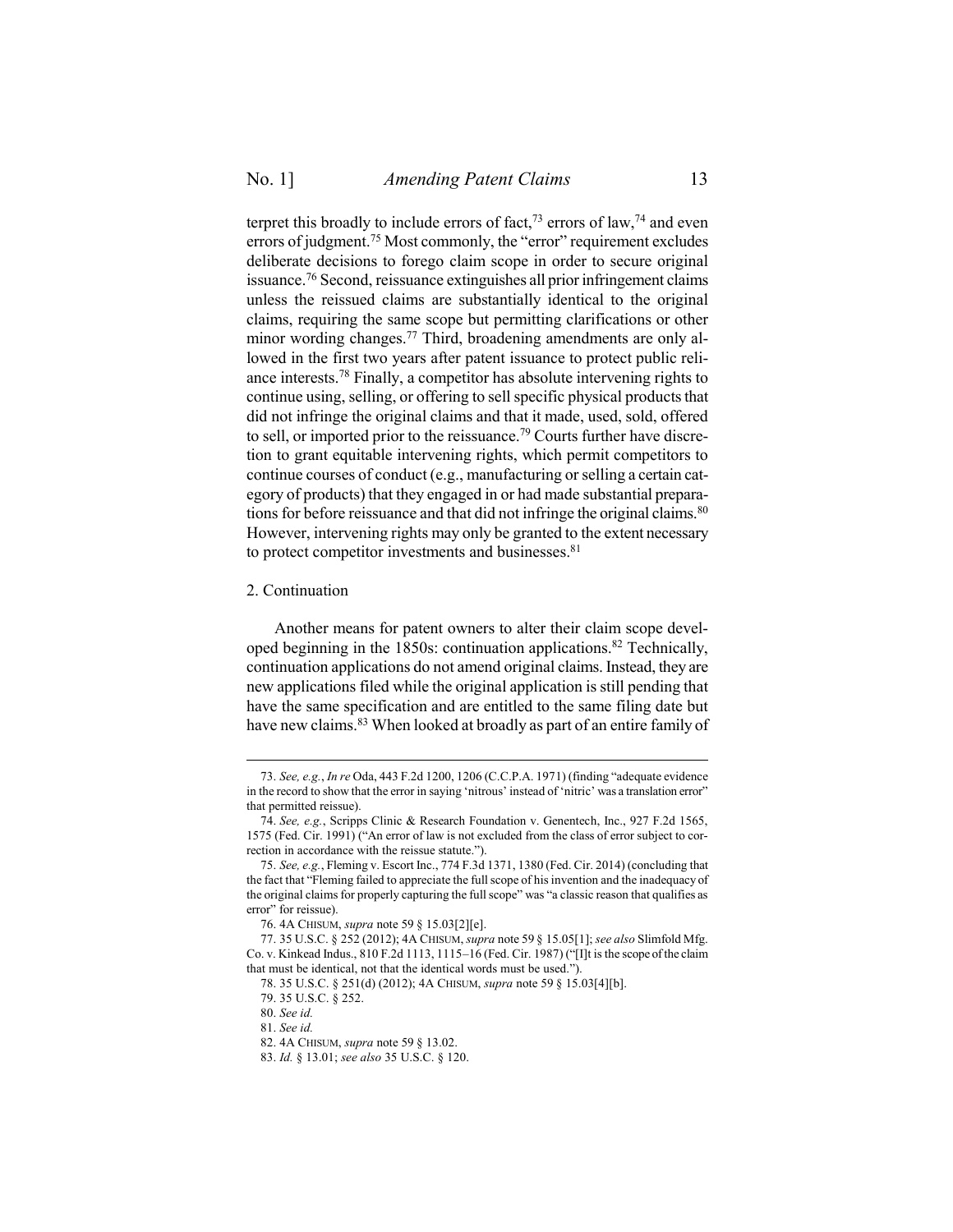terpret this broadly to include errors of fact,[73] errors of law,[74] and even errors of judgment.[75] Most commonly, the "error" requirement excludes deliberate decisions to forego claim scope in order to secure original issuance.[76] Second, reissuance extinguishes all prior infringement claims unless the reissued claims are substantially identical to the original claims, requiring the same scope but permitting clarifications or other minor wording changes.[77] Third, broadening amendments are only allowed in the first two years after patent issuance to protect public reliance interests.[78] Finally, a competitor has absolute intervening rights to continue using, selling, or offering to sell specific physical products that did not infringe the original claims and that it made, used, sold, offered to sell, or imported prior to the reissuance.[79] Courts further have discretion to grant equitable intervening rights, which permit competitors to continue courses of conduct (e.g., manufacturing or selling a certain category of products) that they engaged in or had made substantial preparations for before reissuance and that did not infringe the original claims.[80] However, intervening rights may only be granted to the extent necessary to protect competitor investments and businesses.[81]

2. Continuation

Another means for patent owners to alter their claim scope developed beginning in the 1850s: continuation applications.[82] Technically, continuation applications do not amend original claims. Instead, they are new applications filed while the original application is still pending that have the same specification and are entitled to the same filing date but have new claims.[83] When looked at broadly as part of an entire family of

---

73. *See, e.g.*, *In re* Oda, 443 F.2d 1200, 1206 (C.C.P.A. 1971) (finding "adequate evidence in the record to show that the error in saying 'nitrous' instead of 'nitric' was a translation error" that permitted reissue).

74. *See, e.g.*, Scripps Clinic & Research Foundation v. Genentech, Inc., 927 F.2d 1565, 1575 (Fed. Cir. 1991) ("An error of law is not excluded from the class of error subject to correction in accordance with the reissue statute.").

75. *See, e.g.*, Fleming v. Escort Inc., 774 F.3d 1371, 1380 (Fed. Cir. 2014) (concluding that the fact that "Fleming failed to appreciate the full scope of his invention and the inadequacy of the original claims for properly capturing the full scope" was "a classic reason that qualifies as error" for reissue).

76. 4A CHISUM, *supra* note 59 § 15.03[2][e].

77. 35 U.S.C. § 252 (2012); 4A CHISUM, *supra* note 59 § 15.05[1]; *see also* Slimfold Mfg. Co. v. Kinkead Indus., 810 F.2d 1113, 1115–16 (Fed. Cir. 1987) ("[I]t is the scope of the claim that must be identical, not that the identical words must be used.").

78. 35 U.S.C. § 251(d) (2012); 4A CHISUM, *supra* note 59 § 15.03[4][b].

79. 35 U.S.C. § 252.

80. *See id.*

81. *See id.*

82. 4A CHISUM, *supra* note 59 § 13.02.

83. *Id.* § 13.01; *see also* 35 U.S.C. § 120.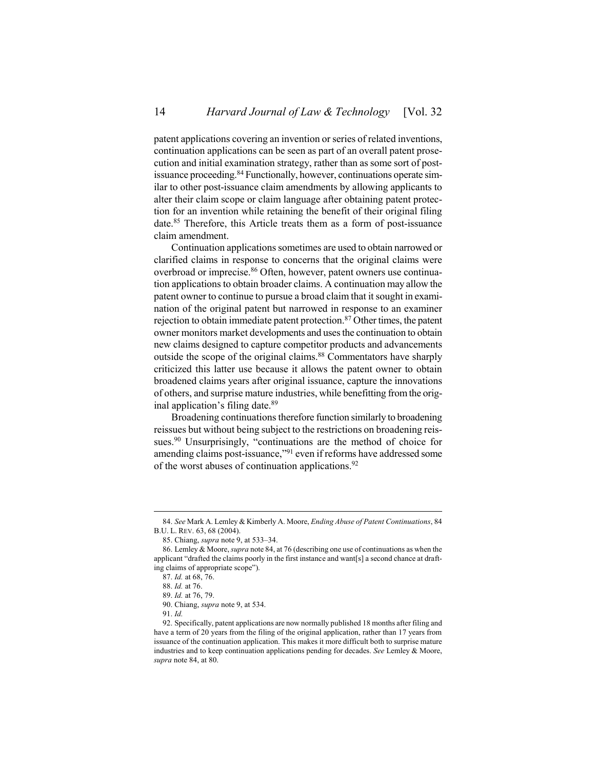patent applications covering an invention or series of related inventions, continuation applications can be seen as part of an overall patent prosecution and initial examination strategy, rather than as some sort of post-issuance proceeding.[84] Functionally, however, continuations operate similar to other post-issuance claim amendments by allowing applicants to alter their claim scope or claim language after obtaining patent protection for an invention while retaining the benefit of their original filing date.[85] Therefore, this Article treats them as a form of post-issuance claim amendment.

Continuation applications sometimes are used to obtain narrowed or clarified claims in response to concerns that the original claims were overbroad or imprecise.[86] Often, however, patent owners use continuation applications to obtain broader claims. A continuation may allow the patent owner to continue to pursue a broad claim that it sought in examination of the original patent but narrowed in response to an examiner rejection to obtain immediate patent protection.[87] Other times, the patent owner monitors market developments and uses the continuation to obtain new claims designed to capture competitor products and advancements outside the scope of the original claims.[88] Commentators have sharply criticized this latter use because it allows the patent owner to obtain broadened claims years after original issuance, capture the innovations of others, and surprise mature industries, while benefitting from the original application's filing date.[89]

Broadening continuations therefore function similarly to broadening reissues but without being subject to the restrictions on broadening reissues.[90] Unsurprisingly, "continuations are the method of choice for amending claims post-issuance,"[91] even if reforms have addressed some of the worst abuses of continuation applications.[92]

---

84. *See* Mark A. Lemley & Kimberly A. Moore, *Ending Abuse of Patent Continuations*, 84 B.U. L. REV. 63, 68 (2004).

85. Chiang, *supra* note 9, at 533–34.

86. Lemley & Moore, *supra* note 84, at 76 (describing one use of continuations as when the applicant "drafted the claims poorly in the first instance and want[s] a second chance at drafting claims of appropriate scope").

87. *Id.* at 68, 76.

88. *Id.* at 76.

89. *Id.* at 76, 79.

90. Chiang, *supra* note 9, at 534.

91. *Id.*

92. Specifically, patent applications are now normally published 18 months after filing and have a term of 20 years from the filing of the original application, rather than 17 years from issuance of the continuation application. This makes it more difficult both to surprise mature industries and to keep continuation applications pending for decades. *See* Lemley & Moore, *supra* note 84, at 80.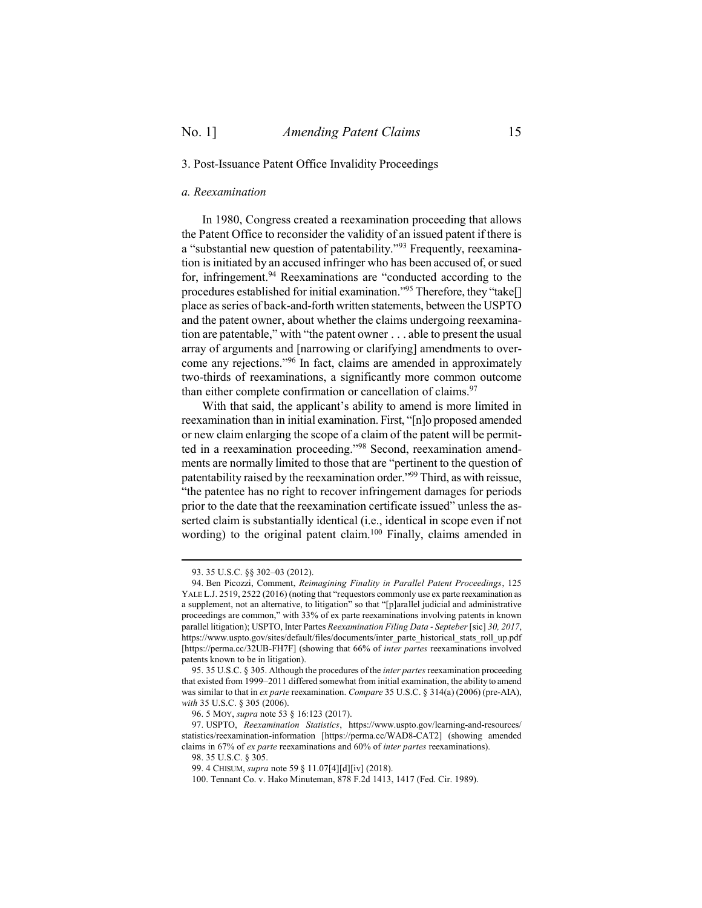### 3. Post-Issuance Patent Office Invalidity Proceedings

#### *a. Reexamination*

In 1980, Congress created a reexamination proceeding that allows the Patent Office to reconsider the validity of an issued patent if there is a "substantial new question of patentability."[93] Frequently, reexamination is initiated by an accused infringer who has been accused of, or sued for, infringement.[94] Reexaminations are "conducted according to the procedures established for initial examination."[95] Therefore, they "take[] place as series of back-and-forth written statements, between the USPTO and the patent owner, about whether the claims undergoing reexamination are patentable," with "the patent owner . . . able to present the usual array of arguments and [narrowing or clarifying] amendments to overcome any rejections."[96] In fact, claims are amended in approximately two-thirds of reexaminations, a significantly more common outcome than either complete confirmation or cancellation of claims.[97]

With that said, the applicant's ability to amend is more limited in reexamination than in initial examination. First, "[n]o proposed amended or new claim enlarging the scope of a claim of the patent will be permitted in a reexamination proceeding."[98] Second, reexamination amendments are normally limited to those that are "pertinent to the question of patentability raised by the reexamination order."[99] Third, as with reissue, "the patentee has no right to recover infringement damages for periods prior to the date that the reexamination certificate issued" unless the asserted claim is substantially identical (i.e., identical in scope even if not wording) to the original patent claim.[100] Finally, claims amended in

---

93. 35 U.S.C. §§ 302–03 (2012).

94. Ben Picozzi, Comment, *Reimagining Finality in Parallel Patent Proceedings*, 125 YALE L.J. 2519, 2522 (2016) (noting that "requestors commonly use ex parte reexamination as a supplement, not an alternative, to litigation" so that "[p]arallel judicial and administrative proceedings are common," with 33% of ex parte reexaminations involving patents in known parallel litigation); USPTO, Inter Partes *Reexamination Filing Data - Septeber* [sic] *30, 2017*, https://www.uspto.gov/sites/default/files/documents/inter_parte_historical_stats_roll_up.pdf [https://perma.cc/32UB-FH7F] (showing that 66% of *inter partes* reexaminations involved patents known to be in litigation).

95. 35 U.S.C. § 305. Although the procedures of the *inter partes* reexamination proceeding that existed from 1999–2011 differed somewhat from initial examination, the ability to amend was similar to that in *ex parte* reexamination. *Compare* 35 U.S.C. § 314(a) (2006) (pre-AIA), *with* 35 U.S.C. § 305 (2006).

96. 5 MOY, *supra* note 53 § 16:123 (2017).

97. USPTO, *Reexamination Statistics*, https://www.uspto.gov/learning-and-resources/statistics/reexamination-information [https://perma.cc/WAD8-CAT2] (showing amended claims in 67% of *ex parte* reexaminations and 60% of *inter partes* reexaminations).

98. 35 U.S.C. § 305.

99. 4 CHISUM, *supra* note 59 § 11.07[4][d][iv] (2018).

100. Tennant Co. v. Hako Minuteman, 878 F.2d 1413, 1417 (Fed. Cir. 1989).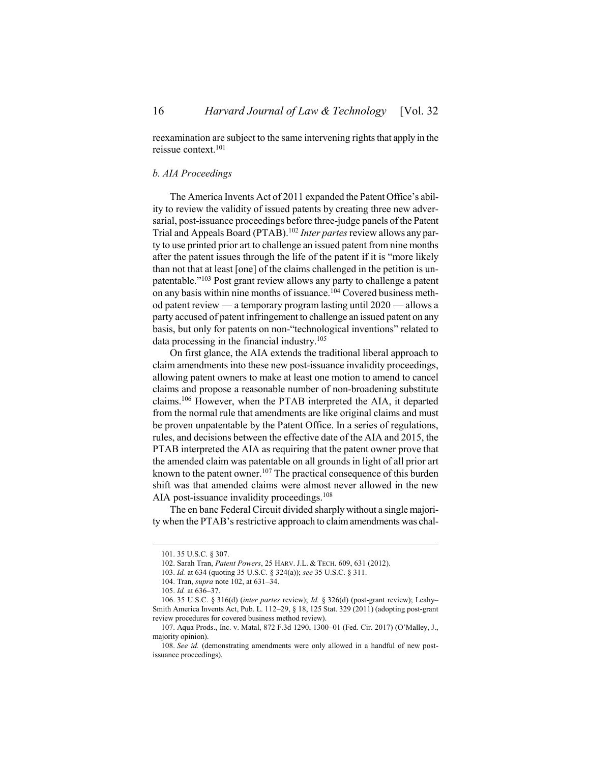reexamination are subject to the same intervening rights that apply in the reissue context.[101]

### *b. AIA Proceedings*

The America Invents Act of 2011 expanded the Patent Office's ability to review the validity of issued patents by creating three new adversarial, post-issuance proceedings before three-judge panels of the Patent Trial and Appeals Board (PTAB).[102] *Inter partes* review allows any party to use printed prior art to challenge an issued patent from nine months after the patent issues through the life of the patent if it is "more likely than not that at least [one] of the claims challenged in the petition is unpatentable."[103] Post grant review allows any party to challenge a patent on any basis within nine months of issuance.[104] Covered business method patent review — a temporary program lasting until 2020 — allows a party accused of patent infringement to challenge an issued patent on any basis, but only for patents on non-"technological inventions" related to data processing in the financial industry.[105]

On first glance, the AIA extends the traditional liberal approach to claim amendments into these new post-issuance invalidity proceedings, allowing patent owners to make at least one motion to amend to cancel claims and propose a reasonable number of non-broadening substitute claims.[106] However, when the PTAB interpreted the AIA, it departed from the normal rule that amendments are like original claims and must be proven unpatentable by the Patent Office. In a series of regulations, rules, and decisions between the effective date of the AIA and 2015, the PTAB interpreted the AIA as requiring that the patent owner prove that the amended claim was patentable on all grounds in light of all prior art known to the patent owner.[107] The practical consequence of this burden shift was that amended claims were almost never allowed in the new AIA post-issuance invalidity proceedings.[108]

The en banc Federal Circuit divided sharply without a single majority when the PTAB's restrictive approach to claim amendments was chal-

---

101. 35 U.S.C. § 307.

102. Sarah Tran, *Patent Powers*, 25 HARV. J.L. & TECH. 609, 631 (2012).

103. *Id.* at 634 (quoting 35 U.S.C. § 324(a)); *see* 35 U.S.C. § 311.

104. Tran, *supra* note 102, at 631–34.

105. *Id.* at 636–37.

106. 35 U.S.C. § 316(d) (*inter partes* review); *Id.* § 326(d) (post-grant review); Leahy–Smith America Invents Act, Pub. L. 112–29, § 18, 125 Stat. 329 (2011) (adopting post-grant review procedures for covered business method review).

107. Aqua Prods., Inc. v. Matal, 872 F.3d 1290, 1300–01 (Fed. Cir. 2017) (O'Malley, J., majority opinion).

108. *See id.* (demonstrating amendments were only allowed in a handful of new post-issuance proceedings).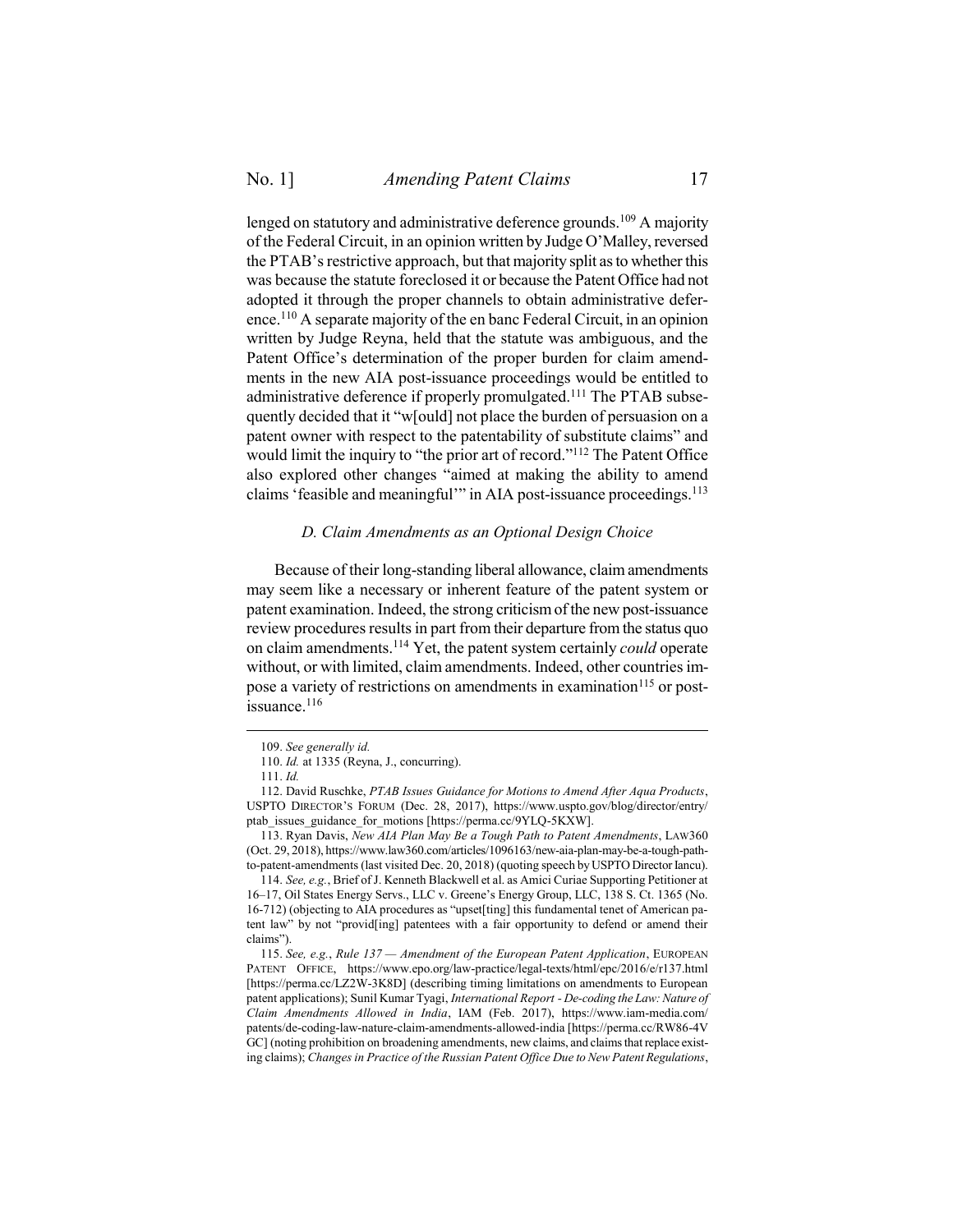lenged on statutory and administrative deference grounds.[109] A majority of the Federal Circuit, in an opinion written by Judge O'Malley, reversed the PTAB's restrictive approach, but that majority split as to whether this was because the statute foreclosed it or because the Patent Office had not adopted it through the proper channels to obtain administrative deference.[110] A separate majority of the en banc Federal Circuit, in an opinion written by Judge Reyna, held that the statute was ambiguous, and the Patent Office's determination of the proper burden for claim amendments in the new AIA post-issuance proceedings would be entitled to administrative deference if properly promulgated.[111] The PTAB subsequently decided that it "w[ould] not place the burden of persuasion on a patent owner with respect to the patentability of substitute claims" and would limit the inquiry to "the prior art of record."[112] The Patent Office also explored other changes "aimed at making the ability to amend claims 'feasible and meaningful'" in AIA post-issuance proceedings.[113]

### *D. Claim Amendments as an Optional Design Choice*

Because of their long-standing liberal allowance, claim amendments may seem like a necessary or inherent feature of the patent system or patent examination. Indeed, the strong criticism of the new post-issuance review procedures results in part from their departure from the status quo on claim amendments.[114] Yet, the patent system certainly *could* operate without, or with limited, claim amendments. Indeed, other countries impose a variety of restrictions on amendments in examination[115] or post-issuance.[116]

---

109. *See generally id.*

110. *Id.* at 1335 (Reyna, J., concurring).

111. *Id.*

112. David Ruschke, *PTAB Issues Guidance for Motions to Amend After Aqua Products*, USPTO DIRECTOR'S FORUM (Dec. 28, 2017), https://www.uspto.gov/blog/director/entry/ptab_issues_guidance_for_motions [https://perma.cc/9YLQ-5KXW].

113. Ryan Davis, *New AIA Plan May Be a Tough Path to Patent Amendments*, LAW360 (Oct. 29, 2018), https://www.law360.com/articles/1096163/new-aia-plan-may-be-a-tough-path-to-patent-amendments (last visited Dec. 20, 2018) (quoting speech by USPTO Director Iancu).

114. *See, e.g.*, Brief of J. Kenneth Blackwell et al. as Amici Curiae Supporting Petitioner at 16–17, Oil States Energy Servs., LLC v. Greene's Energy Group, LLC, 138 S. Ct. 1365 (No. 16-712) (objecting to AIA procedures as "upset[ting] this fundamental tenet of American patent law" by not "provid[ing] patentees with a fair opportunity to defend or amend their claims").

115. *See, e.g.*, *Rule 137 — Amendment of the European Patent Application*, EUROPEAN PATENT OFFICE, https://www.epo.org/law-practice/legal-texts/html/epc/2016/e/r137.html [https://perma.cc/LZ2W-3K8D] (describing timing limitations on amendments to European patent applications); Sunil Kumar Tyagi, *International Report - De-coding the Law: Nature of Claim Amendments Allowed in India*, IAM (Feb. 2017), https://www.iam-media.com/patents/de-coding-law-nature-claim-amendments-allowed-india [https://perma.cc/RW86-4VGC] (noting prohibition on broadening amendments, new claims, and claims that replace existing claims); *Changes in Practice of the Russian Patent Office Due to New Patent Regulations*,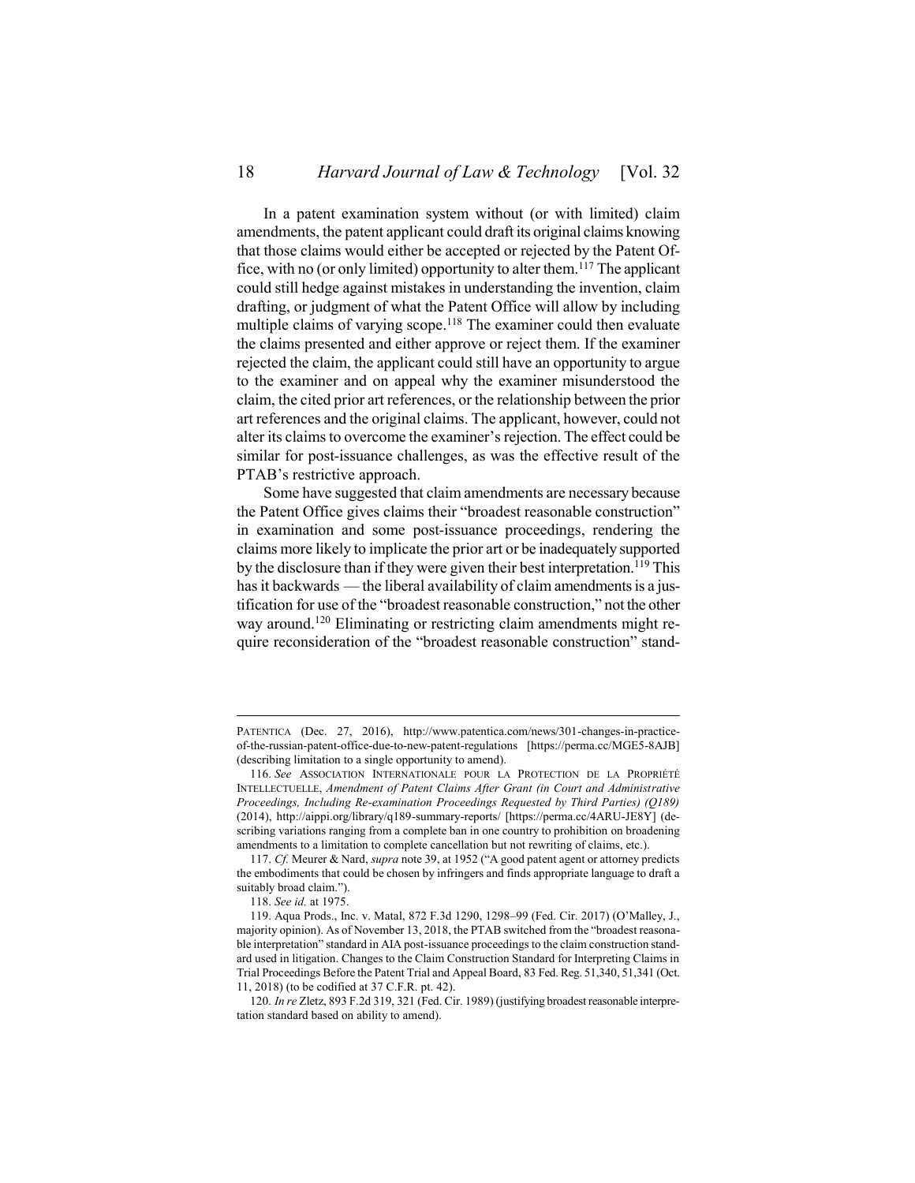In a patent examination system without (or with limited) claim amendments, the patent applicant could draft its original claims knowing that those claims would either be accepted or rejected by the Patent Office, with no (or only limited) opportunity to alter them.[117] The applicant could still hedge against mistakes in understanding the invention, claim drafting, or judgment of what the Patent Office will allow by including multiple claims of varying scope.[118] The examiner could then evaluate the claims presented and either approve or reject them. If the examiner rejected the claim, the applicant could still have an opportunity to argue to the examiner and on appeal why the examiner misunderstood the claim, the cited prior art references, or the relationship between the prior art references and the original claims. The applicant, however, could not alter its claims to overcome the examiner's rejection. The effect could be similar for post-issuance challenges, as was the effective result of the PTAB's restrictive approach.

Some have suggested that claim amendments are necessary because the Patent Office gives claims their "broadest reasonable construction" in examination and some post-issuance proceedings, rendering the claims more likely to implicate the prior art or be inadequately supported by the disclosure than if they were given their best interpretation.[119] This has it backwards — the liberal availability of claim amendments is a justification for use of the "broadest reasonable construction," not the other way around.[120] Eliminating or restricting claim amendments might require reconsideration of the "broadest reasonable construction" stand-

---

PATENTICA (Dec. 27, 2016), http://www.patentica.com/news/301-changes-in-practice-of-the-russian-patent-office-due-to-new-patent-regulations [https://perma.cc/MGE5-8AJB] (describing limitation to a single opportunity to amend).

116. *See* ASSOCIATION INTERNATIONALE POUR LA PROTECTION DE LA PROPRIÉTÉ INTELLECTUELLE, *Amendment of Patent Claims After Grant (in Court and Administrative Proceedings, Including Re-examination Proceedings Requested by Third Parties) (Q189)* (2014), http://aippi.org/library/q189-summary-reports/ [https://perma.cc/4ARU-JE8Y] (describing variations ranging from a complete ban in one country to prohibition on broadening amendments to a limitation to complete cancellation but not rewriting of claims, etc.).

117. *Cf.* Meurer & Nard, *supra* note 39, at 1952 ("A good patent agent or attorney predicts the embodiments that could be chosen by infringers and finds appropriate language to draft a suitably broad claim.").

118. *See id.* at 1975.

119. Aqua Prods., Inc. v. Matal, 872 F.3d 1290, 1298–99 (Fed. Cir. 2017) (O'Malley, J., majority opinion). As of November 13, 2018, the PTAB switched from the "broadest reasonable interpretation" standard in AIA post-issuance proceedings to the claim construction standard used in litigation. Changes to the Claim Construction Standard for Interpreting Claims in Trial Proceedings Before the Patent Trial and Appeal Board, 83 Fed. Reg. 51,340, 51,341 (Oct. 11, 2018) (to be codified at 37 C.F.R. pt. 42).

120. *In re* Zletz, 893 F.2d 319, 321 (Fed. Cir. 1989) (justifying broadest reasonable interpretation standard based on ability to amend).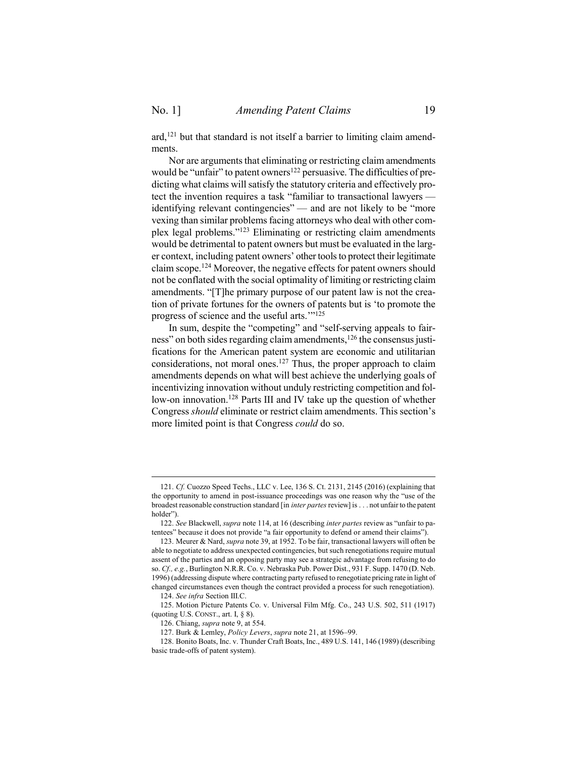ard,[121] but that standard is not itself a barrier to limiting claim amendments.

Nor are arguments that eliminating or restricting claim amendments would be "unfair" to patent owners[122] persuasive. The difficulties of predicting what claims will satisfy the statutory criteria and effectively protect the invention requires a task "familiar to transactional lawyers — identifying relevant contingencies" — and are not likely to be "more vexing than similar problems facing attorneys who deal with other complex legal problems."[123] Eliminating or restricting claim amendments would be detrimental to patent owners but must be evaluated in the larger context, including patent owners' other tools to protect their legitimate claim scope.[124] Moreover, the negative effects for patent owners should not be conflated with the social optimality of limiting or restricting claim amendments. "[T]he primary purpose of our patent law is not the creation of private fortunes for the owners of patents but is 'to promote the progress of science and the useful arts.'"[125]

In sum, despite the "competing" and "self-serving appeals to fairness" on both sides regarding claim amendments,[126] the consensus justifications for the American patent system are economic and utilitarian considerations, not moral ones.[127] Thus, the proper approach to claim amendments depends on what will best achieve the underlying goals of incentivizing innovation without unduly restricting competition and follow-on innovation.[128] Parts III and IV take up the question of whether Congress *should* eliminate or restrict claim amendments. This section's more limited point is that Congress *could* do so.

---

121. *Cf.* Cuozzo Speed Techs., LLC v. Lee, 136 S. Ct. 2131, 2145 (2016) (explaining that the opportunity to amend in post-issuance proceedings was one reason why the "use of the broadest reasonable construction standard [in *inter partes* review] is . . . not unfair to the patent holder").

122. *See* Blackwell, *supra* note 114, at 16 (describing *inter partes* review as "unfair to patentees" because it does not provide "a fair opportunity to defend or amend their claims").

123. Meurer & Nard, *supra* note 39, at 1952. To be fair, transactional lawyers will often be able to negotiate to address unexpected contingencies, but such renegotiations require mutual assent of the parties and an opposing party may see a strategic advantage from refusing to do so. *Cf., e.g.*, Burlington N.R.R. Co. v. Nebraska Pub. Power Dist., 931 F. Supp. 1470 (D. Neb. 1996) (addressing dispute where contracting party refused to renegotiate pricing rate in light of changed circumstances even though the contract provided a process for such renegotiation).

124. *See infra* Section III.C.

125. Motion Picture Patents Co. v. Universal Film Mfg. Co., 243 U.S. 502, 511 (1917) (quoting U.S. CONST., art. I, § 8).

126. Chiang, *supra* note 9, at 554.

127. Burk & Lemley, *Policy Levers*, *supra* note 21, at 1596–99.

128. Bonito Boats, Inc. v. Thunder Craft Boats, Inc., 489 U.S. 141, 146 (1989) (describing basic trade-offs of patent system).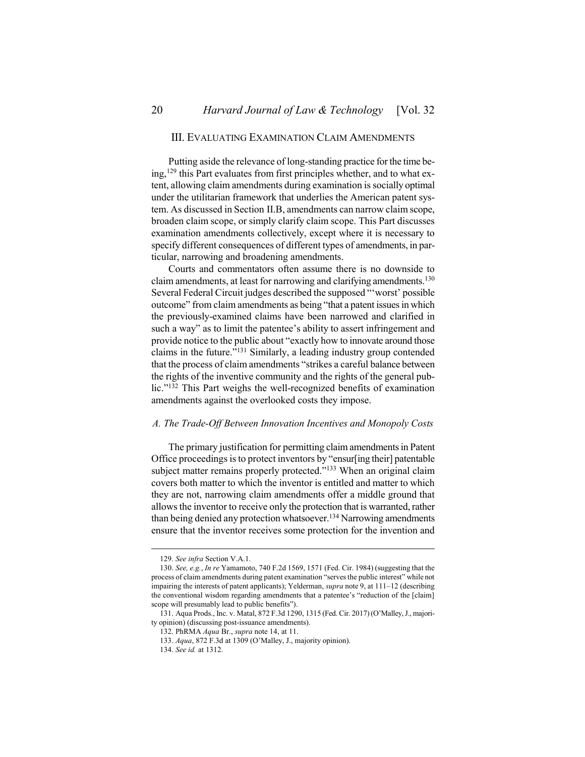## III. EVALUATING EXAMINATION CLAIM AMENDMENTS

Putting aside the relevance of long-standing practice for the time being,[129] this Part evaluates from first principles whether, and to what extent, allowing claim amendments during examination is socially optimal under the utilitarian framework that underlies the American patent system. As discussed in Section II.B, amendments can narrow claim scope, broaden claim scope, or simply clarify claim scope. This Part discusses examination amendments collectively, except where it is necessary to specify different consequences of different types of amendments, in particular, narrowing and broadening amendments.

Courts and commentators often assume there is no downside to claim amendments, at least for narrowing and clarifying amendments.[130] Several Federal Circuit judges described the supposed "'worst' possible outcome" from claim amendments as being "that a patent issues in which the previously-examined claims have been narrowed and clarified in such a way" as to limit the patentee's ability to assert infringement and provide notice to the public about "exactly how to innovate around those claims in the future."[131] Similarly, a leading industry group contended that the process of claim amendments "strikes a careful balance between the rights of the inventive community and the rights of the general public."[132] This Part weighs the well-recognized benefits of examination amendments against the overlooked costs they impose.

### *A. The Trade-Off Between Innovation Incentives and Monopoly Costs*

The primary justification for permitting claim amendments in Patent Office proceedings is to protect inventors by "ensur[ing their] patentable subject matter remains properly protected."[133] When an original claim covers both matter to which the inventor is entitled and matter to which they are not, narrowing claim amendments offer a middle ground that allows the inventor to receive only the protection that is warranted, rather than being denied any protection whatsoever.[134] Narrowing amendments ensure that the inventor receives some protection for the invention and

---

129. *See infra* Section V.A.1.

130. *See, e.g.*, *In re* Yamamoto, 740 F.2d 1569, 1571 (Fed. Cir. 1984) (suggesting that the process of claim amendments during patent examination "serves the public interest" while not impairing the interests of patent applicants); Yelderman, *supra* note 9, at 111–12 (describing the conventional wisdom regarding amendments that a patentee's "reduction of the [claim] scope will presumably lead to public benefits").

131. Aqua Prods., Inc. v. Matal, 872 F.3d 1290, 1315 (Fed. Cir. 2017) (O'Malley, J., majority opinion) (discussing post-issuance amendments).

132. PhRMA *Aqua* Br., *supra* note 14, at 11.

133. *Aqua*, 872 F.3d at 1309 (O'Malley, J., majority opinion).

134. *See id.* at 1312.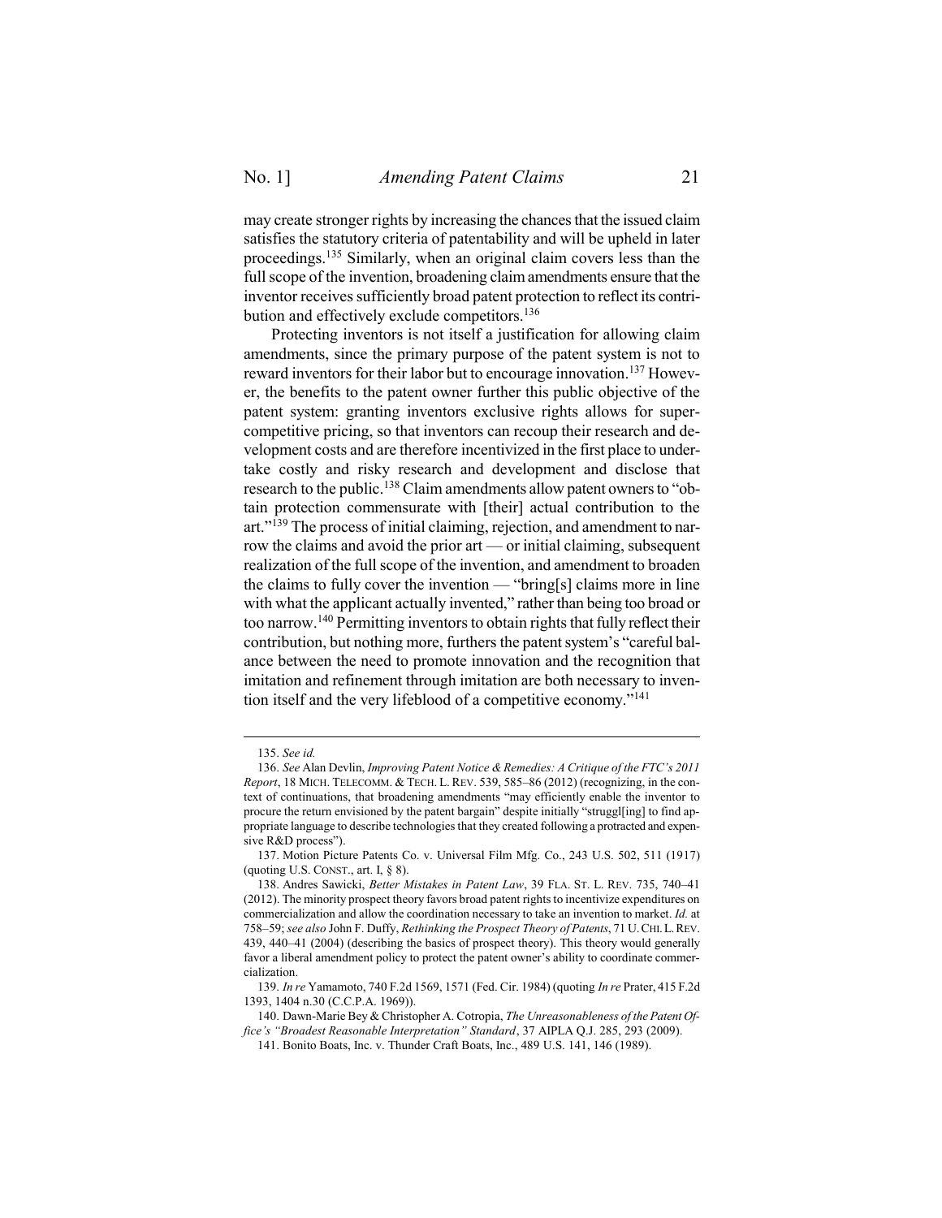may create stronger rights by increasing the chances that the issued claim satisfies the statutory criteria of patentability and will be upheld in later proceedings.[135] Similarly, when an original claim covers less than the full scope of the invention, broadening claim amendments ensure that the inventor receives sufficiently broad patent protection to reflect its contribution and effectively exclude competitors.[136]

Protecting inventors is not itself a justification for allowing claim amendments, since the primary purpose of the patent system is not to reward inventors for their labor but to encourage innovation.[137] However, the benefits to the patent owner further this public objective of the patent system: granting inventors exclusive rights allows for supercompetitive pricing, so that inventors can recoup their research and development costs and are therefore incentivized in the first place to undertake costly and risky research and development and disclose that research to the public.[138] Claim amendments allow patent owners to "obtain protection commensurate with [their] actual contribution to the art."[139] The process of initial claiming, rejection, and amendment to narrow the claims and avoid the prior art — or initial claiming, subsequent realization of the full scope of the invention, and amendment to broaden the claims to fully cover the invention — "bring[s] claims more in line with what the applicant actually invented," rather than being too broad or too narrow.[140] Permitting inventors to obtain rights that fully reflect their contribution, but nothing more, furthers the patent system's "careful balance between the need to promote innovation and the recognition that imitation and refinement through imitation are both necessary to invention itself and the very lifeblood of a competitive economy."[141]

---

135. *See id.*

136. *See* Alan Devlin, *Improving Patent Notice & Remedies: A Critique of the FTC's 2011 Report*, 18 MICH. TELECOMM. & TECH. L. REV. 539, 585–86 (2012) (recognizing, in the context of continuations, that broadening amendments "may efficiently enable the inventor to procure the return envisioned by the patent bargain" despite initially "struggl[ing] to find appropriate language to describe technologies that they created following a protracted and expensive R&D process").

137. Motion Picture Patents Co. v. Universal Film Mfg. Co., 243 U.S. 502, 511 (1917) (quoting U.S. CONST., art. I, § 8).

138. Andres Sawicki, *Better Mistakes in Patent Law*, 39 FLA. ST. L. REV. 735, 740–41 (2012). The minority prospect theory favors broad patent rights to incentivize expenditures on commercialization and allow the coordination necessary to take an invention to market. *Id.* at 758–59; *see also* John F. Duffy, *Rethinking the Prospect Theory of Patents*, 71 U. CHI. L. REV. 439, 440–41 (2004) (describing the basics of prospect theory). This theory would generally favor a liberal amendment policy to protect the patent owner's ability to coordinate commercialization.

139. *In re* Yamamoto, 740 F.2d 1569, 1571 (Fed. Cir. 1984) (quoting *In re* Prater, 415 F.2d 1393, 1404 n.30 (C.C.P.A. 1969)).

140. Dawn-Marie Bey & Christopher A. Cotropia, *The Unreasonableness of the Patent Office's "Broadest Reasonable Interpretation" Standard*, 37 AIPLA Q.J. 285, 293 (2009).

141. Bonito Boats, Inc. v. Thunder Craft Boats, Inc., 489 U.S. 141, 146 (1989).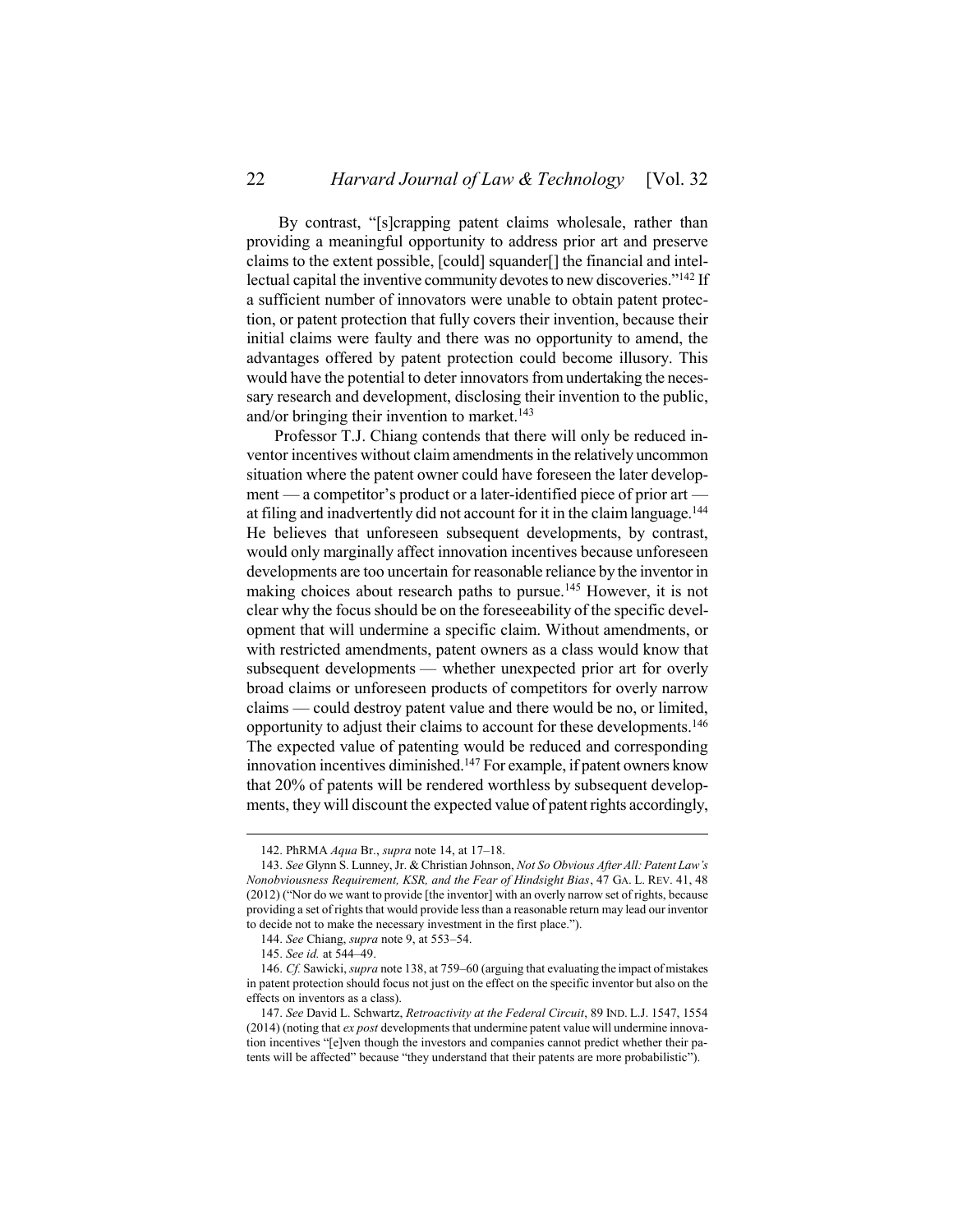By contrast, "[s]crapping patent claims wholesale, rather than providing a meaningful opportunity to address prior art and preserve claims to the extent possible, [could] squander[] the financial and intellectual capital the inventive community devotes to new discoveries."[142] If a sufficient number of innovators were unable to obtain patent protection, or patent protection that fully covers their invention, because their initial claims were faulty and there was no opportunity to amend, the advantages offered by patent protection could become illusory. This would have the potential to deter innovators from undertaking the necessary research and development, disclosing their invention to the public, and/or bringing their invention to market.[143]

Professor T.J. Chiang contends that there will only be reduced inventor incentives without claim amendments in the relatively uncommon situation where the patent owner could have foreseen the later development — a competitor's product or a later-identified piece of prior art — at filing and inadvertently did not account for it in the claim language.[144] He believes that unforeseen subsequent developments, by contrast, would only marginally affect innovation incentives because unforeseen developments are too uncertain for reasonable reliance by the inventor in making choices about research paths to pursue.[145] However, it is not clear why the focus should be on the foreseeability of the specific development that will undermine a specific claim. Without amendments, or with restricted amendments, patent owners as a class would know that subsequent developments — whether unexpected prior art for overly broad claims or unforeseen products of competitors for overly narrow claims — could destroy patent value and there would be no, or limited, opportunity to adjust their claims to account for these developments.[146] The expected value of patenting would be reduced and corresponding innovation incentives diminished.[147] For example, if patent owners know that 20% of patents will be rendered worthless by subsequent developments, they will discount the expected value of patent rights accordingly,

---

142. PhRMA *Aqua* Br., *supra* note 14, at 17–18.

143. *See* Glynn S. Lunney, Jr. & Christian Johnson, *Not So Obvious After All: Patent Law's Nonobviousness Requirement, KSR, and the Fear of Hindsight Bias*, 47 GA. L. REV. 41, 48 (2012) ("Nor do we want to provide [the inventor] with an overly narrow set of rights, because providing a set of rights that would provide less than a reasonable return may lead our inventor to decide not to make the necessary investment in the first place.").

144. *See* Chiang, *supra* note 9, at 553–54.

145. *See id.* at 544–49.

146. *Cf.* Sawicki, *supra* note 138, at 759–60 (arguing that evaluating the impact of mistakes in patent protection should focus not just on the effect on the specific inventor but also on the effects on inventors as a class).

147. *See* David L. Schwartz, *Retroactivity at the Federal Circuit*, 89 IND. L.J. 1547, 1554 (2014) (noting that *ex post* developments that undermine patent value will undermine innovation incentives "[e]ven though the investors and companies cannot predict whether their patents will be affected" because "they understand that their patents are more probabilistic").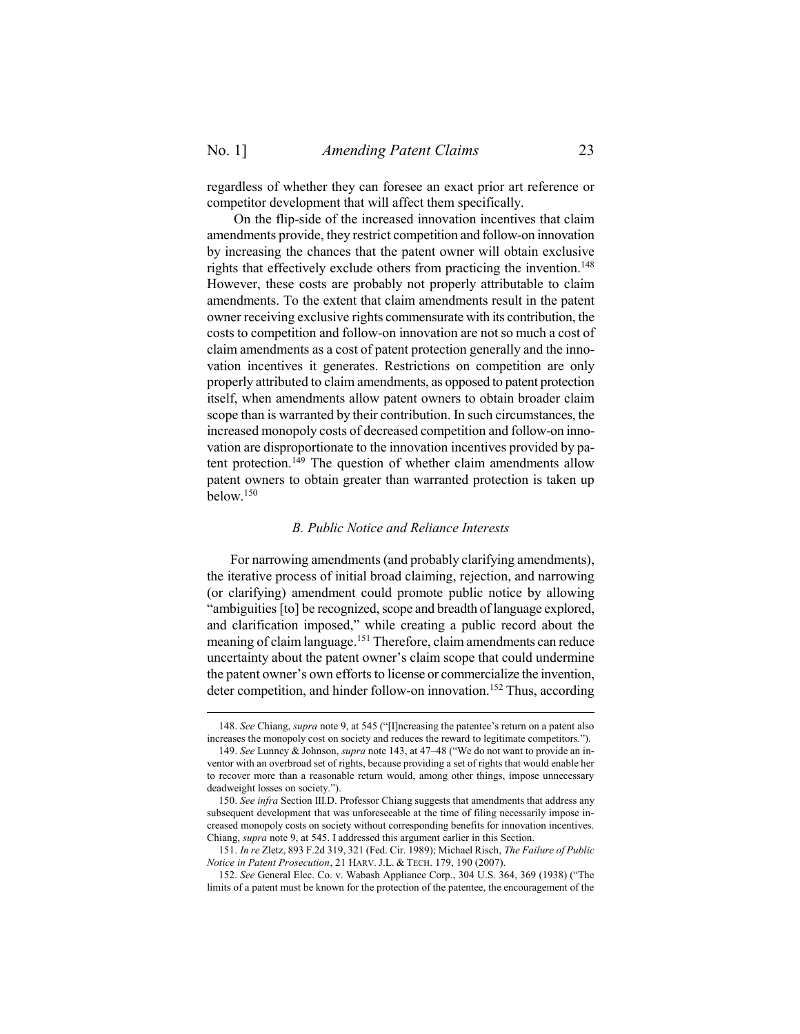regardless of whether they can foresee an exact prior art reference or competitor development that will affect them specifically.

On the flip-side of the increased innovation incentives that claim amendments provide, they restrict competition and follow-on innovation by increasing the chances that the patent owner will obtain exclusive rights that effectively exclude others from practicing the invention.[148] However, these costs are probably not properly attributable to claim amendments. To the extent that claim amendments result in the patent owner receiving exclusive rights commensurate with its contribution, the costs to competition and follow-on innovation are not so much a cost of claim amendments as a cost of patent protection generally and the innovation incentives it generates. Restrictions on competition are only properly attributed to claim amendments, as opposed to patent protection itself, when amendments allow patent owners to obtain broader claim scope than is warranted by their contribution. In such circumstances, the increased monopoly costs of decreased competition and follow-on innovation are disproportionate to the innovation incentives provided by patent protection.[149] The question of whether claim amendments allow patent owners to obtain greater than warranted protection is taken up below.[150]

### *B. Public Notice and Reliance Interests*

For narrowing amendments (and probably clarifying amendments), the iterative process of initial broad claiming, rejection, and narrowing (or clarifying) amendment could promote public notice by allowing "ambiguities [to] be recognized, scope and breadth of language explored, and clarification imposed," while creating a public record about the meaning of claim language.[151] Therefore, claim amendments can reduce uncertainty about the patent owner's claim scope that could undermine the patent owner's own efforts to license or commercialize the invention, deter competition, and hinder follow-on innovation.[152] Thus, according

---

148. *See* Chiang, *supra* note 9, at 545 ("[I]ncreasing the patentee's return on a patent also increases the monopoly cost on society and reduces the reward to legitimate competitors.").

149. *See* Lunney & Johnson, *supra* note 143, at 47–48 ("We do not want to provide an inventor with an overbroad set of rights, because providing a set of rights that would enable her to recover more than a reasonable return would, among other things, impose unnecessary deadweight losses on society.").

150. *See infra* Section III.D. Professor Chiang suggests that amendments that address any subsequent development that was unforeseeable at the time of filing necessarily impose increased monopoly costs on society without corresponding benefits for innovation incentives. Chiang, *supra* note 9, at 545. I addressed this argument earlier in this Section.

151. *In re* Zletz, 893 F.2d 319, 321 (Fed. Cir. 1989); Michael Risch, *The Failure of Public Notice in Patent Prosecution*, 21 HARV. J.L. & TECH. 179, 190 (2007).

152. *See* General Elec. Co. v. Wabash Appliance Corp., 304 U.S. 364, 369 (1938) ("The limits of a patent must be known for the protection of the patentee, the encouragement of the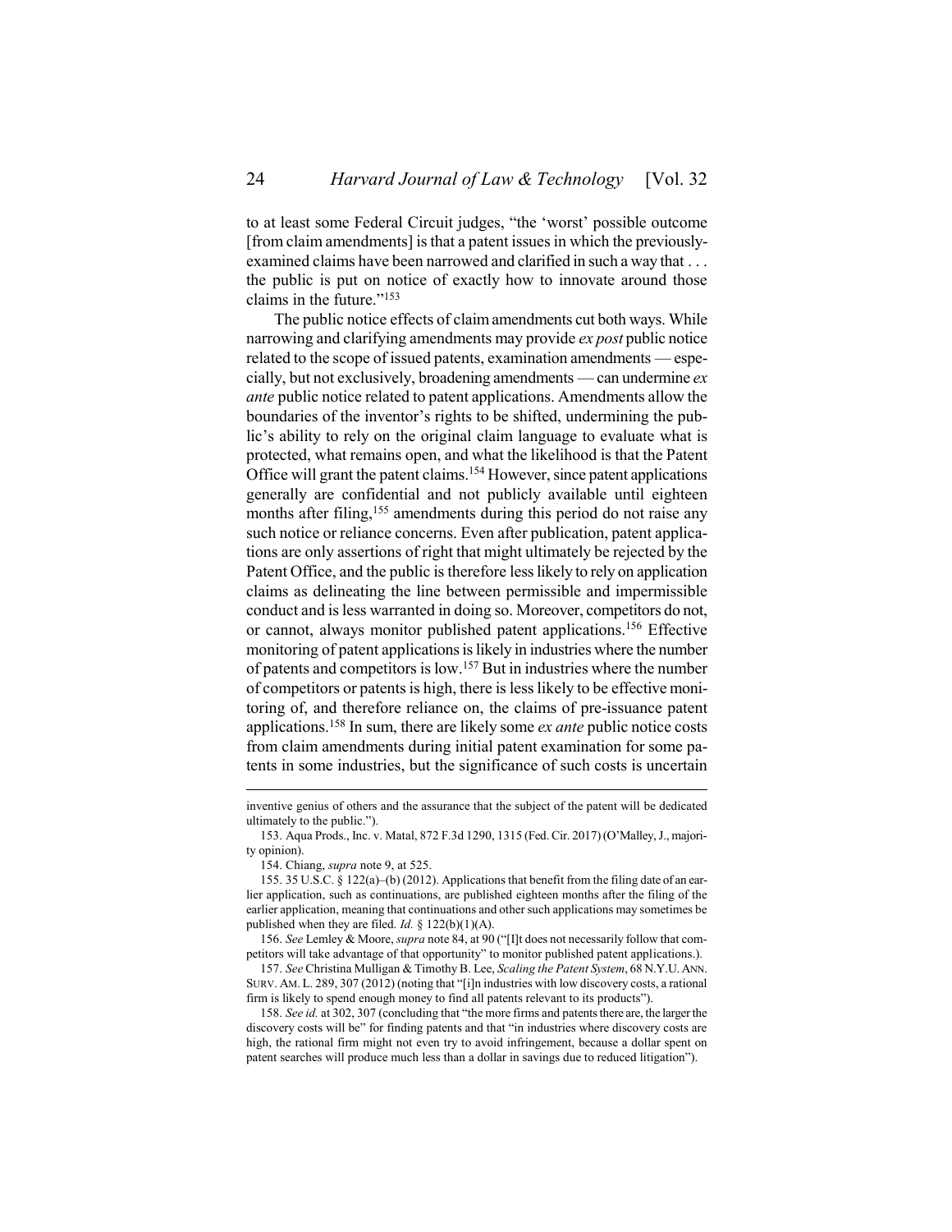to at least some Federal Circuit judges, "the 'worst' possible outcome [from claim amendments] is that a patent issues in which the previously-examined claims have been narrowed and clarified in such a way that . . . the public is put on notice of exactly how to innovate around those claims in the future."[153]

The public notice effects of claim amendments cut both ways. While narrowing and clarifying amendments may provide *ex post* public notice related to the scope of issued patents, examination amendments — especially, but not exclusively, broadening amendments — can undermine *ex ante* public notice related to patent applications. Amendments allow the boundaries of the inventor's rights to be shifted, undermining the public's ability to rely on the original claim language to evaluate what is protected, what remains open, and what the likelihood is that the Patent Office will grant the patent claims.[154] However, since patent applications generally are confidential and not publicly available until eighteen months after filing,[155] amendments during this period do not raise any such notice or reliance concerns. Even after publication, patent applications are only assertions of right that might ultimately be rejected by the Patent Office, and the public is therefore less likely to rely on application claims as delineating the line between permissible and impermissible conduct and is less warranted in doing so. Moreover, competitors do not, or cannot, always monitor published patent applications.[156] Effective monitoring of patent applications is likely in industries where the number of patents and competitors is low.[157] But in industries where the number of competitors or patents is high, there is less likely to be effective monitoring of, and therefore reliance on, the claims of pre-issuance patent applications.[158] In sum, there are likely some *ex ante* public notice costs from claim amendments during initial patent examination for some patents in some industries, but the significance of such costs is uncertain

---

inventive genius of others and the assurance that the subject of the patent will be dedicated ultimately to the public.").

153. Aqua Prods., Inc. v. Matal, 872 F.3d 1290, 1315 (Fed. Cir. 2017) (O'Malley, J., majority opinion).

154. Chiang, *supra* note 9, at 525.

155. 35 U.S.C. § 122(a)–(b) (2012). Applications that benefit from the filing date of an earlier application, such as continuations, are published eighteen months after the filing of the earlier application, meaning that continuations and other such applications may sometimes be published when they are filed. *Id.* § 122(b)(1)(A).

156. *See* Lemley & Moore, *supra* note 84, at 90 ("[I]t does not necessarily follow that competitors will take advantage of that opportunity" to monitor published patent applications.).

157. *See* Christina Mulligan & Timothy B. Lee, *Scaling the Patent System*, 68 N.Y.U. ANN. SURV. AM. L. 289, 307 (2012) (noting that "[i]n industries with low discovery costs, a rational firm is likely to spend enough money to find all patents relevant to its products").

158. *See id.* at 302, 307 (concluding that "the more firms and patents there are, the larger the discovery costs will be" for finding patents and that "in industries where discovery costs are high, the rational firm might not even try to avoid infringement, because a dollar spent on patent searches will produce much less than a dollar in savings due to reduced litigation").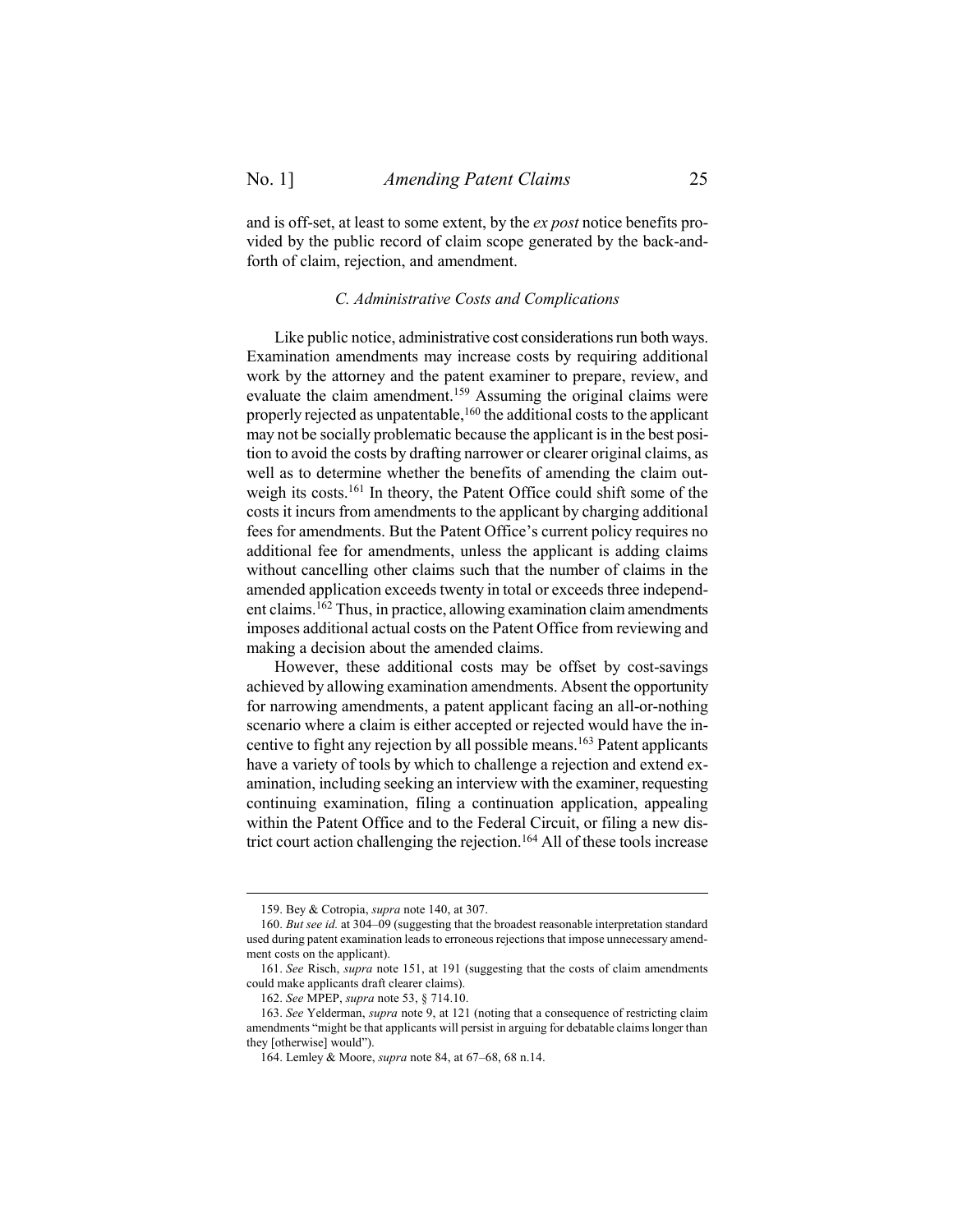and is off-set, at least to some extent, by the *ex post* notice benefits provided by the public record of claim scope generated by the back-and-forth of claim, rejection, and amendment.

### C. Administrative Costs and Complications

Like public notice, administrative cost considerations run both ways. Examination amendments may increase costs by requiring additional work by the attorney and the patent examiner to prepare, review, and evaluate the claim amendment.[159] Assuming the original claims were properly rejected as unpatentable,[160] the additional costs to the applicant may not be socially problematic because the applicant is in the best position to avoid the costs by drafting narrower or clearer original claims, as well as to determine whether the benefits of amending the claim outweigh its costs.[161] In theory, the Patent Office could shift some of the costs it incurs from amendments to the applicant by charging additional fees for amendments. But the Patent Office's current policy requires no additional fee for amendments, unless the applicant is adding claims without cancelling other claims such that the number of claims in the amended application exceeds twenty in total or exceeds three independent claims.[162] Thus, in practice, allowing examination claim amendments imposes additional actual costs on the Patent Office from reviewing and making a decision about the amended claims.

However, these additional costs may be offset by cost-savings achieved by allowing examination amendments. Absent the opportunity for narrowing amendments, a patent applicant facing an all-or-nothing scenario where a claim is either accepted or rejected would have the incentive to fight any rejection by all possible means.[163] Patent applicants have a variety of tools by which to challenge a rejection and extend examination, including seeking an interview with the examiner, requesting continuing examination, filing a continuation application, appealing within the Patent Office and to the Federal Circuit, or filing a new district court action challenging the rejection.[164] All of these tools increase

---

159. Bey & Cotropia, *supra* note 140, at 307.

160. *But see id.* at 304–09 (suggesting that the broadest reasonable interpretation standard used during patent examination leads to erroneous rejections that impose unnecessary amendment costs on the applicant).

161. *See* Risch, *supra* note 151, at 191 (suggesting that the costs of claim amendments could make applicants draft clearer claims).

162. *See* MPEP, *supra* note 53, § 714.10.

163. *See* Yelderman, *supra* note 9, at 121 (noting that a consequence of restricting claim amendments "might be that applicants will persist in arguing for debatable claims longer than they [otherwise] would").

164. Lemley & Moore, *supra* note 84, at 67–68, 68 n.14.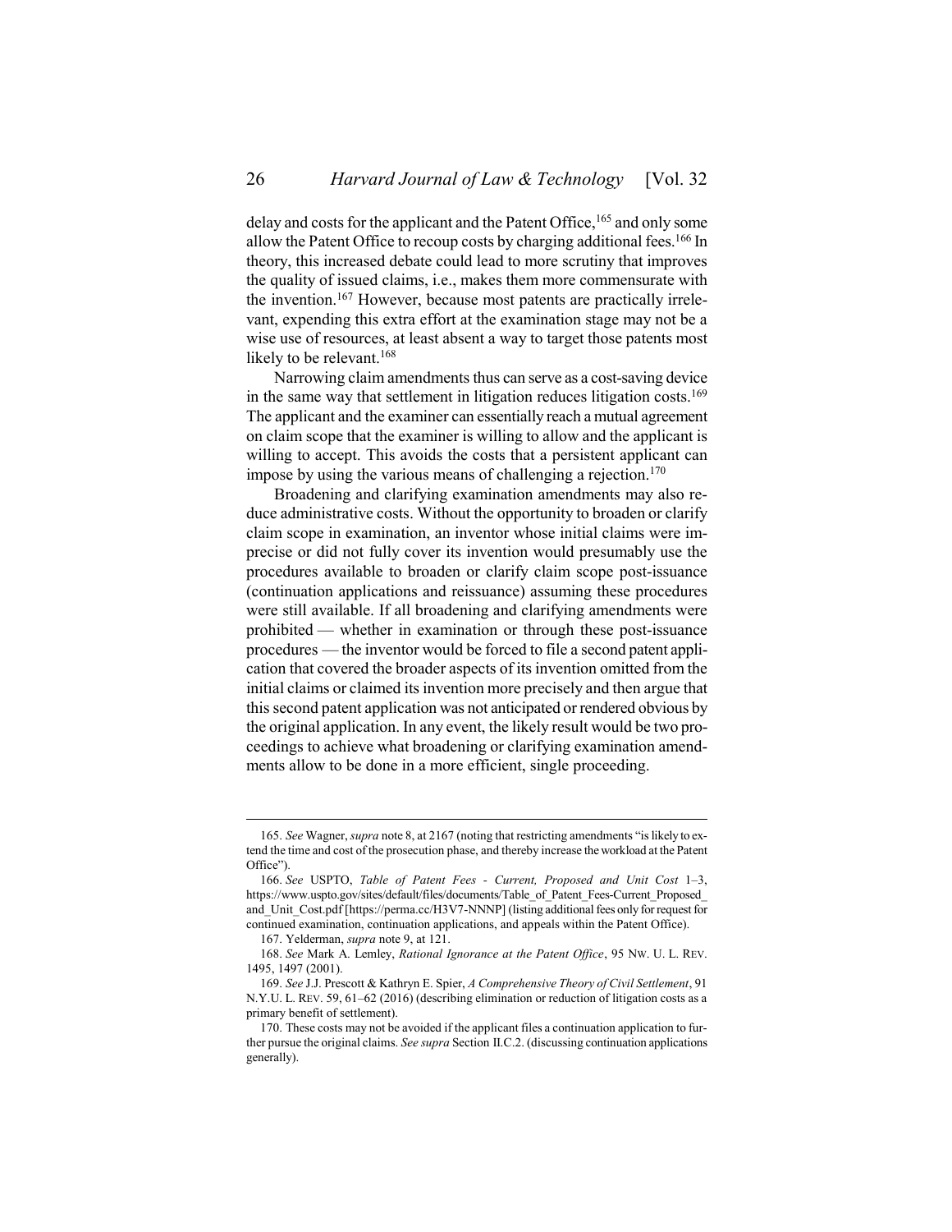delay and costs for the applicant and the Patent Office,[165] and only some allow the Patent Office to recoup costs by charging additional fees.[166] In theory, this increased debate could lead to more scrutiny that improves the quality of issued claims, i.e., makes them more commensurate with the invention.[167] However, because most patents are practically irrelevant, expending this extra effort at the examination stage may not be a wise use of resources, at least absent a way to target those patents most likely to be relevant.[168]

Narrowing claim amendments thus can serve as a cost-saving device in the same way that settlement in litigation reduces litigation costs.[169] The applicant and the examiner can essentially reach a mutual agreement on claim scope that the examiner is willing to allow and the applicant is willing to accept. This avoids the costs that a persistent applicant can impose by using the various means of challenging a rejection.[170]

Broadening and clarifying examination amendments may also reduce administrative costs. Without the opportunity to broaden or clarify claim scope in examination, an inventor whose initial claims were imprecise or did not fully cover its invention would presumably use the procedures available to broaden or clarify claim scope post-issuance (continuation applications and reissuance) assuming these procedures were still available. If all broadening and clarifying amendments were prohibited — whether in examination or through these post-issuance procedures — the inventor would be forced to file a second patent application that covered the broader aspects of its invention omitted from the initial claims or claimed its invention more precisely and then argue that this second patent application was not anticipated or rendered obvious by the original application. In any event, the likely result would be two proceedings to achieve what broadening or clarifying examination amendments allow to be done in a more efficient, single proceeding.

---

165. *See* Wagner, *supra* note 8, at 2167 (noting that restricting amendments "is likely to extend the time and cost of the prosecution phase, and thereby increase the workload at the Patent Office").

166. *See* USPTO, *Table of Patent Fees - Current, Proposed and Unit Cost* 1–3, https://www.uspto.gov/sites/default/files/documents/Table_of_Patent_Fees-Current_Proposed_and_Unit_Cost.pdf [https://perma.cc/H3V7-NNNP] (listing additional fees only for request for continued examination, continuation applications, and appeals within the Patent Office).

167. Yelderman, *supra* note 9, at 121.

168. *See* Mark A. Lemley, *Rational Ignorance at the Patent Office*, 95 NW. U. L. REV. 1495, 1497 (2001).

169. *See* J.J. Prescott & Kathryn E. Spier, *A Comprehensive Theory of Civil Settlement*, 91 N.Y.U. L. REV. 59, 61–62 (2016) (describing elimination or reduction of litigation costs as a primary benefit of settlement).

170. These costs may not be avoided if the applicant files a continuation application to further pursue the original claims. *See supra* Section II.C.2. (discussing continuation applications generally).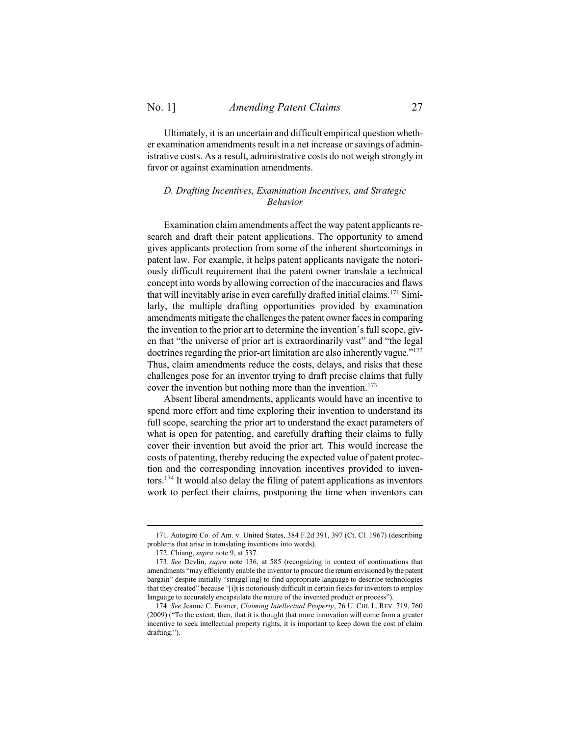Ultimately, it is an uncertain and difficult empirical question whether examination amendments result in a net increase or savings of administrative costs. As a result, administrative costs do not weigh strongly in favor or against examination amendments.

### *D. Drafting Incentives, Examination Incentives, and Strategic Behavior*

Examination claim amendments affect the way patent applicants research and draft their patent applications. The opportunity to amend gives applicants protection from some of the inherent shortcomings in patent law. For example, it helps patent applicants navigate the notoriously difficult requirement that the patent owner translate a technical concept into words by allowing correction of the inaccuracies and flaws that will inevitably arise in even carefully drafted initial claims.[171] Similarly, the multiple drafting opportunities provided by examination amendments mitigate the challenges the patent owner faces in comparing the invention to the prior art to determine the invention's full scope, given that "the universe of prior art is extraordinarily vast" and "the legal doctrines regarding the prior-art limitation are also inherently vague."[172] Thus, claim amendments reduce the costs, delays, and risks that these challenges pose for an inventor trying to draft precise claims that fully cover the invention but nothing more than the invention.[173]

Absent liberal amendments, applicants would have an incentive to spend more effort and time exploring their invention to understand its full scope, searching the prior art to understand the exact parameters of what is open for patenting, and carefully drafting their claims to fully cover their invention but avoid the prior art. This would increase the costs of patenting, thereby reducing the expected value of patent protection and the corresponding innovation incentives provided to inventors.[174] It would also delay the filing of patent applications as inventors work to perfect their claims, postponing the time when inventors can

---

171. Autogiro Co. of Am. v. United States, 384 F.2d 391, 397 (Ct. Cl. 1967) (describing problems that arise in translating inventions into words).

172. Chiang, *supra* note 9, at 537.

173. *See* Devlin, *supra* note 136, at 585 (recognizing in context of continuations that amendments "may efficiently enable the inventor to procure the return envisioned by the patent bargain" despite initially "struggl[ing] to find appropriate language to describe technologies that they created" because "[i]t is notoriously difficult in certain fields for inventors to employ language to accurately encapsulate the nature of the invented product or process").

174. *See* Jeanne C. Fromer, *Claiming Intellectual Property*, 76 U. CHI. L. REV. 719, 760 (2009) ("To the extent, then, that it is thought that more innovation will come from a greater incentive to seek intellectual property rights, it is important to keep down the cost of claim drafting.").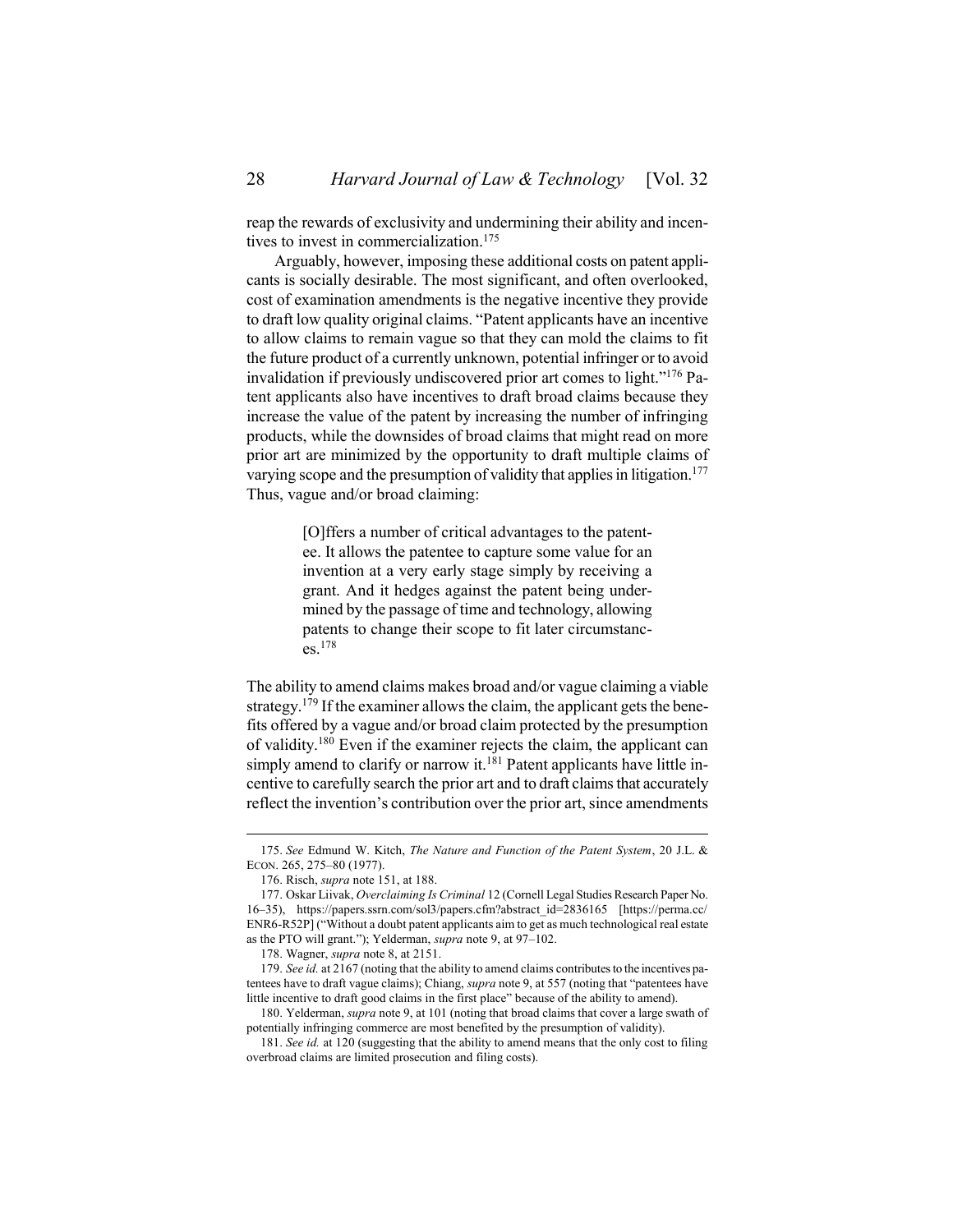reap the rewards of exclusivity and undermining their ability and incentives to invest in commercialization.[175]

Arguably, however, imposing these additional costs on patent applicants is socially desirable. The most significant, and often overlooked, cost of examination amendments is the negative incentive they provide to draft low quality original claims. "Patent applicants have an incentive to allow claims to remain vague so that they can mold the claims to fit the future product of a currently unknown, potential infringer or to avoid invalidation if previously undiscovered prior art comes to light."[176] Patent applicants also have incentives to draft broad claims because they increase the value of the patent by increasing the number of infringing products, while the downsides of broad claims that might read on more prior art are minimized by the opportunity to draft multiple claims of varying scope and the presumption of validity that applies in litigation.[177] Thus, vague and/or broad claiming:

> [O]ffers a number of critical advantages to the patentee. It allows the patentee to capture some value for an invention at a very early stage simply by receiving a grant. And it hedges against the patent being undermined by the passage of time and technology, allowing patents to change their scope to fit later circumstances.[178]

The ability to amend claims makes broad and/or vague claiming a viable strategy.[179] If the examiner allows the claim, the applicant gets the benefits offered by a vague and/or broad claim protected by the presumption of validity.[180] Even if the examiner rejects the claim, the applicant can simply amend to clarify or narrow it.[181] Patent applicants have little incentive to carefully search the prior art and to draft claims that accurately reflect the invention's contribution over the prior art, since amendments

---

175. *See* Edmund W. Kitch, *The Nature and Function of the Patent System*, 20 J.L. & ECON. 265, 275–80 (1977).

176. Risch, *supra* note 151, at 188.

177. Oskar Liivak, *Overclaiming Is Criminal* 12 (Cornell Legal Studies Research Paper No. 16–35), https://papers.ssrn.com/sol3/papers.cfm?abstract_id=2836165 [https://perma.cc/ENR6-R52P] ("Without a doubt patent applicants aim to get as much technological real estate as the PTO will grant."); Yelderman, *supra* note 9, at 97–102.

178. Wagner, *supra* note 8, at 2151.

179. *See id.* at 2167 (noting that the ability to amend claims contributes to the incentives patentees have to draft vague claims); Chiang, *supra* note 9, at 557 (noting that "patentees have little incentive to draft good claims in the first place" because of the ability to amend).

180. Yelderman, *supra* note 9, at 101 (noting that broad claims that cover a large swath of potentially infringing commerce are most benefited by the presumption of validity).

181. *See id.* at 120 (suggesting that the ability to amend means that the only cost to filing overbroad claims are limited prosecution and filing costs).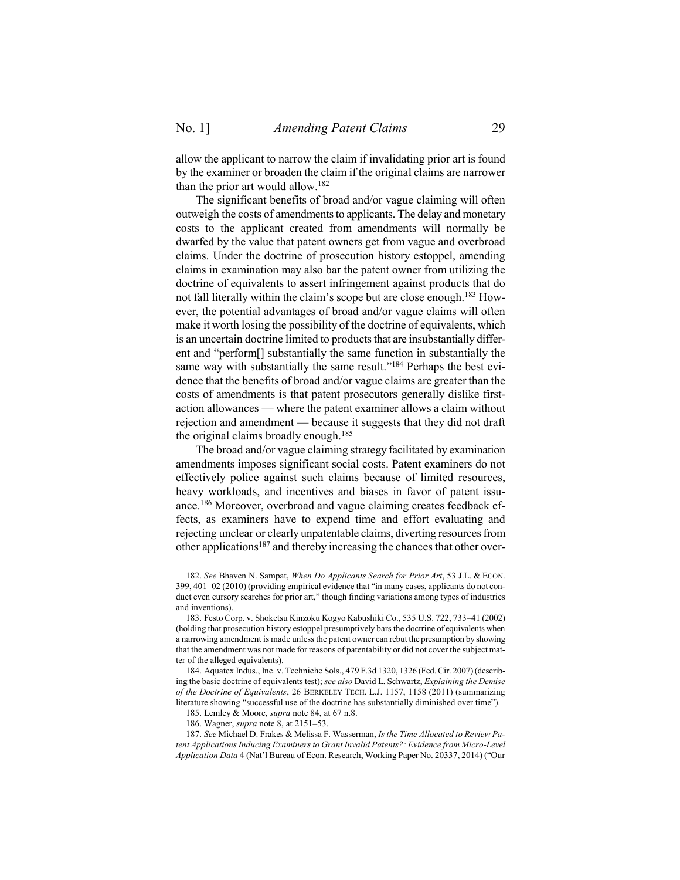allow the applicant to narrow the claim if invalidating prior art is found by the examiner or broaden the claim if the original claims are narrower than the prior art would allow.[182]

The significant benefits of broad and/or vague claiming will often outweigh the costs of amendments to applicants. The delay and monetary costs to the applicant created from amendments will normally be dwarfed by the value that patent owners get from vague and overbroad claims. Under the doctrine of prosecution history estoppel, amending claims in examination may also bar the patent owner from utilizing the doctrine of equivalents to assert infringement against products that do not fall literally within the claim's scope but are close enough.[183] However, the potential advantages of broad and/or vague claims will often make it worth losing the possibility of the doctrine of equivalents, which is an uncertain doctrine limited to products that are insubstantially different and "perform[] substantially the same function in substantially the same way with substantially the same result."[184] Perhaps the best evidence that the benefits of broad and/or vague claims are greater than the costs of amendments is that patent prosecutors generally dislike first-action allowances — where the patent examiner allows a claim without rejection and amendment — because it suggests that they did not draft the original claims broadly enough.[185]

The broad and/or vague claiming strategy facilitated by examination amendments imposes significant social costs. Patent examiners do not effectively police against such claims because of limited resources, heavy workloads, and incentives and biases in favor of patent issuance.[186] Moreover, overbroad and vague claiming creates feedback effects, as examiners have to expend time and effort evaluating and rejecting unclear or clearly unpatentable claims, diverting resources from other applications[187] and thereby increasing the chances that other over-

---

182. *See* Bhaven N. Sampat, *When Do Applicants Search for Prior Art*, 53 J.L. & ECON. 399, 401–02 (2010) (providing empirical evidence that "in many cases, applicants do not conduct even cursory searches for prior art," though finding variations among types of industries and inventions).

183. Festo Corp. v. Shoketsu Kinzoku Kogyo Kabushiki Co., 535 U.S. 722, 733–41 (2002) (holding that prosecution history estoppel presumptively bars the doctrine of equivalents when a narrowing amendment is made unless the patent owner can rebut the presumption by showing that the amendment was not made for reasons of patentability or did not cover the subject matter of the alleged equivalents).

184. Aquatex Indus., Inc. v. Techniche Sols., 479 F.3d 1320, 1326 (Fed. Cir. 2007) (describing the basic doctrine of equivalents test); *see also* David L. Schwartz, *Explaining the Demise of the Doctrine of Equivalents*, 26 BERKELEY TECH. L.J. 1157, 1158 (2011) (summarizing literature showing "successful use of the doctrine has substantially diminished over time").

185. Lemley & Moore, *supra* note 84, at 67 n.8.

186. Wagner, *supra* note 8, at 2151–53.

187. *See* Michael D. Frakes & Melissa F. Wasserman, *Is the Time Allocated to Review Patent Applications Inducing Examiners to Grant Invalid Patents?: Evidence from Micro-Level Application Data* 4 (Nat'l Bureau of Econ. Research, Working Paper No. 20337, 2014) ("Our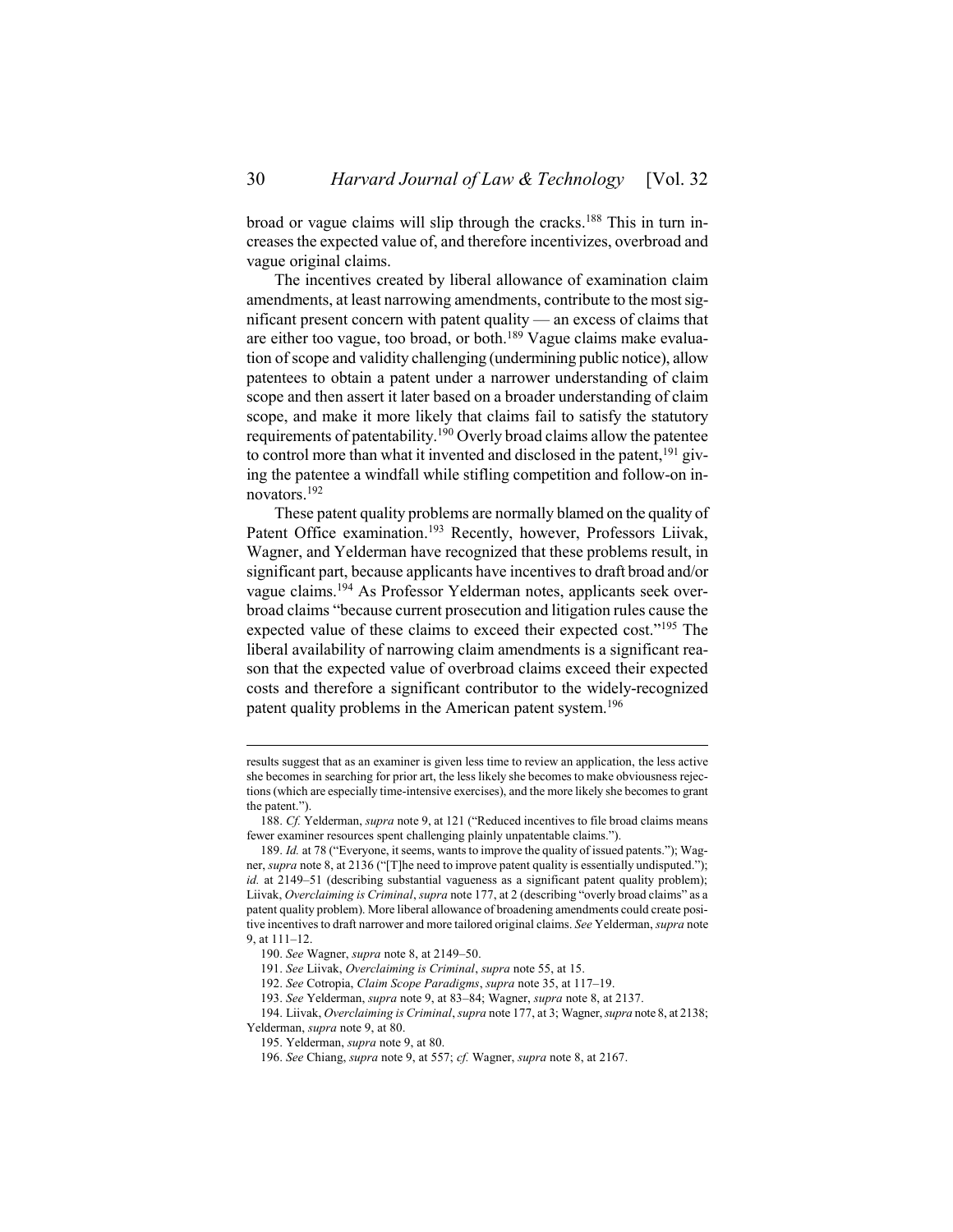broad or vague claims will slip through the cracks.[188] This in turn increases the expected value of, and therefore incentivizes, overbroad and vague original claims.

The incentives created by liberal allowance of examination claim amendments, at least narrowing amendments, contribute to the most significant present concern with patent quality — an excess of claims that are either too vague, too broad, or both.[189] Vague claims make evaluation of scope and validity challenging (undermining public notice), allow patentees to obtain a patent under a narrower understanding of claim scope and then assert it later based on a broader understanding of claim scope, and make it more likely that claims fail to satisfy the statutory requirements of patentability.[190] Overly broad claims allow the patentee to control more than what it invented and disclosed in the patent,[191] giving the patentee a windfall while stifling competition and follow-on innovators.[192]

These patent quality problems are normally blamed on the quality of Patent Office examination.[193] Recently, however, Professors Liivak, Wagner, and Yelderman have recognized that these problems result, in significant part, because applicants have incentives to draft broad and/or vague claims.[194] As Professor Yelderman notes, applicants seek overbroad claims "because current prosecution and litigation rules cause the expected value of these claims to exceed their expected cost."[195] The liberal availability of narrowing claim amendments is a significant reason that the expected value of overbroad claims exceed their expected costs and therefore a significant contributor to the widely-recognized patent quality problems in the American patent system.[196]

---

results suggest that as an examiner is given less time to review an application, the less active she becomes in searching for prior art, the less likely she becomes to make obviousness rejections (which are especially time-intensive exercises), and the more likely she becomes to grant the patent.").

188. *Cf.* Yelderman, *supra* note 9, at 121 ("Reduced incentives to file broad claims means fewer examiner resources spent challenging plainly unpatentable claims.").

189. *Id.* at 78 ("Everyone, it seems, wants to improve the quality of issued patents."); Wagner, *supra* note 8, at 2136 ("[T]he need to improve patent quality is essentially undisputed."); *id.* at 2149–51 (describing substantial vagueness as a significant patent quality problem); Liivak, *Overclaiming is Criminal*, *supra* note 177, at 2 (describing "overly broad claims" as a patent quality problem). More liberal allowance of broadening amendments could create positive incentives to draft narrower and more tailored original claims. *See* Yelderman, *supra* note 9, at 111–12.

190. *See* Wagner, *supra* note 8, at 2149–50.

191. *See* Liivak, *Overclaiming is Criminal*, *supra* note 55, at 15.

192. *See* Cotropia, *Claim Scope Paradigms*, *supra* note 35, at 117–19.

193. *See* Yelderman, *supra* note 9, at 83–84; Wagner, *supra* note 8, at 2137.

194. Liivak, *Overclaiming is Criminal*, *supra* note 177, at 3; Wagner, *supra* note 8, at 2138; Yelderman, *supra* note 9, at 80.

195. Yelderman, *supra* note 9, at 80.

196. *See* Chiang, *supra* note 9, at 557; *cf.* Wagner, *supra* note 8, at 2167.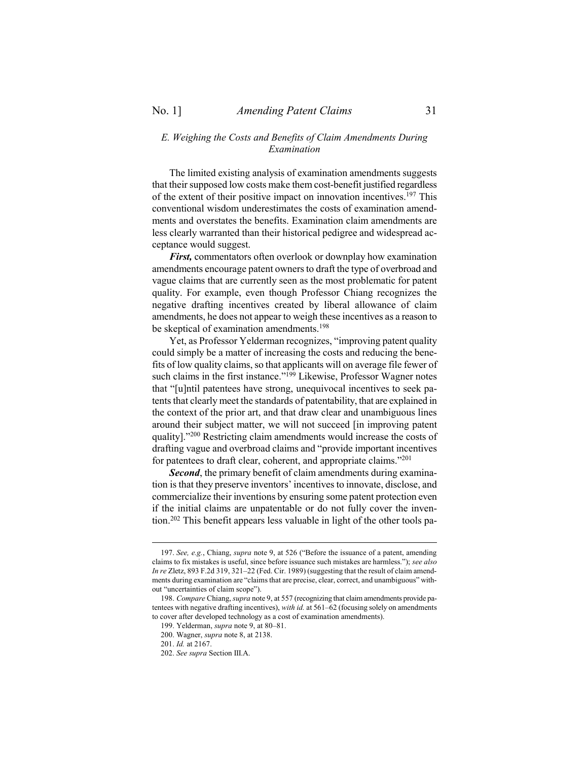### *E. Weighing the Costs and Benefits of Claim Amendments During Examination*

The limited existing analysis of examination amendments suggests that their supposed low costs make them cost-benefit justified regardless of the extent of their positive impact on innovation incentives.[197] This conventional wisdom underestimates the costs of examination amendments and overstates the benefits. Examination claim amendments are less clearly warranted than their historical pedigree and widespread acceptance would suggest.

***First,*** commentators often overlook or downplay how examination amendments encourage patent owners to draft the type of overbroad and vague claims that are currently seen as the most problematic for patent quality. For example, even though Professor Chiang recognizes the negative drafting incentives created by liberal allowance of claim amendments, he does not appear to weigh these incentives as a reason to be skeptical of examination amendments.[198]

Yet, as Professor Yelderman recognizes, "improving patent quality could simply be a matter of increasing the costs and reducing the benefits of low quality claims, so that applicants will on average file fewer of such claims in the first instance."[199] Likewise, Professor Wagner notes that "[u]ntil patentees have strong, unequivocal incentives to seek patents that clearly meet the standards of patentability, that are explained in the context of the prior art, and that draw clear and unambiguous lines around their subject matter, we will not succeed [in improving patent quality]."[200] Restricting claim amendments would increase the costs of drafting vague and overbroad claims and "provide important incentives for patentees to draft clear, coherent, and appropriate claims."[201]

***Second***, the primary benefit of claim amendments during examination is that they preserve inventors' incentives to innovate, disclose, and commercialize their inventions by ensuring some patent protection even if the initial claims are unpatentable or do not fully cover the invention.[202] This benefit appears less valuable in light of the other tools pa-

---

197. *See, e.g.*, Chiang, *supra* note 9, at 526 ("Before the issuance of a patent, amending claims to fix mistakes is useful, since before issuance such mistakes are harmless."); *see also In re* Zletz, 893 F.2d 319, 321–22 (Fed. Cir. 1989) (suggesting that the result of claim amendments during examination are "claims that are precise, clear, correct, and unambiguous" without "uncertainties of claim scope").

198. *Compare* Chiang, *supra* note 9, at 557 (recognizing that claim amendments provide patentees with negative drafting incentives), *with id.* at 561–62 (focusing solely on amendments to cover after developed technology as a cost of examination amendments).

199. Yelderman, *supra* note 9, at 80–81.

200. Wagner, *supra* note 8, at 2138.

201. *Id.* at 2167.

202. *See supra* Section III.A.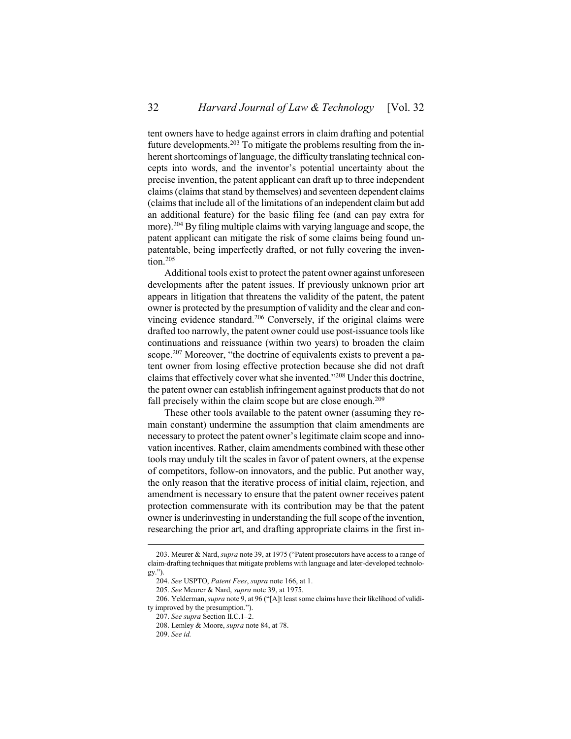tent owners have to hedge against errors in claim drafting and potential future developments.[203] To mitigate the problems resulting from the inherent shortcomings of language, the difficulty translating technical concepts into words, and the inventor's potential uncertainty about the precise invention, the patent applicant can draft up to three independent claims (claims that stand by themselves) and seventeen dependent claims (claims that include all of the limitations of an independent claim but add an additional feature) for the basic filing fee (and can pay extra for more).[204] By filing multiple claims with varying language and scope, the patent applicant can mitigate the risk of some claims being found unpatentable, being imperfectly drafted, or not fully covering the invention.[205]

Additional tools exist to protect the patent owner against unforeseen developments after the patent issues. If previously unknown prior art appears in litigation that threatens the validity of the patent, the patent owner is protected by the presumption of validity and the clear and convincing evidence standard.[206] Conversely, if the original claims were drafted too narrowly, the patent owner could use post-issuance tools like continuations and reissuance (within two years) to broaden the claim scope.[207] Moreover, "the doctrine of equivalents exists to prevent a patent owner from losing effective protection because she did not draft claims that effectively cover what she invented."[208] Under this doctrine, the patent owner can establish infringement against products that do not fall precisely within the claim scope but are close enough.[209]

These other tools available to the patent owner (assuming they remain constant) undermine the assumption that claim amendments are necessary to protect the patent owner's legitimate claim scope and innovation incentives. Rather, claim amendments combined with these other tools may unduly tilt the scales in favor of patent owners, at the expense of competitors, follow-on innovators, and the public. Put another way, the only reason that the iterative process of initial claim, rejection, and amendment is necessary to ensure that the patent owner receives patent protection commensurate with its contribution may be that the patent owner is underinvesting in understanding the full scope of the invention, researching the prior art, and drafting appropriate claims in the first in-

---

203. Meurer & Nard, *supra* note 39, at 1975 ("Patent prosecutors have access to a range of claim-drafting techniques that mitigate problems with language and later-developed technology.").

204. *See* USPTO, *Patent Fees*, *supra* note 166, at 1.

205. *See* Meurer & Nard, *supra* note 39, at 1975.

206. Yelderman, *supra* note 9, at 96 ("[A]t least some claims have their likelihood of validity improved by the presumption.").

207. *See supra* Section II.C.1–2.

208. Lemley & Moore, *supra* note 84, at 78.

209. *See id.*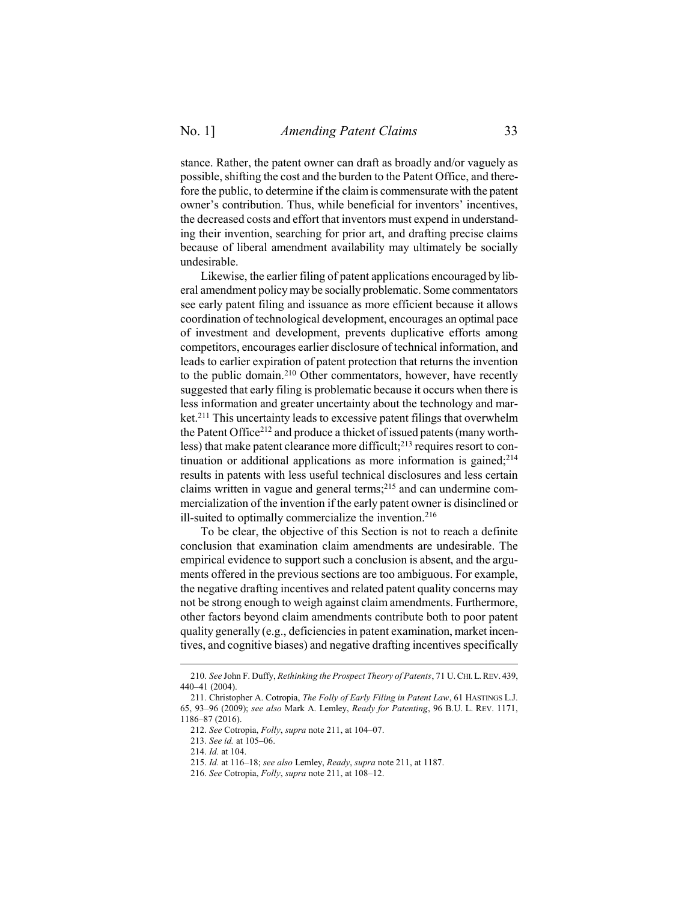stance. Rather, the patent owner can draft as broadly and/or vaguely as possible, shifting the cost and the burden to the Patent Office, and therefore the public, to determine if the claim is commensurate with the patent owner's contribution. Thus, while beneficial for inventors' incentives, the decreased costs and effort that inventors must expend in understanding their invention, searching for prior art, and drafting precise claims because of liberal amendment availability may ultimately be socially undesirable.

Likewise, the earlier filing of patent applications encouraged by liberal amendment policy may be socially problematic. Some commentators see early patent filing and issuance as more efficient because it allows coordination of technological development, encourages an optimal pace of investment and development, prevents duplicative efforts among competitors, encourages earlier disclosure of technical information, and leads to earlier expiration of patent protection that returns the invention to the public domain.[210] Other commentators, however, have recently suggested that early filing is problematic because it occurs when there is less information and greater uncertainty about the technology and market.[211] This uncertainty leads to excessive patent filings that overwhelm the Patent Office[212] and produce a thicket of issued patents (many worthless) that make patent clearance more difficult;[213] requires resort to continuation or additional applications as more information is gained;[214] results in patents with less useful technical disclosures and less certain claims written in vague and general terms;[215] and can undermine commercialization of the invention if the early patent owner is disinclined or ill-suited to optimally commercialize the invention.[216]

To be clear, the objective of this Section is not to reach a definite conclusion that examination claim amendments are undesirable. The empirical evidence to support such a conclusion is absent, and the arguments offered in the previous sections are too ambiguous. For example, the negative drafting incentives and related patent quality concerns may not be strong enough to weigh against claim amendments. Furthermore, other factors beyond claim amendments contribute both to poor patent quality generally (e.g., deficiencies in patent examination, market incentives, and cognitive biases) and negative drafting incentives specifically

---

210. *See* John F. Duffy, *Rethinking the Prospect Theory of Patents*, 71 U. CHI. L. REV. 439, 440–41 (2004).

211. Christopher A. Cotropia, *The Folly of Early Filing in Patent Law*, 61 HASTINGS L.J. 65, 93–96 (2009); *see also* Mark A. Lemley, *Ready for Patenting*, 96 B.U. L. REV. 1171, 1186–87 (2016).

212. *See* Cotropia, *Folly*, *supra* note 211, at 104–07.

213. *See id.* at 105–06.

214. *Id.* at 104.

215. *Id.* at 116–18; *see also* Lemley, *Ready*, *supra* note 211, at 1187.

216. *See* Cotropia, *Folly*, *supra* note 211, at 108–12.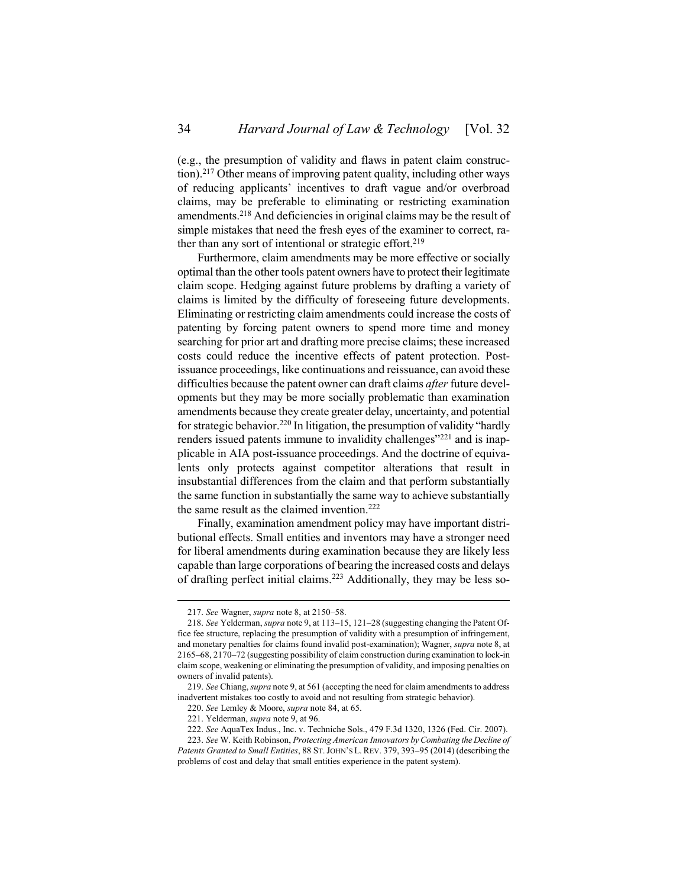(e.g., the presumption of validity and flaws in patent claim construction).[217] Other means of improving patent quality, including other ways of reducing applicants' incentives to draft vague and/or overbroad claims, may be preferable to eliminating or restricting examination amendments.[218] And deficiencies in original claims may be the result of simple mistakes that need the fresh eyes of the examiner to correct, rather than any sort of intentional or strategic effort.[219]

Furthermore, claim amendments may be more effective or socially optimal than the other tools patent owners have to protect their legitimate claim scope. Hedging against future problems by drafting a variety of claims is limited by the difficulty of foreseeing future developments. Eliminating or restricting claim amendments could increase the costs of patenting by forcing patent owners to spend more time and money searching for prior art and drafting more precise claims; these increased costs could reduce the incentive effects of patent protection. Post-issuance proceedings, like continuations and reissuance, can avoid these difficulties because the patent owner can draft claims *after* future developments but they may be more socially problematic than examination amendments because they create greater delay, uncertainty, and potential for strategic behavior.[220] In litigation, the presumption of validity "hardly renders issued patents immune to invalidity challenges"[221] and is inapplicable in AIA post-issuance proceedings. And the doctrine of equivalents only protects against competitor alterations that result in insubstantial differences from the claim and that perform substantially the same function in substantially the same way to achieve substantially the same result as the claimed invention.[222]

Finally, examination amendment policy may have important distributional effects. Small entities and inventors may have a stronger need for liberal amendments during examination because they are likely less capable than large corporations of bearing the increased costs and delays of drafting perfect initial claims.[223] Additionally, they may be less so-

---

217. *See* Wagner, *supra* note 8, at 2150–58.

218. *See* Yelderman, *supra* note 9, at 113–15, 121–28 (suggesting changing the Patent Office fee structure, replacing the presumption of validity with a presumption of infringement, and monetary penalties for claims found invalid post-examination); Wagner, *supra* note 8, at 2165–68, 2170–72 (suggesting possibility of claim construction during examination to lock-in claim scope, weakening or eliminating the presumption of validity, and imposing penalties on owners of invalid patents).

219. *See* Chiang, *supra* note 9, at 561 (accepting the need for claim amendments to address inadvertent mistakes too costly to avoid and not resulting from strategic behavior).

220. *See* Lemley & Moore, *supra* note 84, at 65.

221. Yelderman, *supra* note 9, at 96.

222. *See* AquaTex Indus., Inc. v. Techniche Sols., 479 F.3d 1320, 1326 (Fed. Cir. 2007).

223. *See* W. Keith Robinson, *Protecting American Innovators by Combating the Decline of Patents Granted to Small Entities*, 88 ST. JOHN'S L. REV. 379, 393–95 (2014) (describing the problems of cost and delay that small entities experience in the patent system).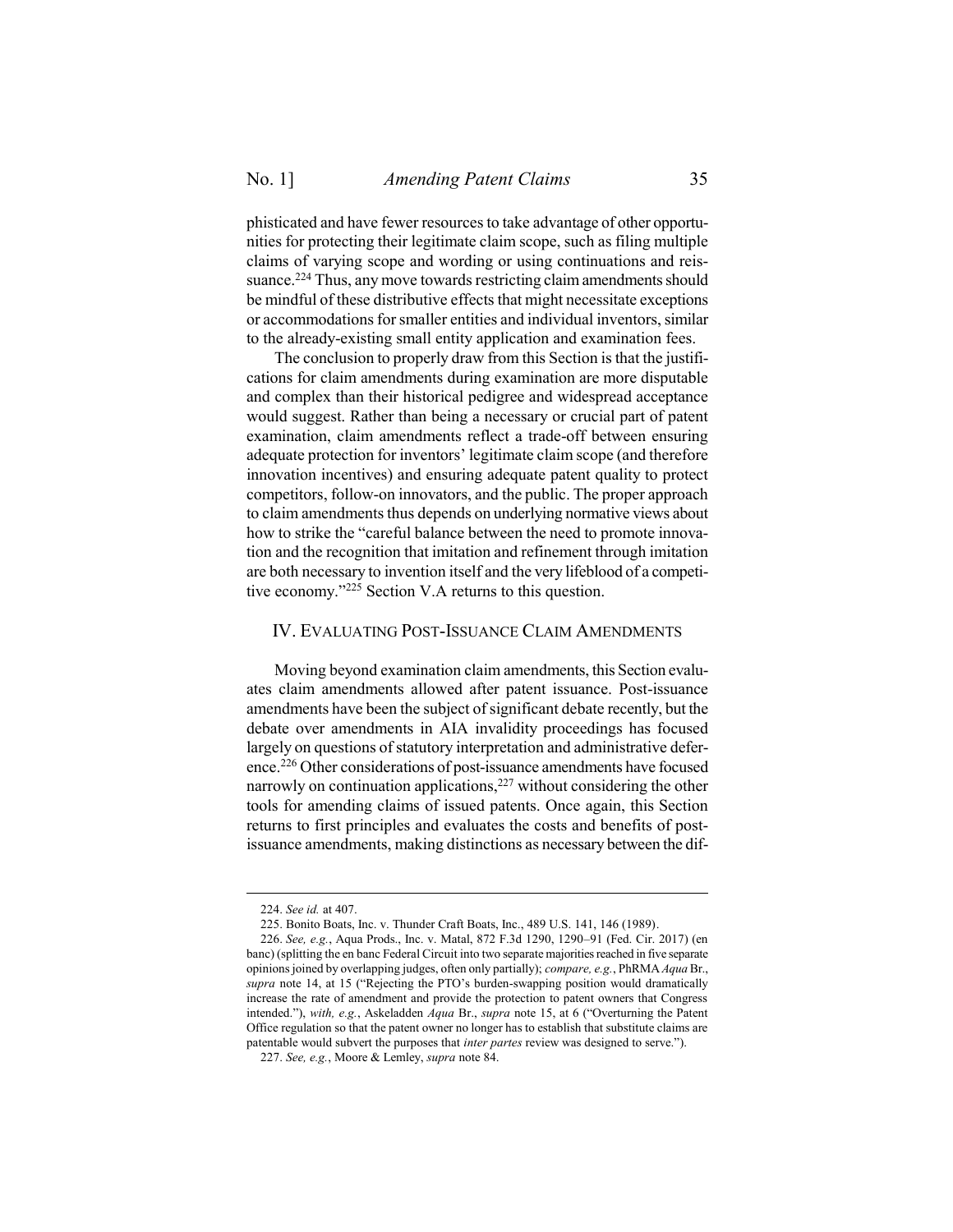phisticated and have fewer resources to take advantage of other opportunities for protecting their legitimate claim scope, such as filing multiple claims of varying scope and wording or using continuations and reissuance.[224] Thus, any move towards restricting claim amendments should be mindful of these distributive effects that might necessitate exceptions or accommodations for smaller entities and individual inventors, similar to the already-existing small entity application and examination fees.

The conclusion to properly draw from this Section is that the justifications for claim amendments during examination are more disputable and complex than their historical pedigree and widespread acceptance would suggest. Rather than being a necessary or crucial part of patent examination, claim amendments reflect a trade-off between ensuring adequate protection for inventors' legitimate claim scope (and therefore innovation incentives) and ensuring adequate patent quality to protect competitors, follow-on innovators, and the public. The proper approach to claim amendments thus depends on underlying normative views about how to strike the "careful balance between the need to promote innovation and the recognition that imitation and refinement through imitation are both necessary to invention itself and the very lifeblood of a competitive economy."[225] Section V.A returns to this question.

## IV. Evaluating Post-Issuance Claim Amendments

Moving beyond examination claim amendments, this Section evaluates claim amendments allowed after patent issuance. Post-issuance amendments have been the subject of significant debate recently, but the debate over amendments in AIA invalidity proceedings has focused largely on questions of statutory interpretation and administrative deference.[226] Other considerations of post-issuance amendments have focused narrowly on continuation applications,[227] without considering the other tools for amending claims of issued patents. Once again, this Section returns to first principles and evaluates the costs and benefits of post-issuance amendments, making distinctions as necessary between the dif-

---

224. *See id.* at 407.

225. Bonito Boats, Inc. v. Thunder Craft Boats, Inc., 489 U.S. 141, 146 (1989).

226. *See, e.g.*, Aqua Prods., Inc. v. Matal, 872 F.3d 1290, 1290–91 (Fed. Cir. 2017) (en banc) (splitting the en banc Federal Circuit into two separate majorities reached in five separate opinions joined by overlapping judges, often only partially); *compare, e.g.*, PhRMA *Aqua* Br., *supra* note 14, at 15 ("Rejecting the PTO's burden-swapping position would dramatically increase the rate of amendment and provide the protection to patent owners that Congress intended."), *with, e.g.*, Askeladden *Aqua* Br., *supra* note 15, at 6 ("Overturning the Patent Office regulation so that the patent owner no longer has to establish that substitute claims are patentable would subvert the purposes that *inter partes* review was designed to serve.").

227. *See, e.g.*, Moore & Lemley, *supra* note 84.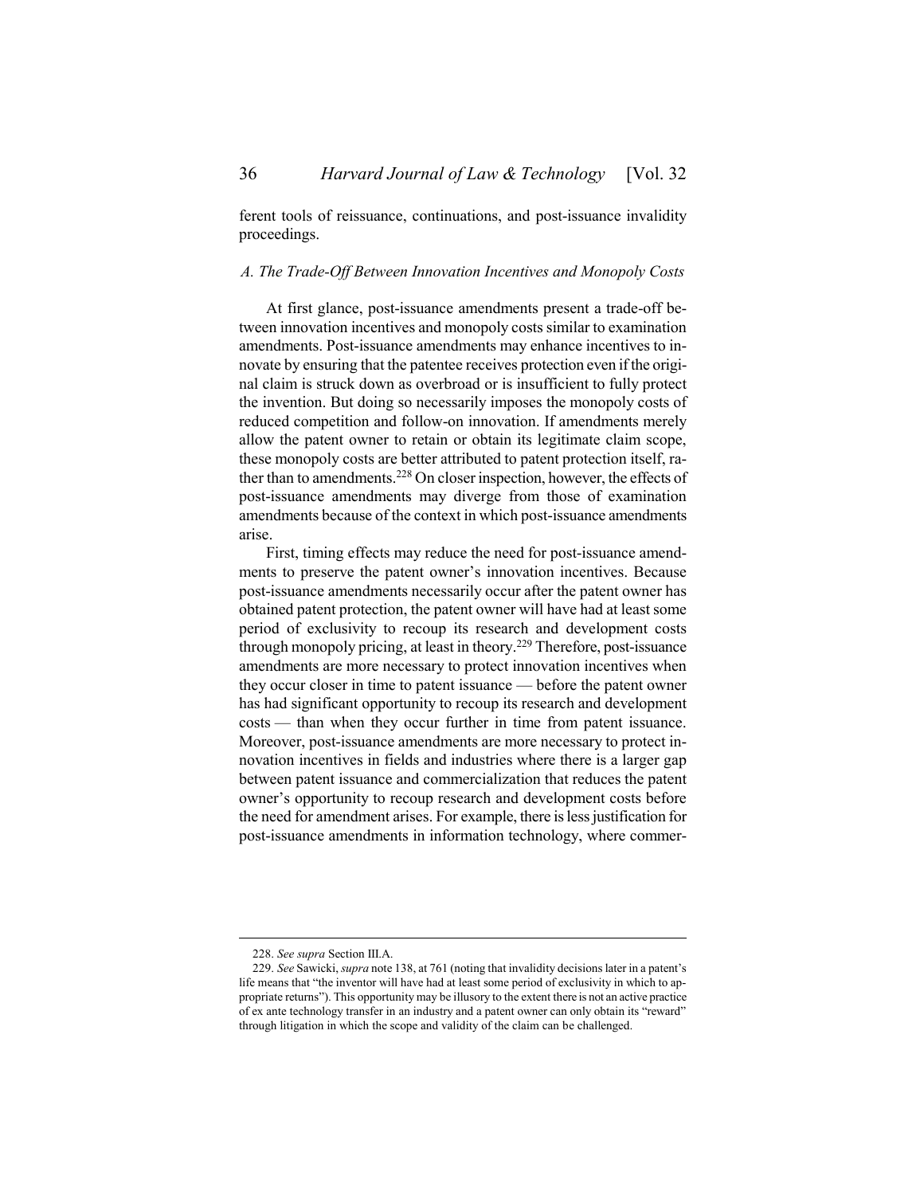ferent tools of reissuance, continuations, and post-issuance invalidity proceedings.

### *A. The Trade-Off Between Innovation Incentives and Monopoly Costs*

At first glance, post-issuance amendments present a trade-off between innovation incentives and monopoly costs similar to examination amendments. Post-issuance amendments may enhance incentives to innovate by ensuring that the patentee receives protection even if the original claim is struck down as overbroad or is insufficient to fully protect the invention. But doing so necessarily imposes the monopoly costs of reduced competition and follow-on innovation. If amendments merely allow the patent owner to retain or obtain its legitimate claim scope, these monopoly costs are better attributed to patent protection itself, rather than to amendments.[228] On closer inspection, however, the effects of post-issuance amendments may diverge from those of examination amendments because of the context in which post-issuance amendments arise.

First, timing effects may reduce the need for post-issuance amendments to preserve the patent owner's innovation incentives. Because post-issuance amendments necessarily occur after the patent owner has obtained patent protection, the patent owner will have had at least some period of exclusivity to recoup its research and development costs through monopoly pricing, at least in theory.[229] Therefore, post-issuance amendments are more necessary to protect innovation incentives when they occur closer in time to patent issuance — before the patent owner has had significant opportunity to recoup its research and development costs — than when they occur further in time from patent issuance. Moreover, post-issuance amendments are more necessary to protect innovation incentives in fields and industries where there is a larger gap between patent issuance and commercialization that reduces the patent owner's opportunity to recoup research and development costs before the need for amendment arises. For example, there is less justification for post-issuance amendments in information technology, where commer-

---

228. *See supra* Section III.A.

229. *See* Sawicki, *supra* note 138, at 761 (noting that invalidity decisions later in a patent's life means that "the inventor will have had at least some period of exclusivity in which to appropriate returns"). This opportunity may be illusory to the extent there is not an active practice of ex ante technology transfer in an industry and a patent owner can only obtain its "reward" through litigation in which the scope and validity of the claim can be challenged.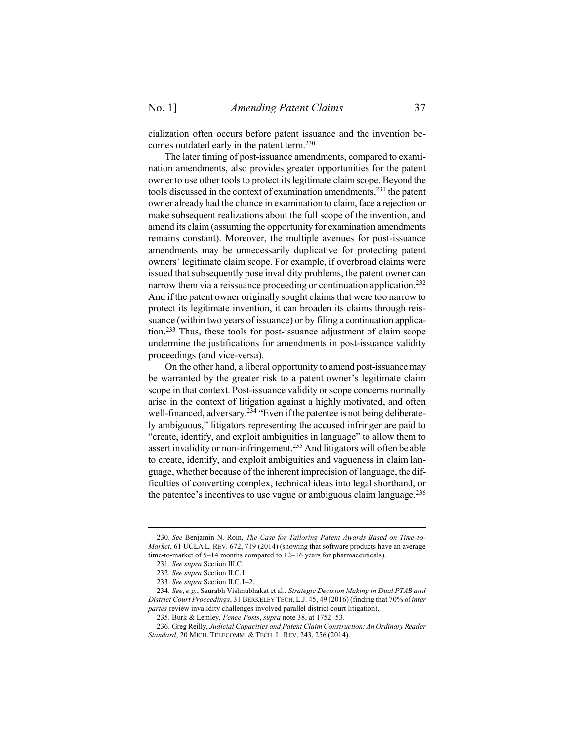cialization often occurs before patent issuance and the invention becomes outdated early in the patent term.[230]

The later timing of post-issuance amendments, compared to examination amendments, also provides greater opportunities for the patent owner to use other tools to protect its legitimate claim scope. Beyond the tools discussed in the context of examination amendments,[231] the patent owner already had the chance in examination to claim, face a rejection or make subsequent realizations about the full scope of the invention, and amend its claim (assuming the opportunity for examination amendments remains constant). Moreover, the multiple avenues for post-issuance amendments may be unnecessarily duplicative for protecting patent owners' legitimate claim scope. For example, if overbroad claims were issued that subsequently pose invalidity problems, the patent owner can narrow them via a reissuance proceeding or continuation application.[232] And if the patent owner originally sought claims that were too narrow to protect its legitimate invention, it can broaden its claims through reissuance (within two years of issuance) or by filing a continuation application.[233] Thus, these tools for post-issuance adjustment of claim scope undermine the justifications for amendments in post-issuance validity proceedings (and vice-versa).

On the other hand, a liberal opportunity to amend post-issuance may be warranted by the greater risk to a patent owner's legitimate claim scope in that context. Post-issuance validity or scope concerns normally arise in the context of litigation against a highly motivated, and often well-financed, adversary.[234] "Even if the patentee is not being deliberately ambiguous," litigators representing the accused infringer are paid to "create, identify, and exploit ambiguities in language" to allow them to assert invalidity or non-infringement.[235] And litigators will often be able to create, identify, and exploit ambiguities and vagueness in claim language, whether because of the inherent imprecision of language, the difficulties of converting complex, technical ideas into legal shorthand, or the patentee's incentives to use vague or ambiguous claim language.[236]

---

230. *See* Benjamin N. Roin, *The Case for Tailoring Patent Awards Based on Time-to-Market*, 61 UCLA L. REV. 672, 719 (2014) (showing that software products have an average time-to-market of 5–14 months compared to 12–16 years for pharmaceuticals).

231. *See supra* Section III.C.

232. *See supra* Section II.C.1.

233. *See supra* Section II.C.1–2.

234. *See*, *e.g.*, Saurabh Vishnubhakat et al., *Strategic Decision Making in Dual PTAB and District Court Proceedings*, 31 BERKELEY TECH. L.J. 45, 49 (2016) (finding that 70% of *inter partes* review invalidity challenges involved parallel district court litigation).

235. Burk & Lemley, *Fence Posts*, *supra* note 38, at 1752–53.

236. Greg Reilly, *Judicial Capacities and Patent Claim Construction: An Ordinary Reader Standard*, 20 MICH. TELECOMM. & TECH. L. REV. 243, 256 (2014).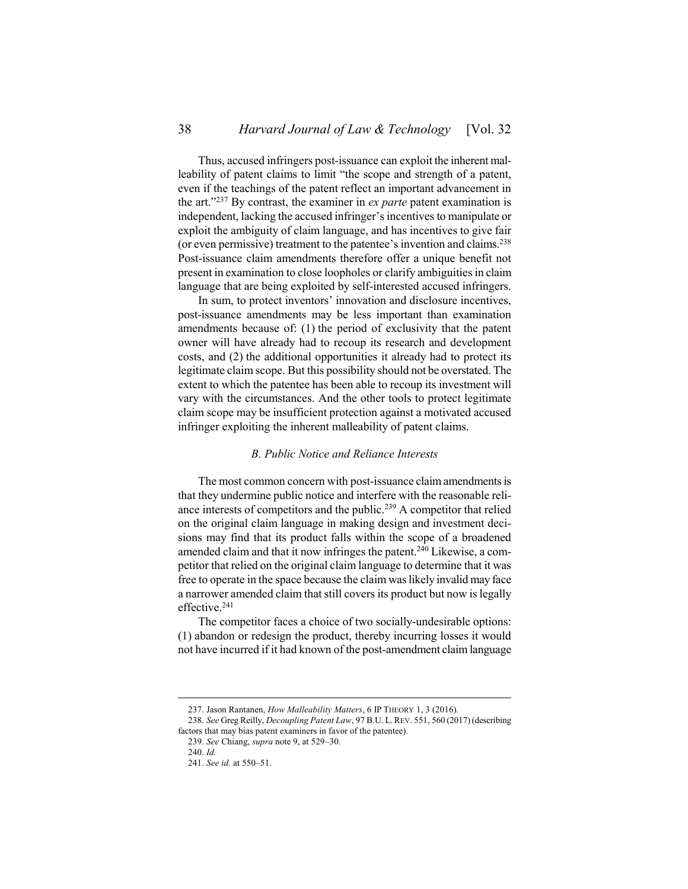Thus, accused infringers post-issuance can exploit the inherent malleability of patent claims to limit "the scope and strength of a patent, even if the teachings of the patent reflect an important advancement in the art."[237] By contrast, the examiner in *ex parte* patent examination is independent, lacking the accused infringer's incentives to manipulate or exploit the ambiguity of claim language, and has incentives to give fair (or even permissive) treatment to the patentee's invention and claims.[238] Post-issuance claim amendments therefore offer a unique benefit not present in examination to close loopholes or clarify ambiguities in claim language that are being exploited by self-interested accused infringers.

In sum, to protect inventors' innovation and disclosure incentives, post-issuance amendments may be less important than examination amendments because of: (1) the period of exclusivity that the patent owner will have already had to recoup its research and development costs, and (2) the additional opportunities it already had to protect its legitimate claim scope. But this possibility should not be overstated. The extent to which the patentee has been able to recoup its investment will vary with the circumstances. And the other tools to protect legitimate claim scope may be insufficient protection against a motivated accused infringer exploiting the inherent malleability of patent claims.

### *B. Public Notice and Reliance Interests*

The most common concern with post-issuance claim amendments is that they undermine public notice and interfere with the reasonable reliance interests of competitors and the public.[239] A competitor that relied on the original claim language in making design and investment decisions may find that its product falls within the scope of a broadened amended claim and that it now infringes the patent.[240] Likewise, a competitor that relied on the original claim language to determine that it was free to operate in the space because the claim was likely invalid may face a narrower amended claim that still covers its product but now is legally effective.[241]

The competitor faces a choice of two socially-undesirable options: (1) abandon or redesign the product, thereby incurring losses it would not have incurred if it had known of the post-amendment claim language

---

237. Jason Rantanen, *How Malleability Matters*, 6 IP THEORY 1, 3 (2016).

238. *See* Greg Reilly, *Decoupling Patent Law*, 97 B.U. L. REV. 551, 560 (2017) (describing factors that may bias patent examiners in favor of the patentee).

239. *See* Chiang, *supra* note 9, at 529–30.

240. *Id.*

241. *See id.* at 550–51.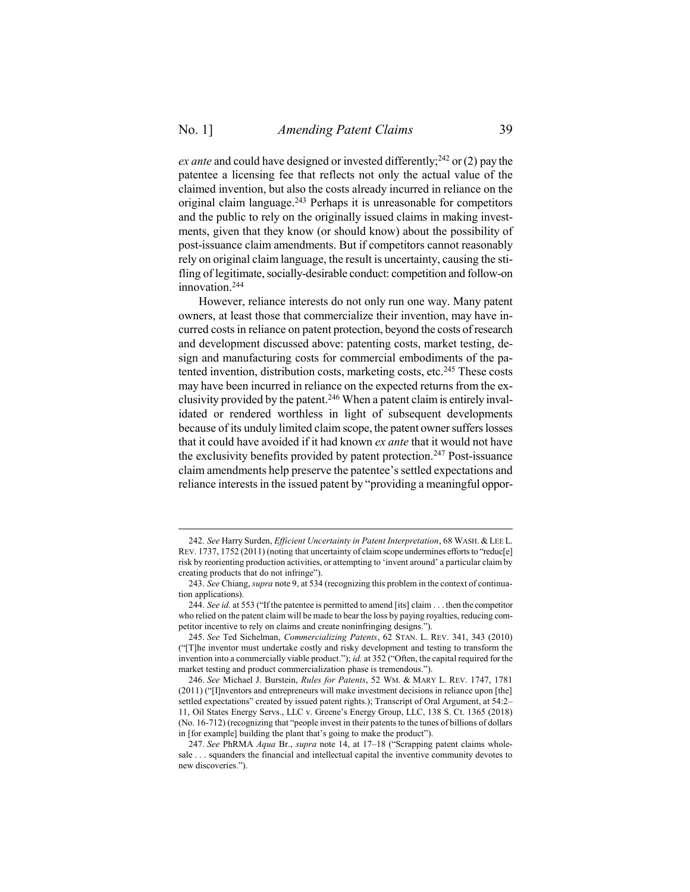*ex ante* and could have designed or invested differently;[242] or (2) pay the patentee a licensing fee that reflects not only the actual value of the claimed invention, but also the costs already incurred in reliance on the original claim language.[243] Perhaps it is unreasonable for competitors and the public to rely on the originally issued claims in making investments, given that they know (or should know) about the possibility of post-issuance claim amendments. But if competitors cannot reasonably rely on original claim language, the result is uncertainty, causing the stifling of legitimate, socially-desirable conduct: competition and follow-on innovation.[244]

However, reliance interests do not only run one way. Many patent owners, at least those that commercialize their invention, may have incurred costs in reliance on patent protection, beyond the costs of research and development discussed above: patenting costs, market testing, design and manufacturing costs for commercial embodiments of the patented invention, distribution costs, marketing costs, etc.[245] These costs may have been incurred in reliance on the expected returns from the exclusivity provided by the patent.[246] When a patent claim is entirely invalidated or rendered worthless in light of subsequent developments because of its unduly limited claim scope, the patent owner suffers losses that it could have avoided if it had known *ex ante* that it would not have the exclusivity benefits provided by patent protection.[247] Post-issuance claim amendments help preserve the patentee's settled expectations and reliance interests in the issued patent by "providing a meaningful oppor-

---

242. *See* Harry Surden, *Efficient Uncertainty in Patent Interpretation*, 68 WASH. & LEE L. REV. 1737, 1752 (2011) (noting that uncertainty of claim scope undermines efforts to "reduc[e] risk by reorienting production activities, or attempting to 'invent around' a particular claim by creating products that do not infringe").

243. *See* Chiang, *supra* note 9, at 534 (recognizing this problem in the context of continuation applications).

244. *See id.* at 553 ("If the patentee is permitted to amend [its] claim . . . then the competitor who relied on the patent claim will be made to bear the loss by paying royalties, reducing competitor incentive to rely on claims and create noninfringing designs.").

245. *See* Ted Sichelman, *Commercializing Patents*, 62 STAN. L. REV. 341, 343 (2010) ("[T]he inventor must undertake costly and risky development and testing to transform the invention into a commercially viable product."); *id.* at 352 ("Often, the capital required for the market testing and product commercialization phase is tremendous.").

246. *See* Michael J. Burstein, *Rules for Patents*, 52 WM. & MARY L. REV. 1747, 1781 (2011) ("[I]nventors and entrepreneurs will make investment decisions in reliance upon [the] settled expectations" created by issued patent rights.); Transcript of Oral Argument, at 54:2–11, Oil States Energy Servs., LLC v. Greene's Energy Group, LLC, 138 S. Ct. 1365 (2018) (No. 16-712) (recognizing that "people invest in their patents to the tunes of billions of dollars in [for example] building the plant that's going to make the product").

247. *See* PhRMA *Aqua* Br., *supra* note 14, at 17–18 ("Scrapping patent claims wholesale . . . squanders the financial and intellectual capital the inventive community devotes to new discoveries.").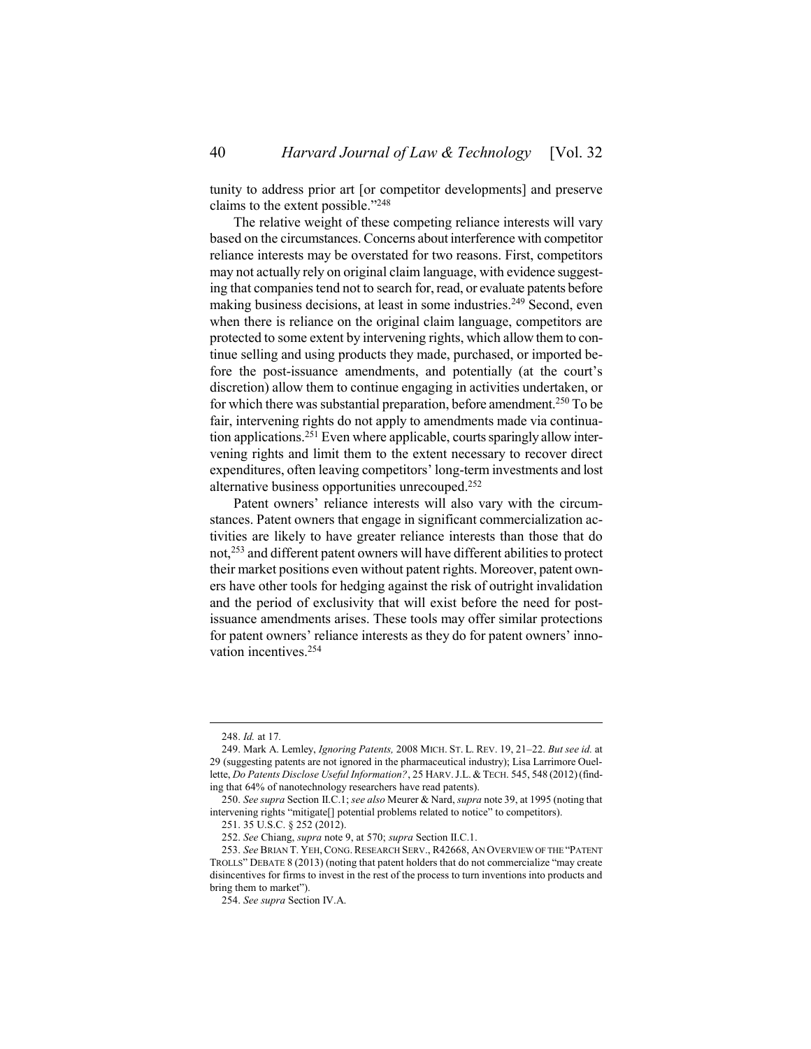tunity to address prior art [or competitor developments] and preserve claims to the extent possible."[248]

The relative weight of these competing reliance interests will vary based on the circumstances. Concerns about interference with competitor reliance interests may be overstated for two reasons. First, competitors may not actually rely on original claim language, with evidence suggesting that companies tend not to search for, read, or evaluate patents before making business decisions, at least in some industries.[249] Second, even when there is reliance on the original claim language, competitors are protected to some extent by intervening rights, which allow them to continue selling and using products they made, purchased, or imported before the post-issuance amendments, and potentially (at the court's discretion) allow them to continue engaging in activities undertaken, or for which there was substantial preparation, before amendment.[250] To be fair, intervening rights do not apply to amendments made via continuation applications.[251] Even where applicable, courts sparingly allow intervening rights and limit them to the extent necessary to recover direct expenditures, often leaving competitors' long-term investments and lost alternative business opportunities unrecouped.[252]

Patent owners' reliance interests will also vary with the circumstances. Patent owners that engage in significant commercialization activities are likely to have greater reliance interests than those that do not,[253] and different patent owners will have different abilities to protect their market positions even without patent rights. Moreover, patent owners have other tools for hedging against the risk of outright invalidation and the period of exclusivity that will exist before the need for post-issuance amendments arises. These tools may offer similar protections for patent owners' reliance interests as they do for patent owners' innovation incentives.[254]

---

248. *Id.* at 17.

249. Mark A. Lemley, *Ignoring Patents,* 2008 MICH. ST. L. REV. 19, 21–22. *But see id.* at 29 (suggesting patents are not ignored in the pharmaceutical industry); Lisa Larrimore Ouellette, *Do Patents Disclose Useful Information?*, 25 HARV. J.L. & TECH. 545, 548 (2012) (finding that 64% of nanotechnology researchers have read patents).

250. *See supra* Section II.C.1; *see also* Meurer & Nard, *supra* note 39, at 1995 (noting that intervening rights "mitigate[] potential problems related to notice" to competitors).

251. 35 U.S.C. § 252 (2012).

252. *See* Chiang, *supra* note 9, at 570; *supra* Section II.C.1.

253. *See* BRIAN T. YEH, CONG. RESEARCH SERV., R42668, AN OVERVIEW OF THE "PATENT TROLLS" DEBATE 8 (2013) (noting that patent holders that do not commercialize "may create disincentives for firms to invest in the rest of the process to turn inventions into products and bring them to market").

254. *See supra* Section IV.A.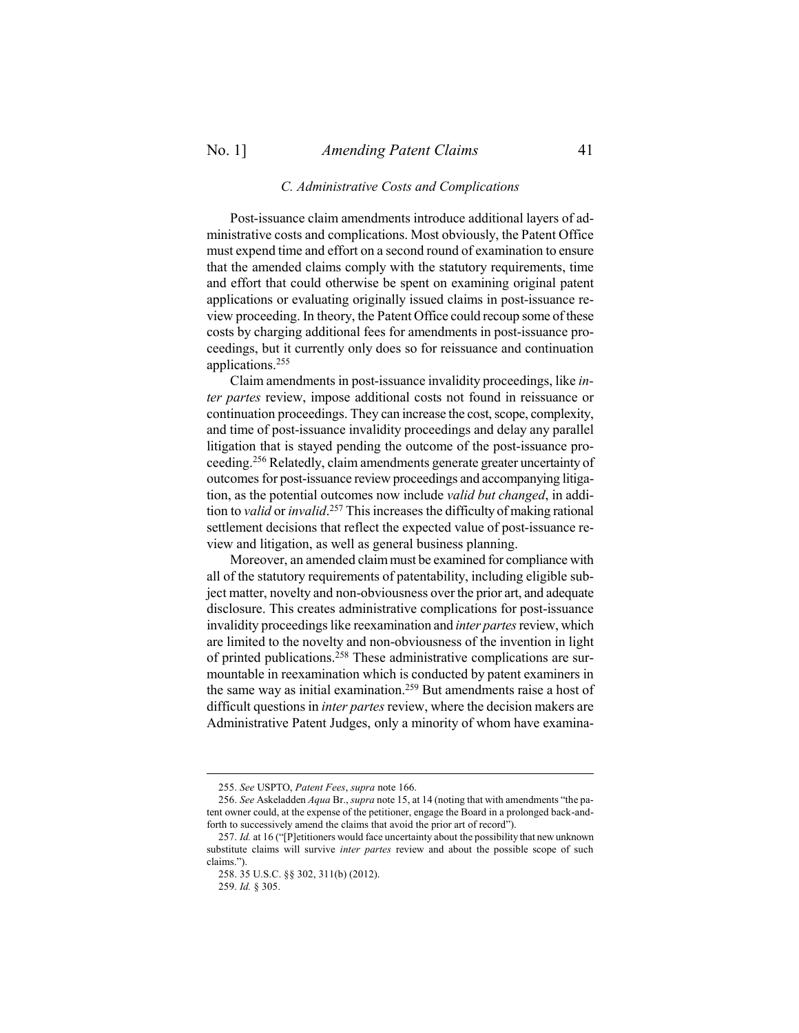### C. Administrative Costs and Complications

Post-issuance claim amendments introduce additional layers of administrative costs and complications. Most obviously, the Patent Office must expend time and effort on a second round of examination to ensure that the amended claims comply with the statutory requirements, time and effort that could otherwise be spent on examining original patent applications or evaluating originally issued claims in post-issuance review proceeding. In theory, the Patent Office could recoup some of these costs by charging additional fees for amendments in post-issuance proceedings, but it currently only does so for reissuance and continuation applications.[255]

Claim amendments in post-issuance invalidity proceedings, like *inter partes* review, impose additional costs not found in reissuance or continuation proceedings. They can increase the cost, scope, complexity, and time of post-issuance invalidity proceedings and delay any parallel litigation that is stayed pending the outcome of the post-issuance proceeding.[256] Relatedly, claim amendments generate greater uncertainty of outcomes for post-issuance review proceedings and accompanying litigation, as the potential outcomes now include *valid but changed*, in addition to *valid* or *invalid*.[257] This increases the difficulty of making rational settlement decisions that reflect the expected value of post-issuance review and litigation, as well as general business planning.

Moreover, an amended claim must be examined for compliance with all of the statutory requirements of patentability, including eligible subject matter, novelty and non-obviousness over the prior art, and adequate disclosure. This creates administrative complications for post-issuance invalidity proceedings like reexamination and *inter partes* review, which are limited to the novelty and non-obviousness of the invention in light of printed publications.[258] These administrative complications are surmountable in reexamination which is conducted by patent examiners in the same way as initial examination.[259] But amendments raise a host of difficult questions in *inter partes* review, where the decision makers are Administrative Patent Judges, only a minority of whom have examina-

---

255. *See* USPTO, *Patent Fees*, *supra* note 166.

256. *See* Askeladden *Aqua* Br., *supra* note 15, at 14 (noting that with amendments "the patent owner could, at the expense of the petitioner, engage the Board in a prolonged back-and-forth to successively amend the claims that avoid the prior art of record").

257. *Id.* at 16 ("[P]etitioners would face uncertainty about the possibility that new unknown substitute claims will survive *inter partes* review and about the possible scope of such claims.").

258. 35 U.S.C. §§ 302, 311(b) (2012).

259. *Id.* § 305.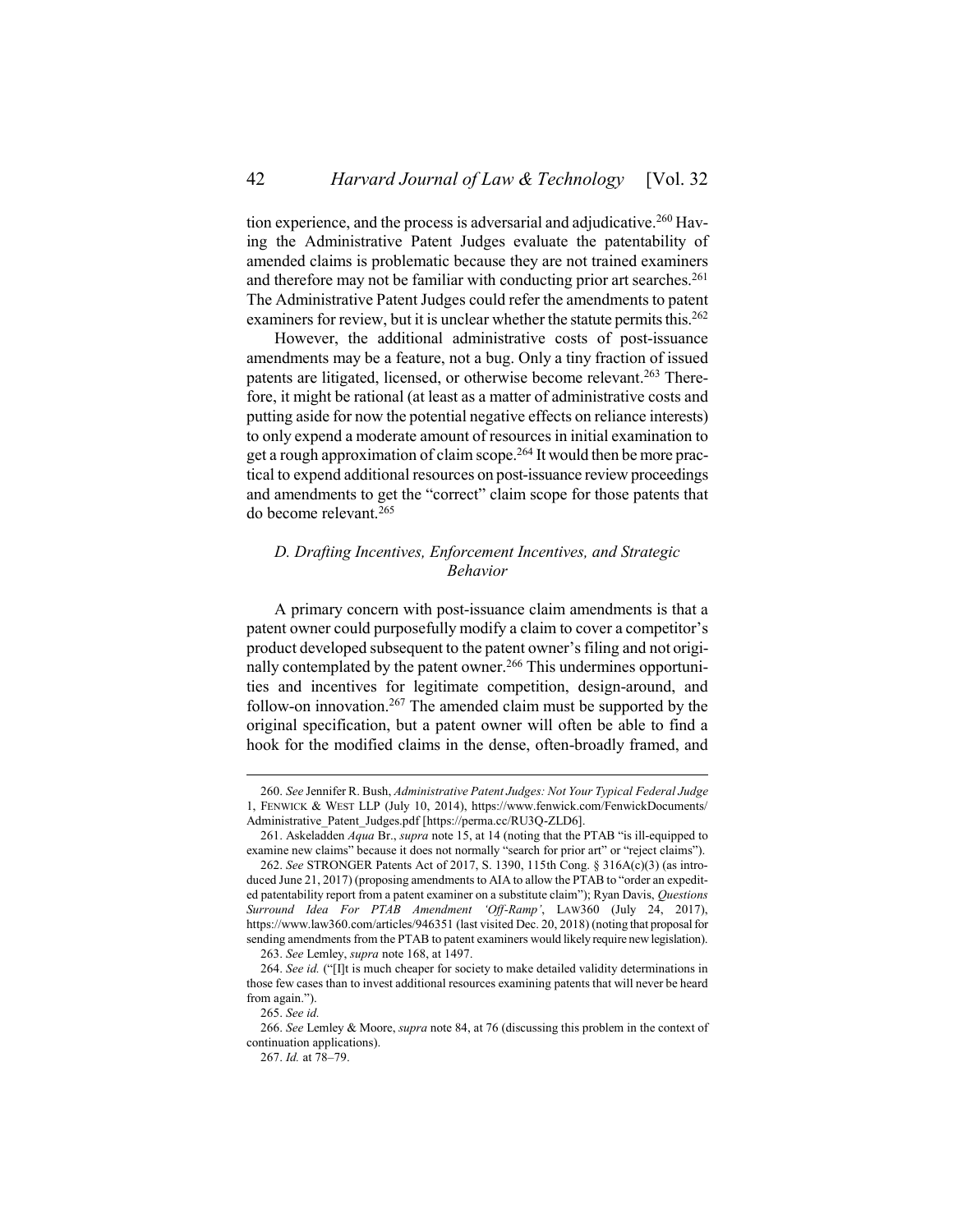tion experience, and the process is adversarial and adjudicative.[260] Having the Administrative Patent Judges evaluate the patentability of amended claims is problematic because they are not trained examiners and therefore may not be familiar with conducting prior art searches.[261] The Administrative Patent Judges could refer the amendments to patent examiners for review, but it is unclear whether the statute permits this.[262]

However, the additional administrative costs of post-issuance amendments may be a feature, not a bug. Only a tiny fraction of issued patents are litigated, licensed, or otherwise become relevant.[263] Therefore, it might be rational (at least as a matter of administrative costs and putting aside for now the potential negative effects on reliance interests) to only expend a moderate amount of resources in initial examination to get a rough approximation of claim scope.[264] It would then be more practical to expend additional resources on post-issuance review proceedings and amendments to get the "correct" claim scope for those patents that do become relevant.[265]

### *D. Drafting Incentives, Enforcement Incentives, and Strategic Behavior*

A primary concern with post-issuance claim amendments is that a patent owner could purposefully modify a claim to cover a competitor's product developed subsequent to the patent owner's filing and not originally contemplated by the patent owner.[266] This undermines opportunities and incentives for legitimate competition, design-around, and follow-on innovation.[267] The amended claim must be supported by the original specification, but a patent owner will often be able to find a hook for the modified claims in the dense, often-broadly framed, and

---

260. *See* Jennifer R. Bush, *Administrative Patent Judges: Not Your Typical Federal Judge* 1, FENWICK & WEST LLP (July 10, 2014), https://www.fenwick.com/FenwickDocuments/Administrative_Patent_Judges.pdf [https://perma.cc/RU3Q-ZLD6].

261. Askeladden *Aqua* Br., *supra* note 15, at 14 (noting that the PTAB "is ill-equipped to examine new claims" because it does not normally "search for prior art" or "reject claims").

262. *See* STRONGER Patents Act of 2017, S. 1390, 115th Cong. § 316A(c)(3) (as introduced June 21, 2017) (proposing amendments to AIA to allow the PTAB to "order an expedited patentability report from a patent examiner on a substitute claim"); Ryan Davis, *Questions Surround Idea For PTAB Amendment 'Off-Ramp'*, LAW360 (July 24, 2017), https://www.law360.com/articles/946351 (last visited Dec. 20, 2018) (noting that proposal for sending amendments from the PTAB to patent examiners would likely require new legislation).

263. *See* Lemley, *supra* note 168, at 1497.

264. *See id.* ("[I]t is much cheaper for society to make detailed validity determinations in those few cases than to invest additional resources examining patents that will never be heard from again.").

265. *See id.*

266. *See* Lemley & Moore, *supra* note 84, at 76 (discussing this problem in the context of continuation applications).

267. *Id.* at 78–79.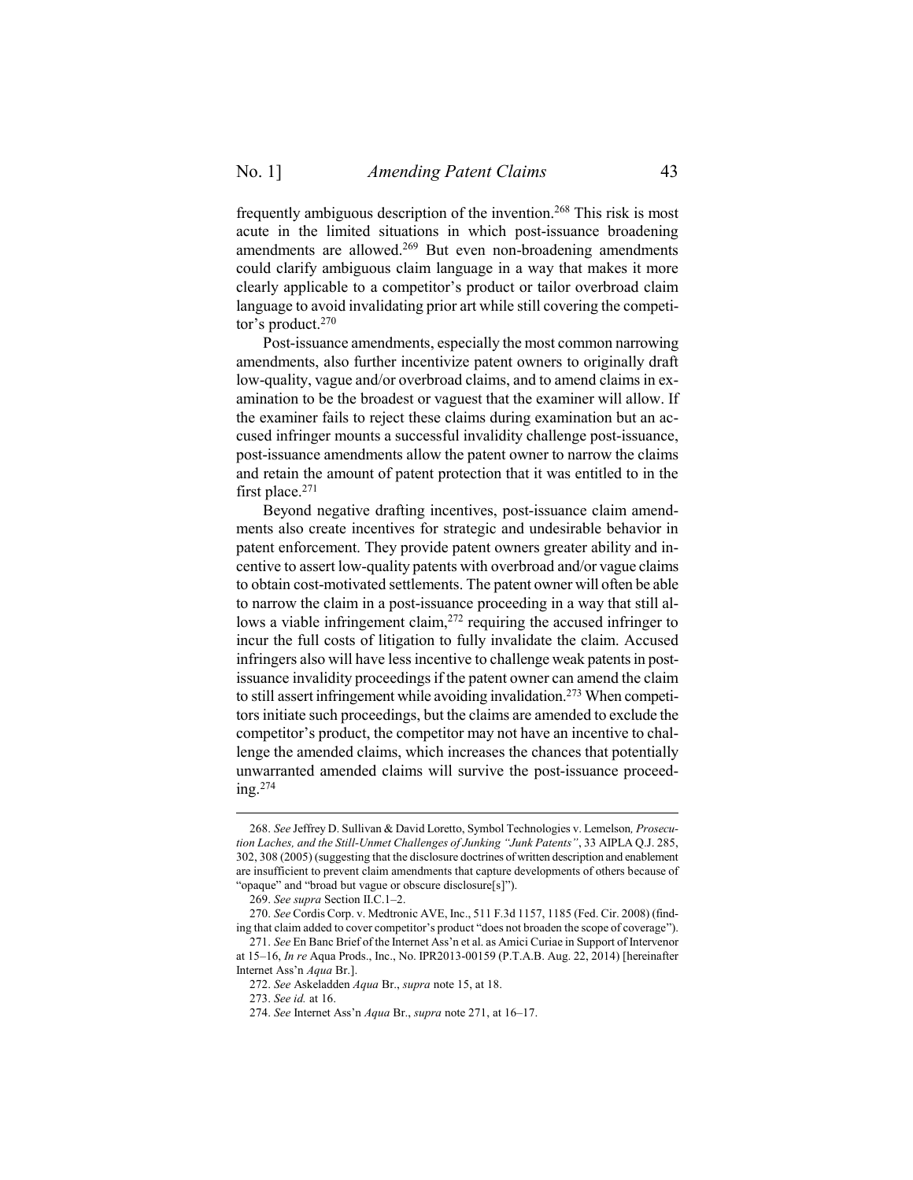frequently ambiguous description of the invention.[268] This risk is most acute in the limited situations in which post-issuance broadening amendments are allowed.[269] But even non-broadening amendments could clarify ambiguous claim language in a way that makes it more clearly applicable to a competitor's product or tailor overbroad claim language to avoid invalidating prior art while still covering the competitor's product.[270]

Post-issuance amendments, especially the most common narrowing amendments, also further incentivize patent owners to originally draft low-quality, vague and/or overbroad claims, and to amend claims in examination to be the broadest or vaguest that the examiner will allow. If the examiner fails to reject these claims during examination but an accused infringer mounts a successful invalidity challenge post-issuance, post-issuance amendments allow the patent owner to narrow the claims and retain the amount of patent protection that it was entitled to in the first place.[271]

Beyond negative drafting incentives, post-issuance claim amendments also create incentives for strategic and undesirable behavior in patent enforcement. They provide patent owners greater ability and incentive to assert low-quality patents with overbroad and/or vague claims to obtain cost-motivated settlements. The patent owner will often be able to narrow the claim in a post-issuance proceeding in a way that still allows a viable infringement claim,[272] requiring the accused infringer to incur the full costs of litigation to fully invalidate the claim. Accused infringers also will have less incentive to challenge weak patents in post-issuance invalidity proceedings if the patent owner can amend the claim to still assert infringement while avoiding invalidation.[273] When competitors initiate such proceedings, but the claims are amended to exclude the competitor's product, the competitor may not have an incentive to challenge the amended claims, which increases the chances that potentially unwarranted amended claims will survive the post-issuance proceeding.[274]

---

268. *See* Jeffrey D. Sullivan & David Loretto, Symbol Technologies v. Lemelson*, Prosecution Laches, and the Still-Unmet Challenges of Junking "Junk Patents"*, 33 AIPLA Q.J. 285, 302, 308 (2005) (suggesting that the disclosure doctrines of written description and enablement are insufficient to prevent claim amendments that capture developments of others because of "opaque" and "broad but vague or obscure disclosure[s]").

269. *See supra* Section II.C.1–2.

270. *See* Cordis Corp. v. Medtronic AVE, Inc., 511 F.3d 1157, 1185 (Fed. Cir. 2008) (finding that claim added to cover competitor's product "does not broaden the scope of coverage").

271. *See* En Banc Brief of the Internet Ass'n et al. as Amici Curiae in Support of Intervenor at 15–16, *In re* Aqua Prods., Inc., No. IPR2013-00159 (P.T.A.B. Aug. 22, 2014) [hereinafter Internet Ass'n *Aqua* Br.].

272. *See* Askeladden *Aqua* Br., *supra* note 15, at 18.

273. *See id.* at 16.

274. *See* Internet Ass'n *Aqua* Br., *supra* note 271, at 16–17.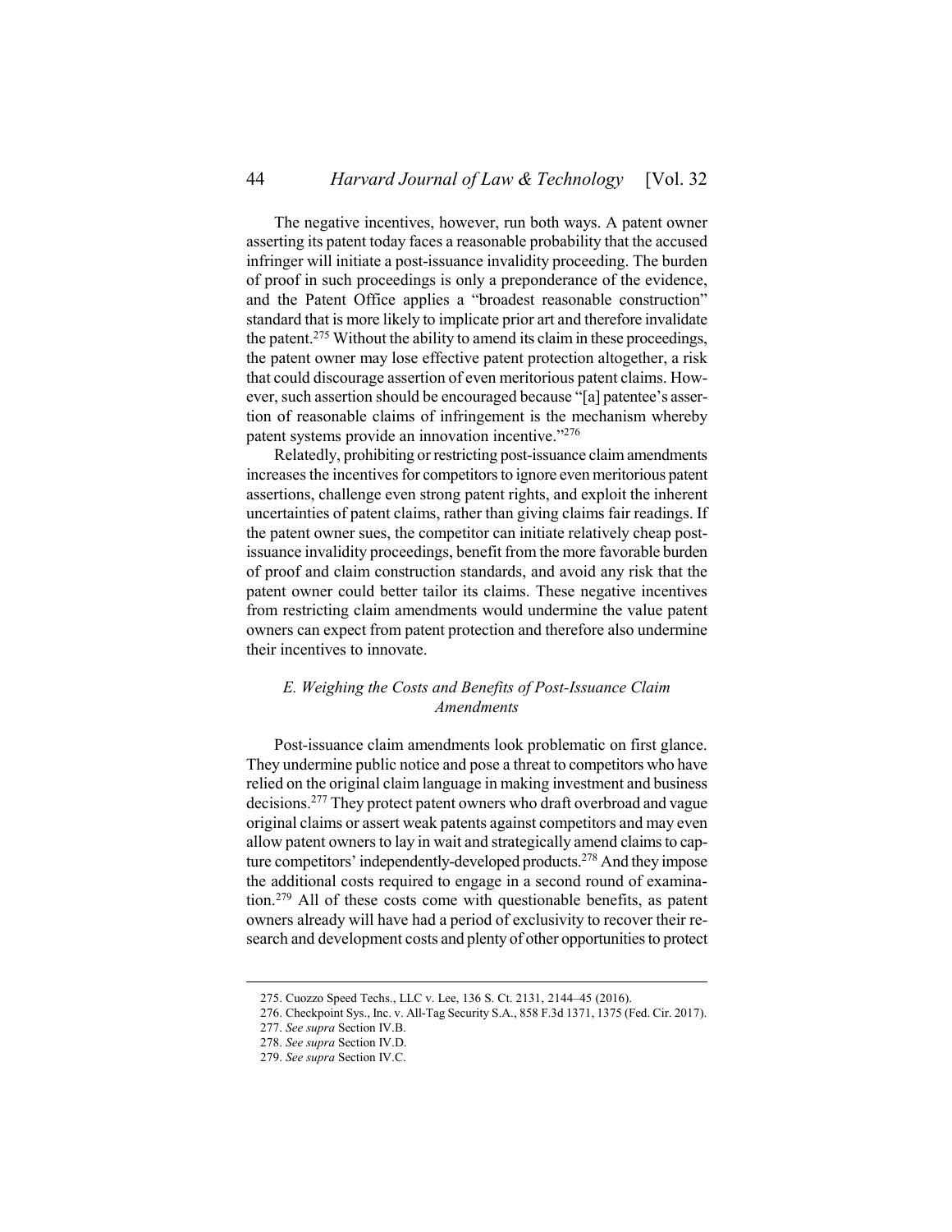The negative incentives, however, run both ways. A patent owner asserting its patent today faces a reasonable probability that the accused infringer will initiate a post-issuance invalidity proceeding. The burden of proof in such proceedings is only a preponderance of the evidence, and the Patent Office applies a "broadest reasonable construction" standard that is more likely to implicate prior art and therefore invalidate the patent.[275] Without the ability to amend its claim in these proceedings, the patent owner may lose effective patent protection altogether, a risk that could discourage assertion of even meritorious patent claims. However, such assertion should be encouraged because "[a] patentee's assertion of reasonable claims of infringement is the mechanism whereby patent systems provide an innovation incentive."[276]

Relatedly, prohibiting or restricting post-issuance claim amendments increases the incentives for competitors to ignore even meritorious patent assertions, challenge even strong patent rights, and exploit the inherent uncertainties of patent claims, rather than giving claims fair readings. If the patent owner sues, the competitor can initiate relatively cheap post-issuance invalidity proceedings, benefit from the more favorable burden of proof and claim construction standards, and avoid any risk that the patent owner could better tailor its claims. These negative incentives from restricting claim amendments would undermine the value patent owners can expect from patent protection and therefore also undermine their incentives to innovate.

### *E. Weighing the Costs and Benefits of Post-Issuance Claim Amendments*

Post-issuance claim amendments look problematic on first glance. They undermine public notice and pose a threat to competitors who have relied on the original claim language in making investment and business decisions.[277] They protect patent owners who draft overbroad and vague original claims or assert weak patents against competitors and may even allow patent owners to lay in wait and strategically amend claims to capture competitors' independently-developed products.[278] And they impose the additional costs required to engage in a second round of examination.[279] All of these costs come with questionable benefits, as patent owners already will have had a period of exclusivity to recover their research and development costs and plenty of other opportunities to protect

---

275. Cuozzo Speed Techs., LLC v. Lee, 136 S. Ct. 2131, 2144–45 (2016).

276. Checkpoint Sys., Inc. v. All-Tag Security S.A., 858 F.3d 1371, 1375 (Fed. Cir. 2017).

277. *See supra* Section IV.B.

278. *See supra* Section IV.D.

279. *See supra* Section IV.C.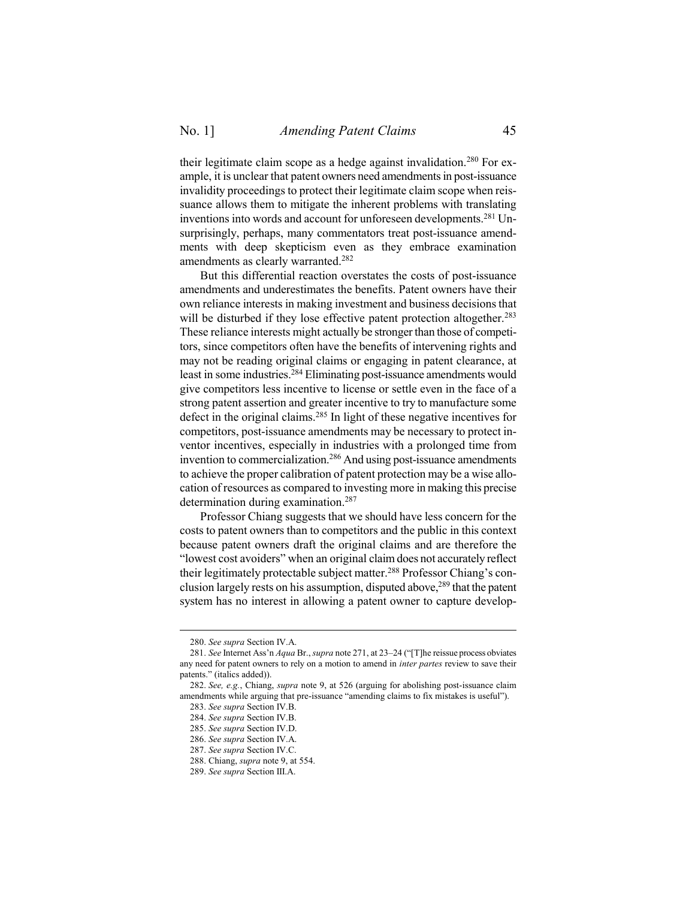their legitimate claim scope as a hedge against invalidation.[280] For example, it is unclear that patent owners need amendments in post-issuance invalidity proceedings to protect their legitimate claim scope when reissuance allows them to mitigate the inherent problems with translating inventions into words and account for unforeseen developments.[281] Unsurprisingly, perhaps, many commentators treat post-issuance amendments with deep skepticism even as they embrace examination amendments as clearly warranted.[282]

But this differential reaction overstates the costs of post-issuance amendments and underestimates the benefits. Patent owners have their own reliance interests in making investment and business decisions that will be disturbed if they lose effective patent protection altogether.[283] These reliance interests might actually be stronger than those of competitors, since competitors often have the benefits of intervening rights and may not be reading original claims or engaging in patent clearance, at least in some industries.[284] Eliminating post-issuance amendments would give competitors less incentive to license or settle even in the face of a strong patent assertion and greater incentive to try to manufacture some defect in the original claims.[285] In light of these negative incentives for competitors, post-issuance amendments may be necessary to protect inventor incentives, especially in industries with a prolonged time from invention to commercialization.[286] And using post-issuance amendments to achieve the proper calibration of patent protection may be a wise allocation of resources as compared to investing more in making this precise determination during examination.[287]

Professor Chiang suggests that we should have less concern for the costs to patent owners than to competitors and the public in this context because patent owners draft the original claims and are therefore the "lowest cost avoiders" when an original claim does not accurately reflect their legitimately protectable subject matter.[288] Professor Chiang's conclusion largely rests on his assumption, disputed above,[289] that the patent system has no interest in allowing a patent owner to capture develop-

---

280. *See supra* Section IV.A.

281. *See* Internet Ass'n *Aqua* Br., *supra* note 271, at 23–24 ("[T]he reissue process obviates any need for patent owners to rely on a motion to amend in *inter partes* review to save their patents." (italics added)).

282. *See, e.g.*, Chiang, *supra* note 9, at 526 (arguing for abolishing post-issuance claim amendments while arguing that pre-issuance "amending claims to fix mistakes is useful").

283. *See supra* Section IV.B.

284. *See supra* Section IV.B.

285. *See supra* Section IV.D.

286. *See supra* Section IV.A.

287. *See supra* Section IV.C.

288. Chiang, *supra* note 9, at 554.

289. *See supra* Section III.A.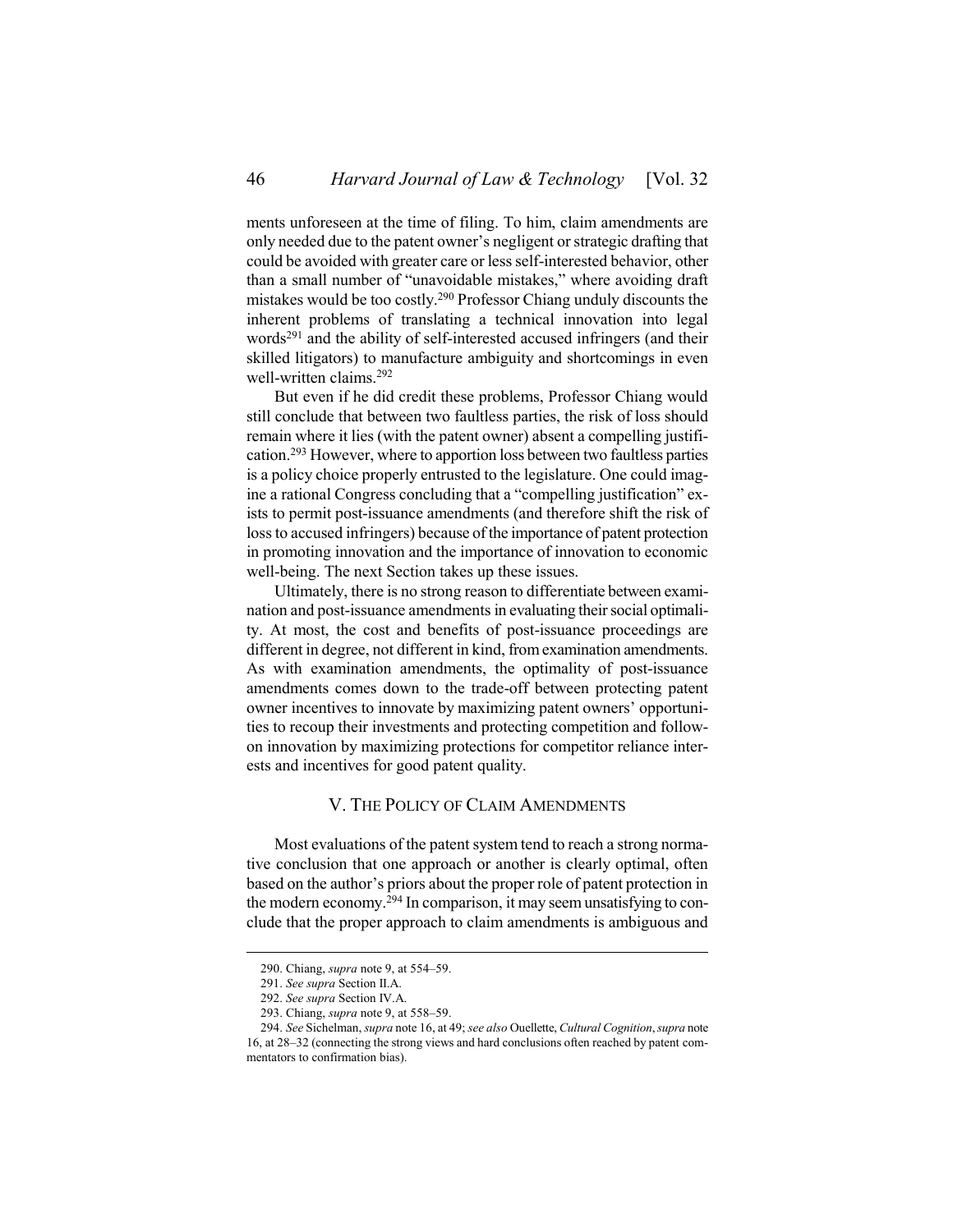ments unforeseen at the time of filing. To him, claim amendments are only needed due to the patent owner's negligent or strategic drafting that could be avoided with greater care or less self-interested behavior, other than a small number of "unavoidable mistakes," where avoiding draft mistakes would be too costly.[290] Professor Chiang unduly discounts the inherent problems of translating a technical innovation into legal words[291] and the ability of self-interested accused infringers (and their skilled litigators) to manufacture ambiguity and shortcomings in even well-written claims.[292]

But even if he did credit these problems, Professor Chiang would still conclude that between two faultless parties, the risk of loss should remain where it lies (with the patent owner) absent a compelling justification.[293] However, where to apportion loss between two faultless parties is a policy choice properly entrusted to the legislature. One could imagine a rational Congress concluding that a "compelling justification" exists to permit post-issuance amendments (and therefore shift the risk of loss to accused infringers) because of the importance of patent protection in promoting innovation and the importance of innovation to economic well-being. The next Section takes up these issues.

Ultimately, there is no strong reason to differentiate between examination and post-issuance amendments in evaluating their social optimality. At most, the cost and benefits of post-issuance proceedings are different in degree, not different in kind, from examination amendments. As with examination amendments, the optimality of post-issuance amendments comes down to the trade-off between protecting patent owner incentives to innovate by maximizing patent owners' opportunities to recoup their investments and protecting competition and follow-on innovation by maximizing protections for competitor reliance interests and incentives for good patent quality.

## V. The Policy of Claim Amendments

Most evaluations of the patent system tend to reach a strong normative conclusion that one approach or another is clearly optimal, often based on the author's priors about the proper role of patent protection in the modern economy.[294] In comparison, it may seem unsatisfying to conclude that the proper approach to claim amendments is ambiguous and

---

290. Chiang, *supra* note 9, at 554–59.

291. *See supra* Section II.A.

292. *See supra* Section IV.A.

293. Chiang, *supra* note 9, at 558–59.

294. *See* Sichelman, *supra* note 16, at 49; *see also* Ouellette, *Cultural Cognition*, *supra* note 16, at 28–32 (connecting the strong views and hard conclusions often reached by patent commentators to confirmation bias).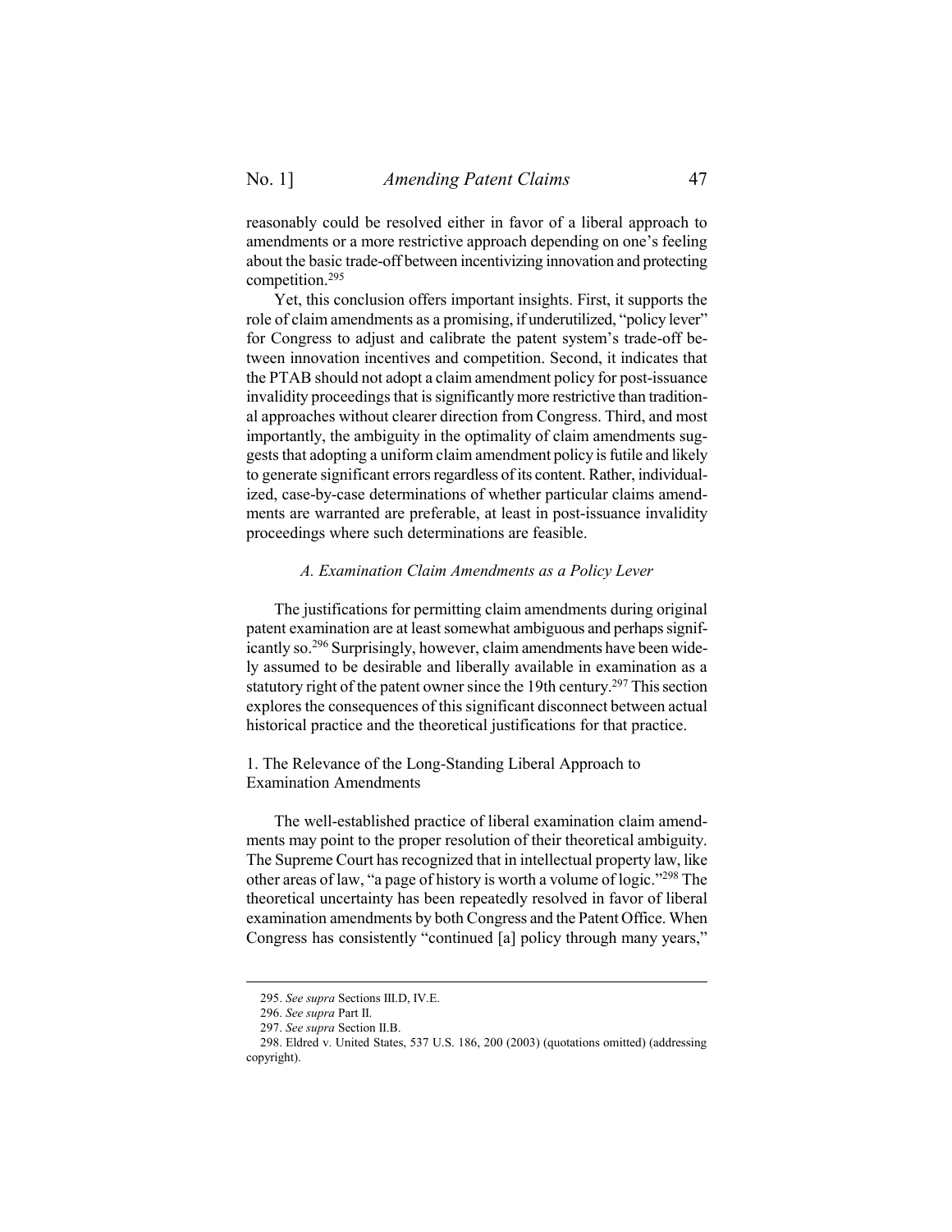reasonably could be resolved either in favor of a liberal approach to amendments or a more restrictive approach depending on one's feeling about the basic trade-off between incentivizing innovation and protecting competition.[295]

Yet, this conclusion offers important insights. First, it supports the role of claim amendments as a promising, if underutilized, "policy lever" for Congress to adjust and calibrate the patent system's trade-off between innovation incentives and competition. Second, it indicates that the PTAB should not adopt a claim amendment policy for post-issuance invalidity proceedings that is significantly more restrictive than traditional approaches without clearer direction from Congress. Third, and most importantly, the ambiguity in the optimality of claim amendments suggests that adopting a uniform claim amendment policy is futile and likely to generate significant errors regardless of its content. Rather, individualized, case-by-case determinations of whether particular claims amendments are warranted are preferable, at least in post-issuance invalidity proceedings where such determinations are feasible.

### *A. Examination Claim Amendments as a Policy Lever*

The justifications for permitting claim amendments during original patent examination are at least somewhat ambiguous and perhaps significantly so.[296] Surprisingly, however, claim amendments have been widely assumed to be desirable and liberally available in examination as a statutory right of the patent owner since the 19th century.[297] This section explores the consequences of this significant disconnect between actual historical practice and the theoretical justifications for that practice.

#### 1. The Relevance of the Long-Standing Liberal Approach to Examination Amendments

The well-established practice of liberal examination claim amendments may point to the proper resolution of their theoretical ambiguity. The Supreme Court has recognized that in intellectual property law, like other areas of law, "a page of history is worth a volume of logic."[298] The theoretical uncertainty has been repeatedly resolved in favor of liberal examination amendments by both Congress and the Patent Office. When Congress has consistently "continued [a] policy through many years,"

295. *See supra* Sections III.D, IV.E.

296. *See supra* Part II.

297. *See supra* Section II.B.

298. Eldred v. United States, 537 U.S. 186, 200 (2003) (quotations omitted) (addressing copyright).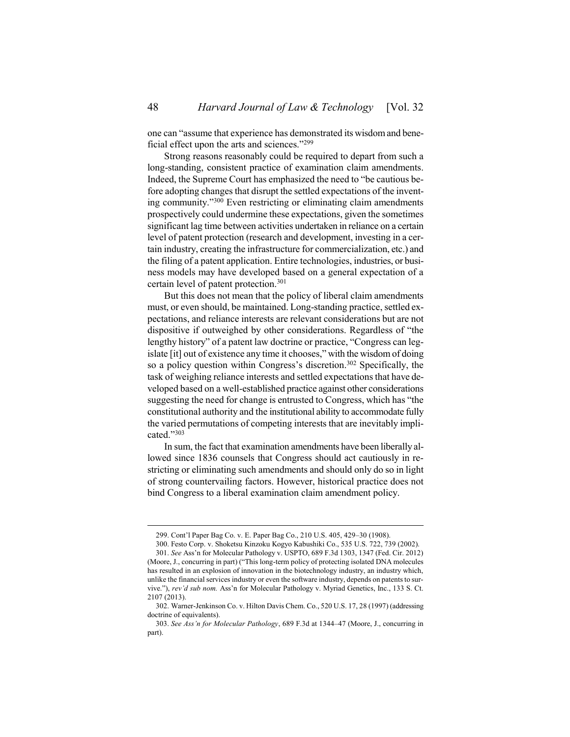one can "assume that experience has demonstrated its wisdom and beneficial effect upon the arts and sciences."[299]

Strong reasons reasonably could be required to depart from such a long-standing, consistent practice of examination claim amendments. Indeed, the Supreme Court has emphasized the need to "be cautious before adopting changes that disrupt the settled expectations of the inventing community."[300] Even restricting or eliminating claim amendments prospectively could undermine these expectations, given the sometimes significant lag time between activities undertaken in reliance on a certain level of patent protection (research and development, investing in a certain industry, creating the infrastructure for commercialization, etc.) and the filing of a patent application. Entire technologies, industries, or business models may have developed based on a general expectation of a certain level of patent protection.[301]

But this does not mean that the policy of liberal claim amendments must, or even should, be maintained. Long-standing practice, settled expectations, and reliance interests are relevant considerations but are not dispositive if outweighed by other considerations. Regardless of "the lengthy history" of a patent law doctrine or practice, "Congress can legislate [it] out of existence any time it chooses," with the wisdom of doing so a policy question within Congress's discretion.[302] Specifically, the task of weighing reliance interests and settled expectations that have developed based on a well-established practice against other considerations suggesting the need for change is entrusted to Congress, which has "the constitutional authority and the institutional ability to accommodate fully the varied permutations of competing interests that are inevitably implicated."[303]

In sum, the fact that examination amendments have been liberally allowed since 1836 counsels that Congress should act cautiously in restricting or eliminating such amendments and should only do so in light of strong countervailing factors. However, historical practice does not bind Congress to a liberal examination claim amendment policy.

---

299. Cont'l Paper Bag Co. v. E. Paper Bag Co., 210 U.S. 405, 429–30 (1908).

300. Festo Corp. v. Shoketsu Kinzoku Kogyo Kabushiki Co., 535 U.S. 722, 739 (2002).

301. *See* Ass'n for Molecular Pathology v. USPTO, 689 F.3d 1303, 1347 (Fed. Cir. 2012) (Moore, J., concurring in part) ("This long-term policy of protecting isolated DNA molecules has resulted in an explosion of innovation in the biotechnology industry, an industry which, unlike the financial services industry or even the software industry, depends on patents to survive."), *rev'd sub nom.* Ass'n for Molecular Pathology v. Myriad Genetics, Inc., 133 S. Ct. 2107 (2013).

302. Warner-Jenkinson Co. v. Hilton Davis Chem. Co., 520 U.S. 17, 28 (1997) (addressing doctrine of equivalents).

303. *See Ass'n for Molecular Pathology*, 689 F.3d at 1344–47 (Moore, J., concurring in part).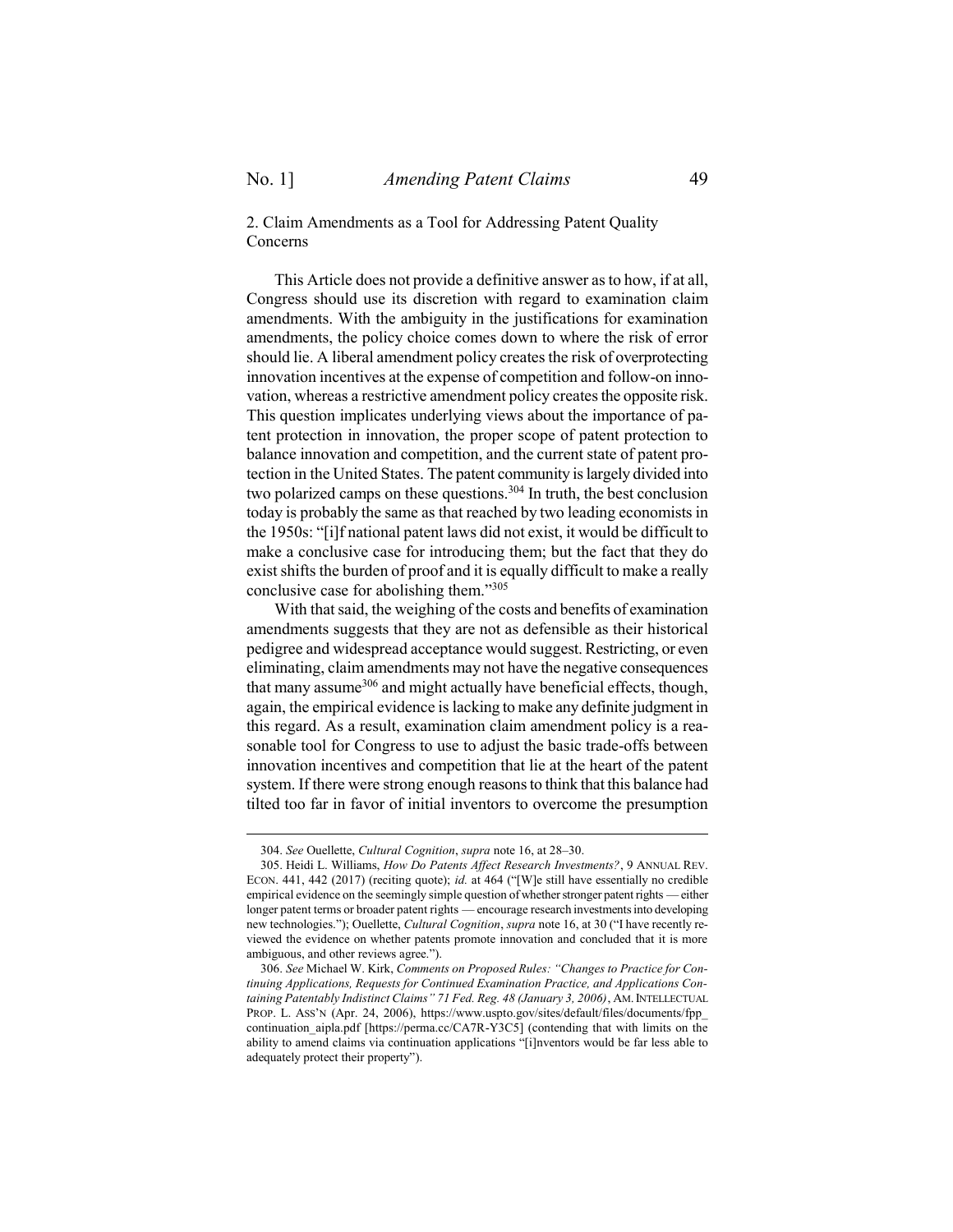### 2. Claim Amendments as a Tool for Addressing Patent Quality Concerns

This Article does not provide a definitive answer as to how, if at all, Congress should use its discretion with regard to examination claim amendments. With the ambiguity in the justifications for examination amendments, the policy choice comes down to where the risk of error should lie. A liberal amendment policy creates the risk of overprotecting innovation incentives at the expense of competition and follow-on innovation, whereas a restrictive amendment policy creates the opposite risk. This question implicates underlying views about the importance of patent protection in innovation, the proper scope of patent protection to balance innovation and competition, and the current state of patent protection in the United States. The patent community is largely divided into two polarized camps on these questions.[304] In truth, the best conclusion today is probably the same as that reached by two leading economists in the 1950s: "[i]f national patent laws did not exist, it would be difficult to make a conclusive case for introducing them; but the fact that they do exist shifts the burden of proof and it is equally difficult to make a really conclusive case for abolishing them."[305]

With that said, the weighing of the costs and benefits of examination amendments suggests that they are not as defensible as their historical pedigree and widespread acceptance would suggest. Restricting, or even eliminating, claim amendments may not have the negative consequences that many assume[306] and might actually have beneficial effects, though, again, the empirical evidence is lacking to make any definite judgment in this regard. As a result, examination claim amendment policy is a reasonable tool for Congress to use to adjust the basic trade-offs between innovation incentives and competition that lie at the heart of the patent system. If there were strong enough reasons to think that this balance had tilted too far in favor of initial inventors to overcome the presumption

---

304. *See* Ouellette, *Cultural Cognition*, *supra* note 16, at 28–30.

305. Heidi L. Williams, *How Do Patents Affect Research Investments?*, 9 ANNUAL REV. ECON. 441, 442 (2017) (reciting quote); *id.* at 464 ("[W]e still have essentially no credible empirical evidence on the seemingly simple question of whether stronger patent rights — either longer patent terms or broader patent rights — encourage research investments into developing new technologies."); Ouellette, *Cultural Cognition*, *supra* note 16, at 30 ("I have recently reviewed the evidence on whether patents promote innovation and concluded that it is more ambiguous, and other reviews agree.").

306. *See* Michael W. Kirk, *Comments on Proposed Rules: "Changes to Practice for Continuing Applications, Requests for Continued Examination Practice, and Applications Containing Patentably Indistinct Claims" 71 Fed. Reg. 48 (January 3, 2006)*, AM. INTELLECTUAL PROP. L. ASS'N (Apr. 24, 2006), https://www.uspto.gov/sites/default/files/documents/fpp_continuation_aipla.pdf [https://perma.cc/CA7R-Y3C5] (contending that with limits on the ability to amend claims via continuation applications "[i]nventors would be far less able to adequately protect their property").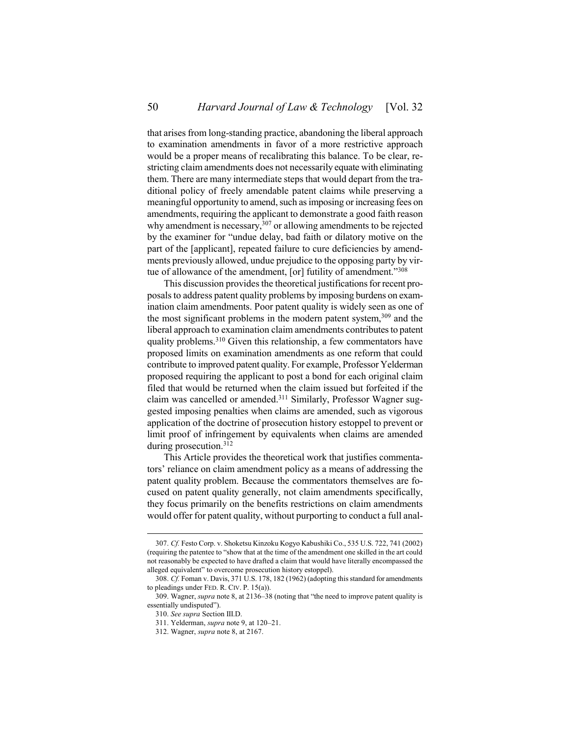that arises from long-standing practice, abandoning the liberal approach to examination amendments in favor of a more restrictive approach would be a proper means of recalibrating this balance. To be clear, restricting claim amendments does not necessarily equate with eliminating them. There are many intermediate steps that would depart from the traditional policy of freely amendable patent claims while preserving a meaningful opportunity to amend, such as imposing or increasing fees on amendments, requiring the applicant to demonstrate a good faith reason why amendment is necessary,[307] or allowing amendments to be rejected by the examiner for "undue delay, bad faith or dilatory motive on the part of the [applicant], repeated failure to cure deficiencies by amendments previously allowed, undue prejudice to the opposing party by virtue of allowance of the amendment, [or] futility of amendment."[308]

This discussion provides the theoretical justifications for recent proposals to address patent quality problems by imposing burdens on examination claim amendments. Poor patent quality is widely seen as one of the most significant problems in the modern patent system,[309] and the liberal approach to examination claim amendments contributes to patent quality problems.[310] Given this relationship, a few commentators have proposed limits on examination amendments as one reform that could contribute to improved patent quality. For example, Professor Yelderman proposed requiring the applicant to post a bond for each original claim filed that would be returned when the claim issued but forfeited if the claim was cancelled or amended.[311] Similarly, Professor Wagner suggested imposing penalties when claims are amended, such as vigorous application of the doctrine of prosecution history estoppel to prevent or limit proof of infringement by equivalents when claims are amended during prosecution.[312]

This Article provides the theoretical work that justifies commentators' reliance on claim amendment policy as a means of addressing the patent quality problem. Because the commentators themselves are focused on patent quality generally, not claim amendments specifically, they focus primarily on the benefits restrictions on claim amendments would offer for patent quality, without purporting to conduct a full anal-

---

307. *Cf.* Festo Corp. v. Shoketsu Kinzoku Kogyo Kabushiki Co., 535 U.S. 722, 741 (2002) (requiring the patentee to "show that at the time of the amendment one skilled in the art could not reasonably be expected to have drafted a claim that would have literally encompassed the alleged equivalent" to overcome prosecution history estoppel).

308. *Cf.* Foman v. Davis, 371 U.S. 178, 182 (1962) (adopting this standard for amendments to pleadings under FED. R. CIV. P. 15(a)).

309. Wagner, *supra* note 8, at 2136–38 (noting that "the need to improve patent quality is essentially undisputed").

310. *See supra* Section III.D.

311. Yelderman, *supra* note 9, at 120–21.

312. Wagner, *supra* note 8, at 2167.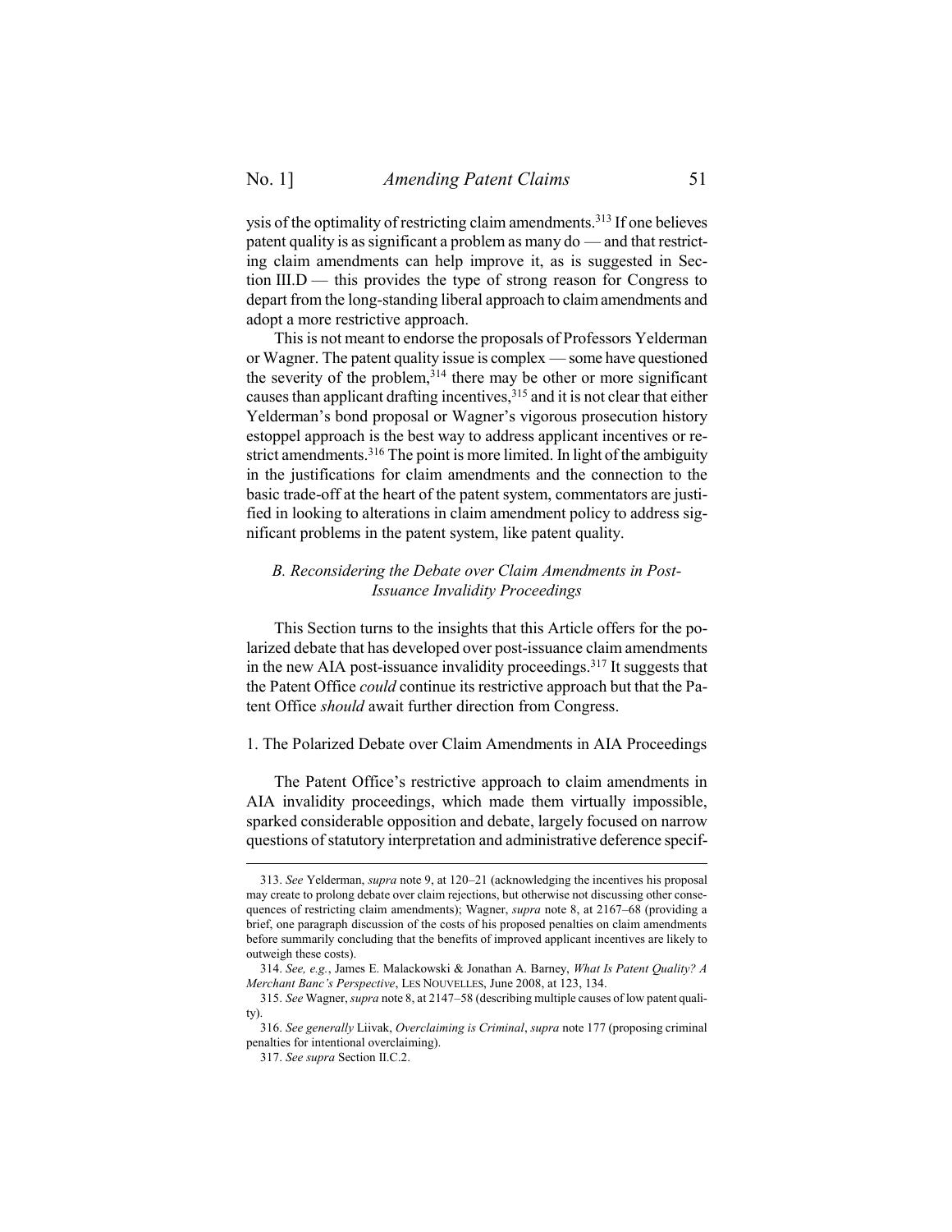ysis of the optimality of restricting claim amendments.[313] If one believes patent quality is as significant a problem as many do — and that restricting claim amendments can help improve it, as is suggested in Section III.D — this provides the type of strong reason for Congress to depart from the long-standing liberal approach to claim amendments and adopt a more restrictive approach.

This is not meant to endorse the proposals of Professors Yelderman or Wagner. The patent quality issue is complex — some have questioned the severity of the problem,[314] there may be other or more significant causes than applicant drafting incentives,[315] and it is not clear that either Yelderman's bond proposal or Wagner's vigorous prosecution history estoppel approach is the best way to address applicant incentives or restrict amendments.[316] The point is more limited. In light of the ambiguity in the justifications for claim amendments and the connection to the basic trade-off at the heart of the patent system, commentators are justified in looking to alterations in claim amendment policy to address significant problems in the patent system, like patent quality.

### *B. Reconsidering the Debate over Claim Amendments in Post-Issuance Invalidity Proceedings*

This Section turns to the insights that this Article offers for the polarized debate that has developed over post-issuance claim amendments in the new AIA post-issuance invalidity proceedings.[317] It suggests that the Patent Office *could* continue its restrictive approach but that the Patent Office *should* await further direction from Congress.

#### 1. The Polarized Debate over Claim Amendments in AIA Proceedings

The Patent Office's restrictive approach to claim amendments in AIA invalidity proceedings, which made them virtually impossible, sparked considerable opposition and debate, largely focused on narrow questions of statutory interpretation and administrative deference specif-

---

313. *See* Yelderman, *supra* note 9, at 120–21 (acknowledging the incentives his proposal may create to prolong debate over claim rejections, but otherwise not discussing other consequences of restricting claim amendments); Wagner, *supra* note 8, at 2167–68 (providing a brief, one paragraph discussion of the costs of his proposed penalties on claim amendments before summarily concluding that the benefits of improved applicant incentives are likely to outweigh these costs).

314. *See, e.g.*, James E. Malackowski & Jonathan A. Barney, *What Is Patent Quality? A Merchant Banc's Perspective*, LES NOUVELLES, June 2008, at 123, 134.

315. *See* Wagner, *supra* note 8, at 2147–58 (describing multiple causes of low patent quality).

316. *See generally* Liivak, *Overclaiming is Criminal*, *supra* note 177 (proposing criminal penalties for intentional overclaiming).

317. *See supra* Section II.C.2.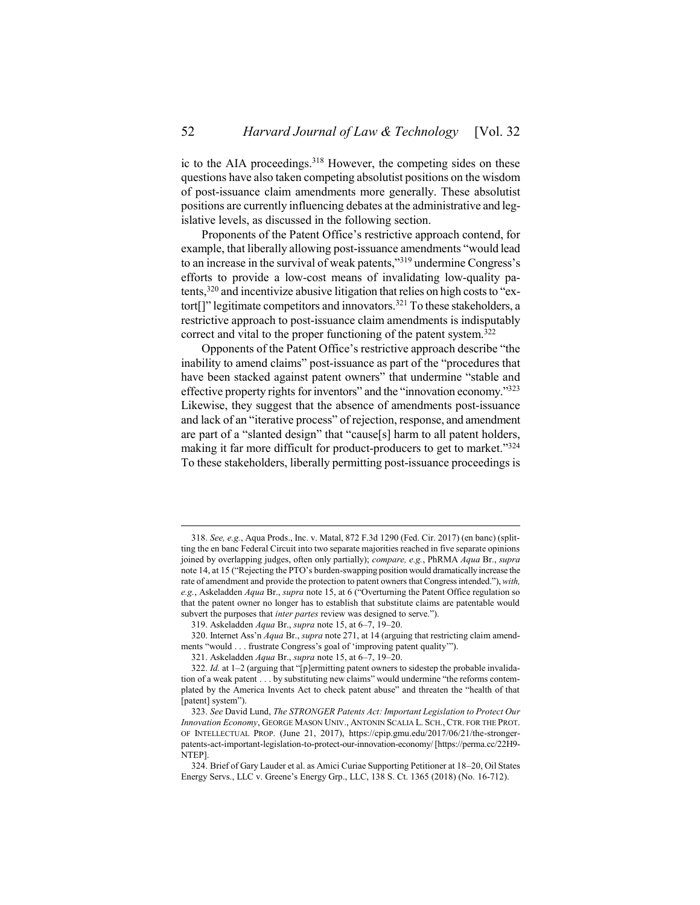ic to the AIA proceedings.[318] However, the competing sides on these questions have also taken competing absolutist positions on the wisdom of post-issuance claim amendments more generally. These absolutist positions are currently influencing debates at the administrative and legislative levels, as discussed in the following section.

Proponents of the Patent Office's restrictive approach contend, for example, that liberally allowing post-issuance amendments "would lead to an increase in the survival of weak patents,"[319] undermine Congress's efforts to provide a low-cost means of invalidating low-quality patents,[320] and incentivize abusive litigation that relies on high costs to "extort[]" legitimate competitors and innovators.[321] To these stakeholders, a restrictive approach to post-issuance claim amendments is indisputably correct and vital to the proper functioning of the patent system.[322]

Opponents of the Patent Office's restrictive approach describe "the inability to amend claims" post-issuance as part of the "procedures that have been stacked against patent owners" that undermine "stable and effective property rights for inventors" and the "innovation economy."[323] Likewise, they suggest that the absence of amendments post-issuance and lack of an "iterative process" of rejection, response, and amendment are part of a "slanted design" that "cause[s] harm to all patent holders, making it far more difficult for product-producers to get to market."[324] To these stakeholders, liberally permitting post-issuance proceedings is

---

318. *See, e.g.*, Aqua Prods., Inc. v. Matal, 872 F.3d 1290 (Fed. Cir. 2017) (en banc) (splitting the en banc Federal Circuit into two separate majorities reached in five separate opinions joined by overlapping judges, often only partially); *compare, e.g.*, PhRMA *Aqua* Br., *supra* note 14, at 15 ("Rejecting the PTO's burden-swapping position would dramatically increase the rate of amendment and provide the protection to patent owners that Congress intended."), *with, e.g.*, Askeladden *Aqua* Br., *supra* note 15, at 6 ("Overturning the Patent Office regulation so that the patent owner no longer has to establish that substitute claims are patentable would subvert the purposes that *inter partes* review was designed to serve.").

319. Askeladden *Aqua* Br., *supra* note 15, at 6–7, 19–20.

320. Internet Ass'n *Aqua* Br., *supra* note 271, at 14 (arguing that restricting claim amendments "would . . . frustrate Congress's goal of 'improving patent quality'").

321. Askeladden *Aqua* Br., *supra* note 15, at 6–7, 19–20.

322. *Id.* at 1–2 (arguing that "[p]ermitting patent owners to sidestep the probable invalidation of a weak patent . . . by substituting new claims" would undermine "the reforms contemplated by the America Invents Act to check patent abuse" and threaten the "health of that [patent] system").

323. *See* David Lund, *The STRONGER Patents Act: Important Legislation to Protect Our Innovation Economy*, GEORGE MASON UNIV., ANTONIN SCALIA L. SCH., CTR. FOR THE PROT. OF INTELLECTUAL PROP. (June 21, 2017), https://cpip.gmu.edu/2017/06/21/the-stronger-patents-act-important-legislation-to-protect-our-innovation-economy/ [https://perma.cc/22H9-NTEP].

324. Brief of Gary Lauder et al. as Amici Curiae Supporting Petitioner at 18–20, Oil States Energy Servs., LLC v. Greene's Energy Grp., LLC, 138 S. Ct. 1365 (2018) (No. 16-712).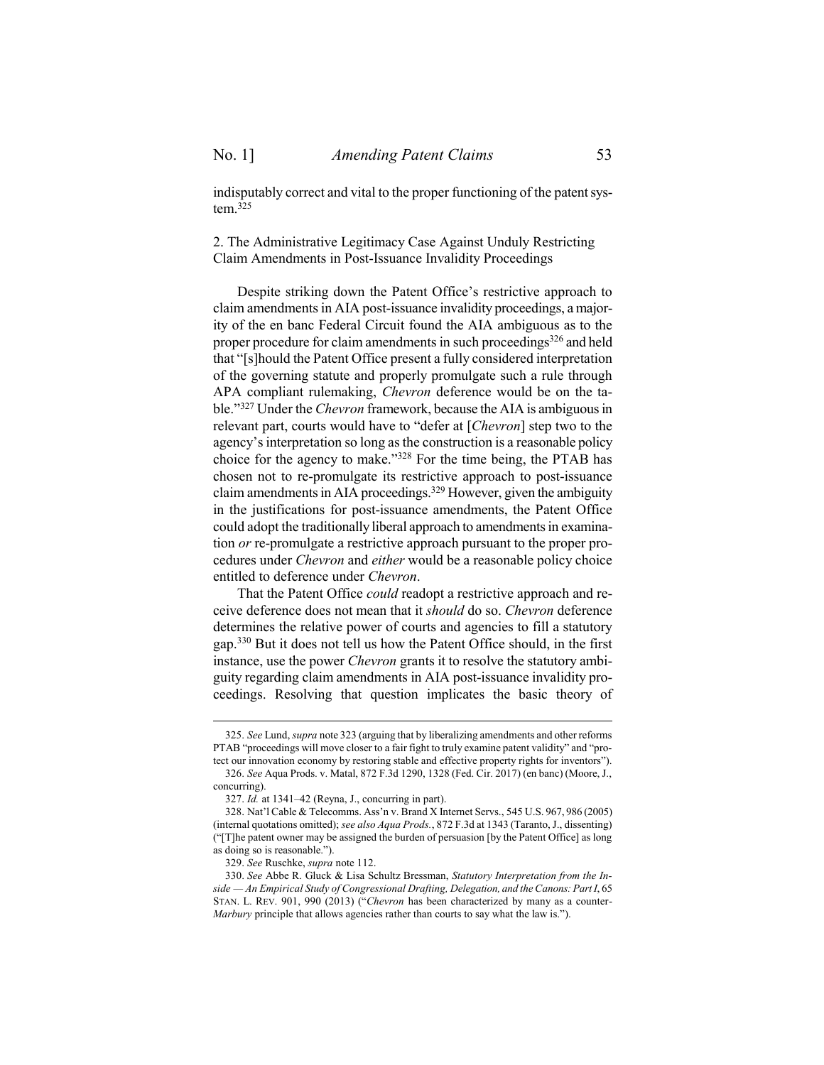indisputably correct and vital to the proper functioning of the patent system.[325]

### 2. The Administrative Legitimacy Case Against Unduly Restricting Claim Amendments in Post-Issuance Invalidity Proceedings

Despite striking down the Patent Office's restrictive approach to claim amendments in AIA post-issuance invalidity proceedings, a majority of the en banc Federal Circuit found the AIA ambiguous as to the proper procedure for claim amendments in such proceedings[326] and held that "[s]hould the Patent Office present a fully considered interpretation of the governing statute and properly promulgate such a rule through APA compliant rulemaking, *Chevron* deference would be on the table."[327] Under the *Chevron* framework, because the AIA is ambiguous in relevant part, courts would have to "defer at [*Chevron*] step two to the agency's interpretation so long as the construction is a reasonable policy choice for the agency to make."[328] For the time being, the PTAB has chosen not to re-promulgate its restrictive approach to post-issuance claim amendments in AIA proceedings.[329] However, given the ambiguity in the justifications for post-issuance amendments, the Patent Office could adopt the traditionally liberal approach to amendments in examination *or* re-promulgate a restrictive approach pursuant to the proper procedures under *Chevron* and *either* would be a reasonable policy choice entitled to deference under *Chevron*.

That the Patent Office *could* readopt a restrictive approach and receive deference does not mean that it *should* do so. *Chevron* deference determines the relative power of courts and agencies to fill a statutory gap.[330] But it does not tell us how the Patent Office should, in the first instance, use the power *Chevron* grants it to resolve the statutory ambiguity regarding claim amendments in AIA post-issuance invalidity proceedings. Resolving that question implicates the basic theory of

---

325. *See* Lund, *supra* note 323 (arguing that by liberalizing amendments and other reforms PTAB "proceedings will move closer to a fair fight to truly examine patent validity" and "protect our innovation economy by restoring stable and effective property rights for inventors").

326. *See* Aqua Prods. v. Matal, 872 F.3d 1290, 1328 (Fed. Cir. 2017) (en banc) (Moore, J., concurring).

327. *Id.* at 1341–42 (Reyna, J., concurring in part).

328. Nat'l Cable & Telecomms. Ass'n v. Brand X Internet Servs., 545 U.S. 967, 986 (2005) (internal quotations omitted); *see also Aqua Prods.*, 872 F.3d at 1343 (Taranto, J., dissenting) ("[T]he patent owner may be assigned the burden of persuasion [by the Patent Office] as long as doing so is reasonable.").

329. *See* Ruschke, *supra* note 112.

330. *See* Abbe R. Gluck & Lisa Schultz Bressman, *Statutory Interpretation from the Inside — An Empirical Study of Congressional Drafting, Delegation, and the Canons: Part I*, 65 STAN. L. REV. 901, 990 (2013) ("*Chevron* has been characterized by many as a counter-*Marbury* principle that allows agencies rather than courts to say what the law is.").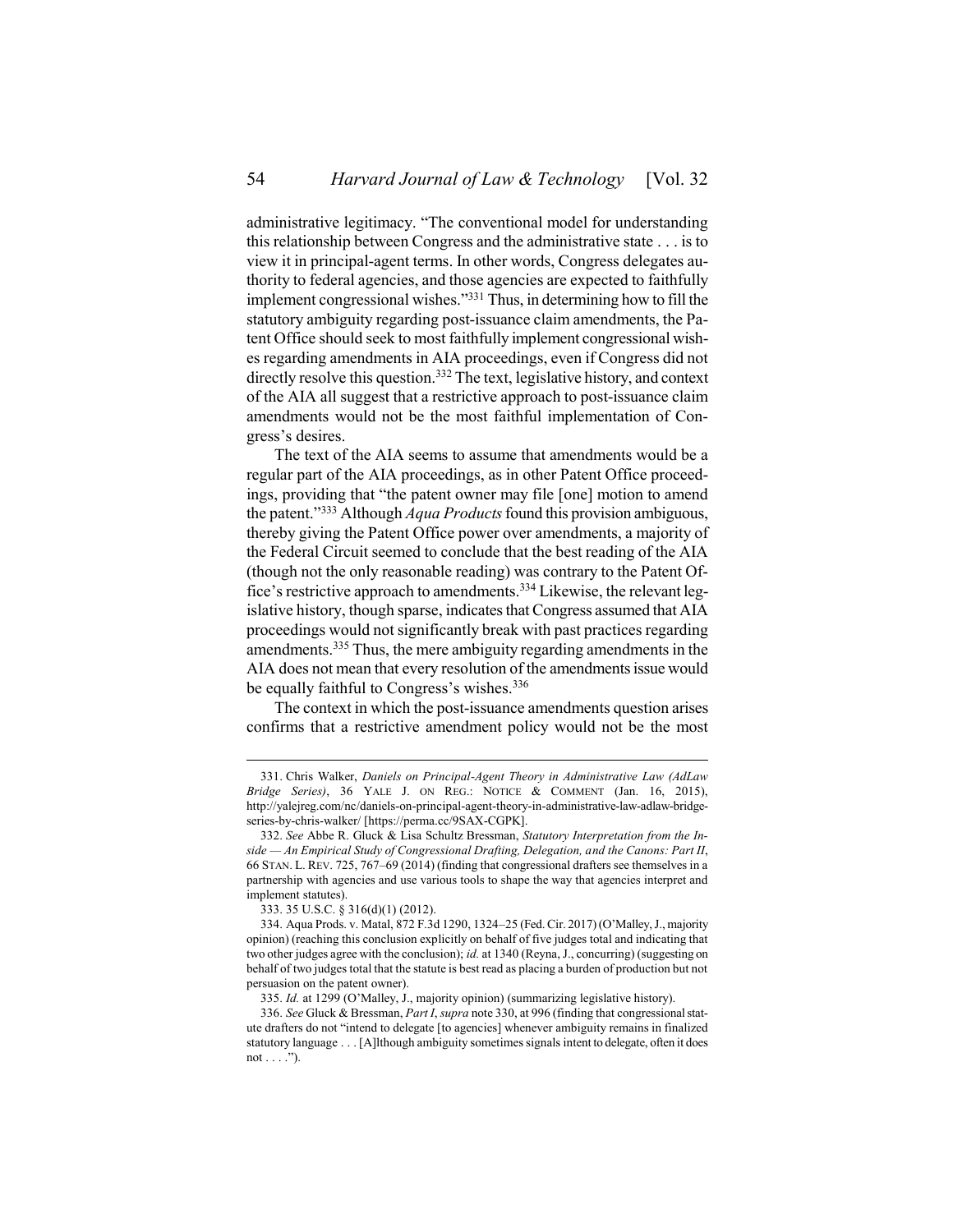administrative legitimacy. "The conventional model for understanding this relationship between Congress and the administrative state . . . is to view it in principal-agent terms. In other words, Congress delegates authority to federal agencies, and those agencies are expected to faithfully implement congressional wishes."[331] Thus, in determining how to fill the statutory ambiguity regarding post-issuance claim amendments, the Patent Office should seek to most faithfully implement congressional wishes regarding amendments in AIA proceedings, even if Congress did not directly resolve this question.[332] The text, legislative history, and context of the AIA all suggest that a restrictive approach to post-issuance claim amendments would not be the most faithful implementation of Congress's desires.

The text of the AIA seems to assume that amendments would be a regular part of the AIA proceedings, as in other Patent Office proceedings, providing that "the patent owner may file [one] motion to amend the patent."[333] Although *Aqua Products* found this provision ambiguous, thereby giving the Patent Office power over amendments, a majority of the Federal Circuit seemed to conclude that the best reading of the AIA (though not the only reasonable reading) was contrary to the Patent Office's restrictive approach to amendments.[334] Likewise, the relevant legislative history, though sparse, indicates that Congress assumed that AIA proceedings would not significantly break with past practices regarding amendments.[335] Thus, the mere ambiguity regarding amendments in the AIA does not mean that every resolution of the amendments issue would be equally faithful to Congress's wishes.[336]

The context in which the post-issuance amendments question arises confirms that a restrictive amendment policy would not be the most

---

331. Chris Walker, *Daniels on Principal-Agent Theory in Administrative Law (AdLaw Bridge Series)*, 36 YALE J. ON REG.: NOTICE & COMMENT (Jan. 16, 2015), http://yalejreg.com/nc/daniels-on-principal-agent-theory-in-administrative-law-adlaw-bridge-series-by-chris-walker/ [https://perma.cc/9SAX-CGPK].

332. *See* Abbe R. Gluck & Lisa Schultz Bressman, *Statutory Interpretation from the Inside — An Empirical Study of Congressional Drafting, Delegation, and the Canons: Part II*, 66 STAN. L. REV. 725, 767–69 (2014) (finding that congressional drafters see themselves in a partnership with agencies and use various tools to shape the way that agencies interpret and implement statutes).

333. 35 U.S.C. § 316(d)(1) (2012).

334. Aqua Prods. v. Matal, 872 F.3d 1290, 1324–25 (Fed. Cir. 2017) (O'Malley, J., majority opinion) (reaching this conclusion explicitly on behalf of five judges total and indicating that two other judges agree with the conclusion); *id.* at 1340 (Reyna, J., concurring) (suggesting on behalf of two judges total that the statute is best read as placing a burden of production but not persuasion on the patent owner).

335. *Id.* at 1299 (O'Malley, J., majority opinion) (summarizing legislative history).

336. *See* Gluck & Bressman, *Part I*, *supra* note 330, at 996 (finding that congressional statute drafters do not "intend to delegate [to agencies] whenever ambiguity remains in finalized statutory language . . . [A]lthough ambiguity sometimes signals intent to delegate, often it does not . . . .").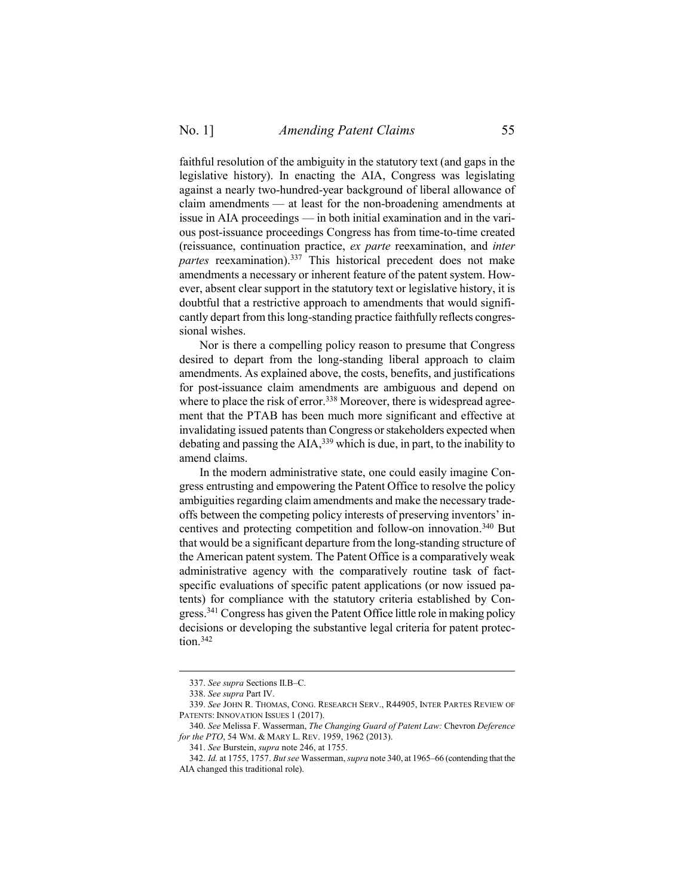faithful resolution of the ambiguity in the statutory text (and gaps in the legislative history). In enacting the AIA, Congress was legislating against a nearly two-hundred-year background of liberal allowance of claim amendments — at least for the non-broadening amendments at issue in AIA proceedings — in both initial examination and in the various post-issuance proceedings Congress has from time-to-time created (reissuance, continuation practice, *ex parte* reexamination, and *inter partes* reexamination).[337] This historical precedent does not make amendments a necessary or inherent feature of the patent system. However, absent clear support in the statutory text or legislative history, it is doubtful that a restrictive approach to amendments that would significantly depart from this long-standing practice faithfully reflects congressional wishes.

Nor is there a compelling policy reason to presume that Congress desired to depart from the long-standing liberal approach to claim amendments. As explained above, the costs, benefits, and justifications for post-issuance claim amendments are ambiguous and depend on where to place the risk of error.[338] Moreover, there is widespread agreement that the PTAB has been much more significant and effective at invalidating issued patents than Congress or stakeholders expected when debating and passing the AIA,[339] which is due, in part, to the inability to amend claims.

In the modern administrative state, one could easily imagine Congress entrusting and empowering the Patent Office to resolve the policy ambiguities regarding claim amendments and make the necessary tradeoffs between the competing policy interests of preserving inventors' incentives and protecting competition and follow-on innovation.[340] But that would be a significant departure from the long-standing structure of the American patent system. The Patent Office is a comparatively weak administrative agency with the comparatively routine task of fact-specific evaluations of specific patent applications (or now issued patents) for compliance with the statutory criteria established by Congress.[341] Congress has given the Patent Office little role in making policy decisions or developing the substantive legal criteria for patent protection.[342]

---

337. *See supra* Sections II.B–C.

338. *See supra* Part IV.

339. *See* JOHN R. THOMAS, CONG. RESEARCH SERV., R44905, INTER PARTES REVIEW OF PATENTS: INNOVATION ISSUES 1 (2017).

340. *See* Melissa F. Wasserman, *The Changing Guard of Patent Law:* Chevron *Deference for the PTO*, 54 WM. & MARY L. REV. 1959, 1962 (2013).

341. *See* Burstein, *supra* note 246, at 1755.

342. *Id.* at 1755, 1757. *But see* Wasserman, *supra* note 340, at 1965–66 (contending that the AIA changed this traditional role).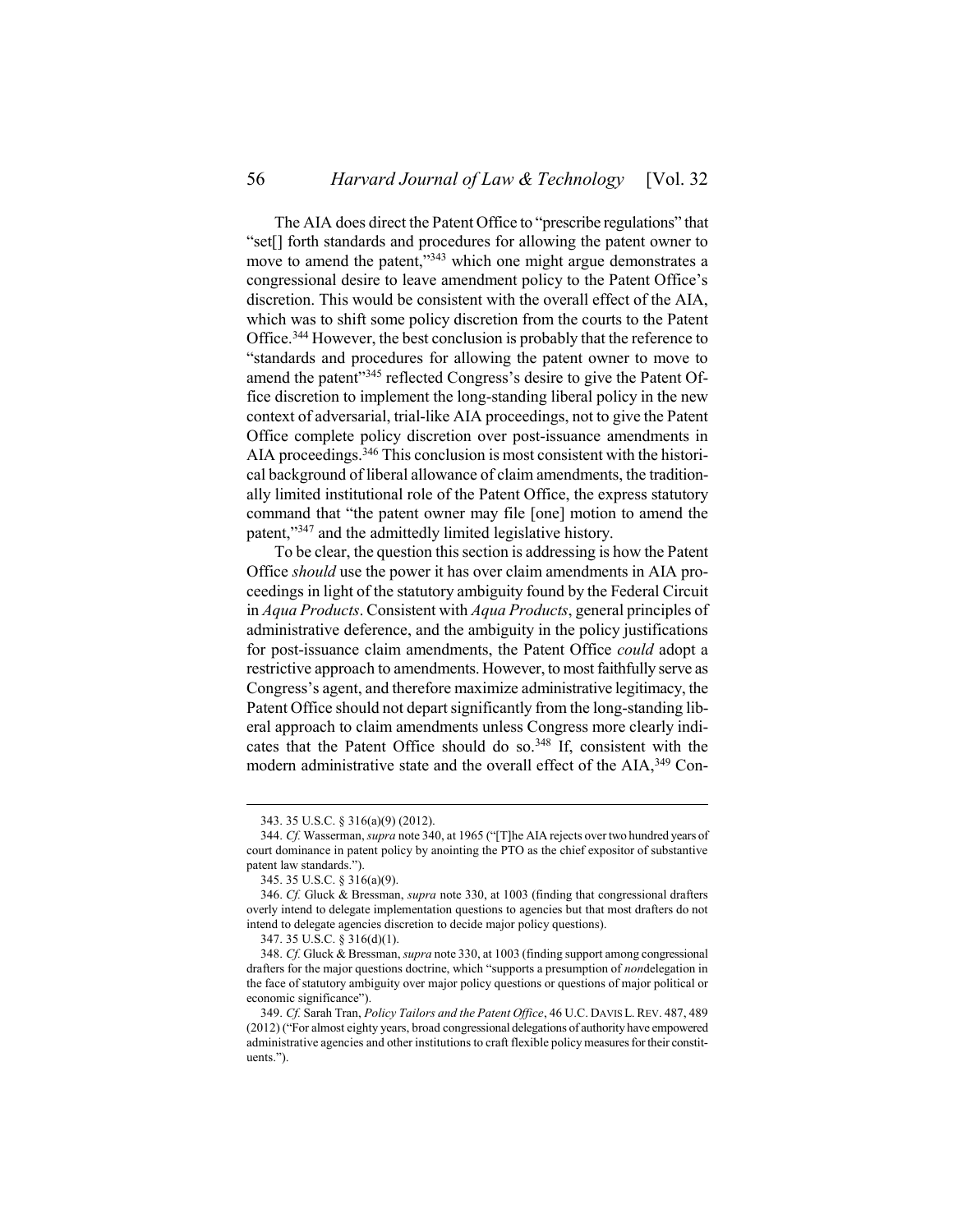The AIA does direct the Patent Office to "prescribe regulations" that "set[] forth standards and procedures for allowing the patent owner to move to amend the patent,"[343] which one might argue demonstrates a congressional desire to leave amendment policy to the Patent Office's discretion. This would be consistent with the overall effect of the AIA, which was to shift some policy discretion from the courts to the Patent Office.[344] However, the best conclusion is probably that the reference to "standards and procedures for allowing the patent owner to move to amend the patent"[345] reflected Congress's desire to give the Patent Office discretion to implement the long-standing liberal policy in the new context of adversarial, trial-like AIA proceedings, not to give the Patent Office complete policy discretion over post-issuance amendments in AIA proceedings.[346] This conclusion is most consistent with the historical background of liberal allowance of claim amendments, the traditionally limited institutional role of the Patent Office, the express statutory command that "the patent owner may file [one] motion to amend the patent,"[347] and the admittedly limited legislative history.

To be clear, the question this section is addressing is how the Patent Office *should* use the power it has over claim amendments in AIA proceedings in light of the statutory ambiguity found by the Federal Circuit in *Aqua Products*. Consistent with *Aqua Products*, general principles of administrative deference, and the ambiguity in the policy justifications for post-issuance claim amendments, the Patent Office *could* adopt a restrictive approach to amendments. However, to most faithfully serve as Congress's agent, and therefore maximize administrative legitimacy, the Patent Office should not depart significantly from the long-standing liberal approach to claim amendments unless Congress more clearly indicates that the Patent Office should do so.[348] If, consistent with the modern administrative state and the overall effect of the AIA,[349] Con-

---

343. 35 U.S.C. § 316(a)(9) (2012).

344. *Cf.* Wasserman, *supra* note 340, at 1965 ("[T]he AIA rejects over two hundred years of court dominance in patent policy by anointing the PTO as the chief expositor of substantive patent law standards.").

345. 35 U.S.C. § 316(a)(9).

346. *Cf.* Gluck & Bressman, *supra* note 330, at 1003 (finding that congressional drafters overly intend to delegate implementation questions to agencies but that most drafters do not intend to delegate agencies discretion to decide major policy questions).

347. 35 U.S.C. § 316(d)(1).

348. *Cf.* Gluck & Bressman, *supra* note 330, at 1003 (finding support among congressional drafters for the major questions doctrine, which "supports a presumption of *non*delegation in the face of statutory ambiguity over major policy questions or questions of major political or economic significance").

349. *Cf.* Sarah Tran, *Policy Tailors and the Patent Office*, 46 U.C. DAVIS L. REV. 487, 489 (2012) ("For almost eighty years, broad congressional delegations of authority have empowered administrative agencies and other institutions to craft flexible policy measures for their constituents.").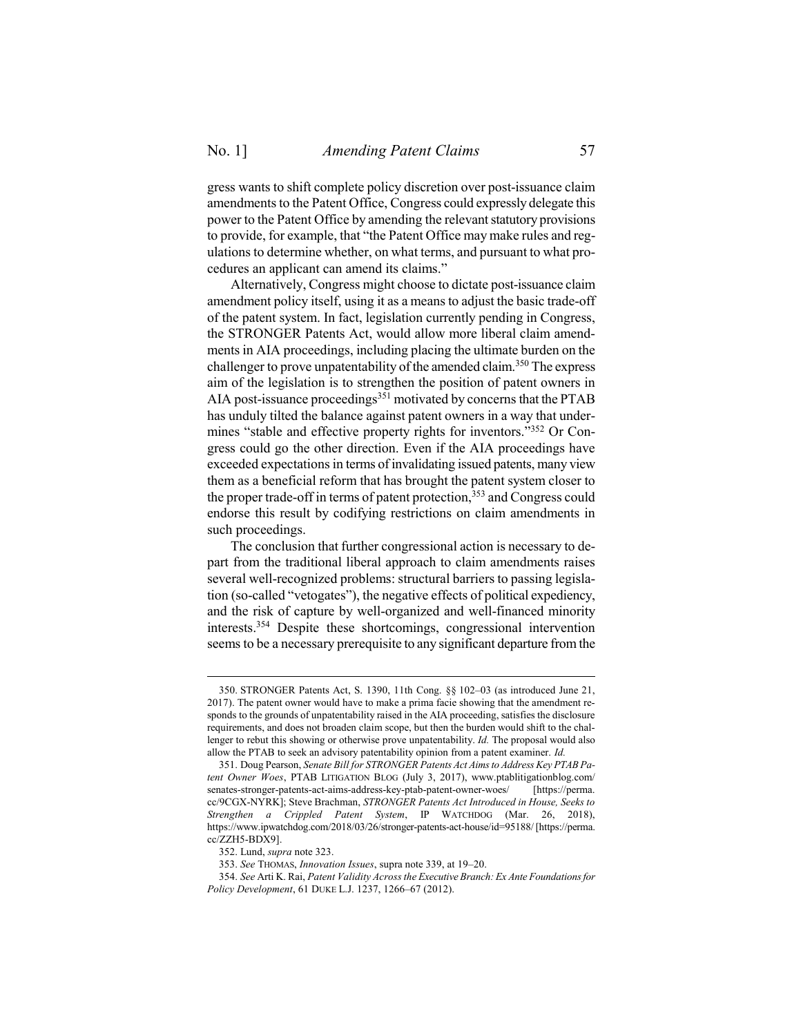gress wants to shift complete policy discretion over post-issuance claim amendments to the Patent Office, Congress could expressly delegate this power to the Patent Office by amending the relevant statutory provisions to provide, for example, that "the Patent Office may make rules and regulations to determine whether, on what terms, and pursuant to what procedures an applicant can amend its claims."

Alternatively, Congress might choose to dictate post-issuance claim amendment policy itself, using it as a means to adjust the basic trade-off of the patent system. In fact, legislation currently pending in Congress, the STRONGER Patents Act, would allow more liberal claim amendments in AIA proceedings, including placing the ultimate burden on the challenger to prove unpatentability of the amended claim.[350] The express aim of the legislation is to strengthen the position of patent owners in AIA post-issuance proceedings[351] motivated by concerns that the PTAB has unduly tilted the balance against patent owners in a way that undermines "stable and effective property rights for inventors."[352] Or Congress could go the other direction. Even if the AIA proceedings have exceeded expectations in terms of invalidating issued patents, many view them as a beneficial reform that has brought the patent system closer to the proper trade-off in terms of patent protection,[353] and Congress could endorse this result by codifying restrictions on claim amendments in such proceedings.

The conclusion that further congressional action is necessary to depart from the traditional liberal approach to claim amendments raises several well-recognized problems: structural barriers to passing legislation (so-called "vetogates"), the negative effects of political expediency, and the risk of capture by well-organized and well-financed minority interests.[354] Despite these shortcomings, congressional intervention seems to be a necessary prerequisite to any significant departure from the

---

350. STRONGER Patents Act, S. 1390, 11th Cong. §§ 102–03 (as introduced June 21, 2017). The patent owner would have to make a prima facie showing that the amendment responds to the grounds of unpatentability raised in the AIA proceeding, satisfies the disclosure requirements, and does not broaden claim scope, but then the burden would shift to the challenger to rebut this showing or otherwise prove unpatentability. *Id.* The proposal would also allow the PTAB to seek an advisory patentability opinion from a patent examiner. *Id.*

351. Doug Pearson, *Senate Bill for STRONGER Patents Act Aims to Address Key PTAB Patent Owner Woes*, PTAB LITIGATION BLOG (July 3, 2017), www.ptablitigationblog.com/senates-stronger-patents-act-aims-address-key-ptab-patent-owner-woes/ [https://perma.cc/9CGX-NYRK]; Steve Brachman, *STRONGER Patents Act Introduced in House, Seeks to Strengthen a Crippled Patent System*, IP WATCHDOG (Mar. 26, 2018), https://www.ipwatchdog.com/2018/03/26/stronger-patents-act-house/id=95188/ [https://perma.cc/ZZH5-BDX9].

352. Lund, *supra* note 323.

353. *See* THOMAS, *Innovation Issues*, supra note 339, at 19–20.

354. *See* Arti K. Rai, *Patent Validity Across the Executive Branch: Ex Ante Foundations for Policy Development*, 61 DUKE L.J. 1237, 1266–67 (2012).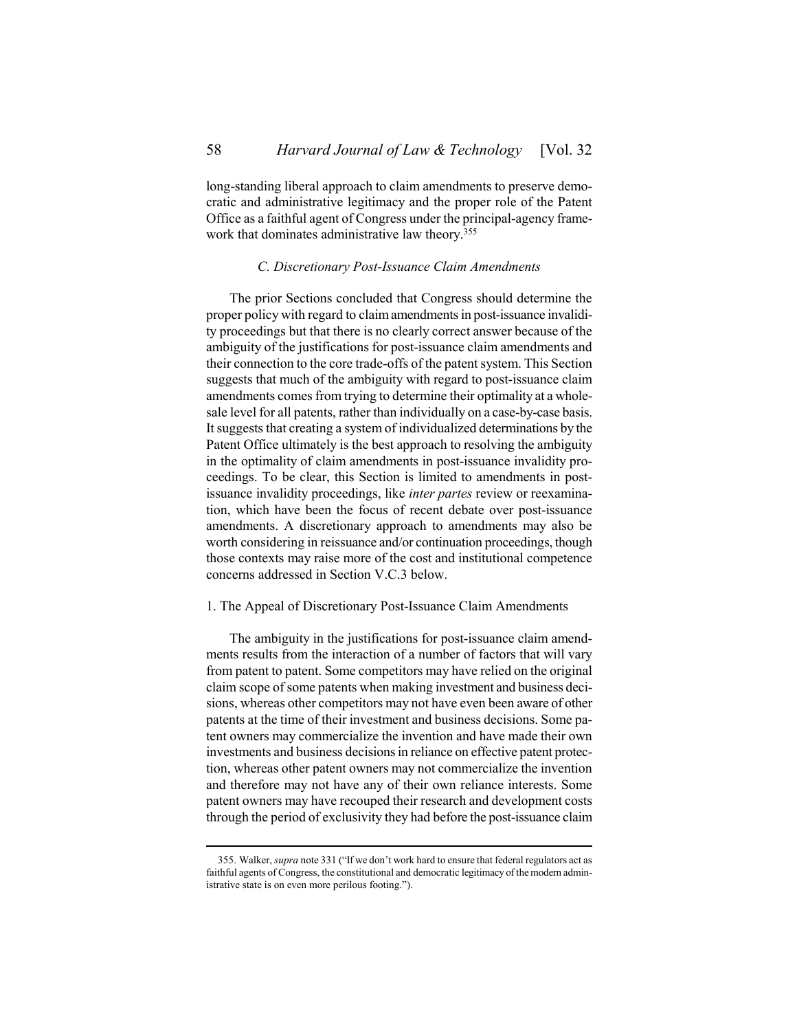long-standing liberal approach to claim amendments to preserve democratic and administrative legitimacy and the proper role of the Patent Office as a faithful agent of Congress under the principal-agency framework that dominates administrative law theory.[355]

### *C. Discretionary Post-Issuance Claim Amendments*

The prior Sections concluded that Congress should determine the proper policy with regard to claim amendments in post-issuance invalidity proceedings but that there is no clearly correct answer because of the ambiguity of the justifications for post-issuance claim amendments and their connection to the core trade-offs of the patent system. This Section suggests that much of the ambiguity with regard to post-issuance claim amendments comes from trying to determine their optimality at a wholesale level for all patents, rather than individually on a case-by-case basis. It suggests that creating a system of individualized determinations by the Patent Office ultimately is the best approach to resolving the ambiguity in the optimality of claim amendments in post-issuance invalidity proceedings. To be clear, this Section is limited to amendments in post-issuance invalidity proceedings, like *inter partes* review or reexamination, which have been the focus of recent debate over post-issuance amendments. A discretionary approach to amendments may also be worth considering in reissuance and/or continuation proceedings, though those contexts may raise more of the cost and institutional competence concerns addressed in Section V.C.3 below.

#### 1. The Appeal of Discretionary Post-Issuance Claim Amendments

The ambiguity in the justifications for post-issuance claim amendments results from the interaction of a number of factors that will vary from patent to patent. Some competitors may have relied on the original claim scope of some patents when making investment and business decisions, whereas other competitors may not have even been aware of other patents at the time of their investment and business decisions. Some patent owners may commercialize the invention and have made their own investments and business decisions in reliance on effective patent protection, whereas other patent owners may not commercialize the invention and therefore may not have any of their own reliance interests. Some patent owners may have recouped their research and development costs through the period of exclusivity they had before the post-issuance claim

355. Walker, *supra* note 331 ("If we don't work hard to ensure that federal regulators act as faithful agents of Congress, the constitutional and democratic legitimacy of the modern administrative state is on even more perilous footing.").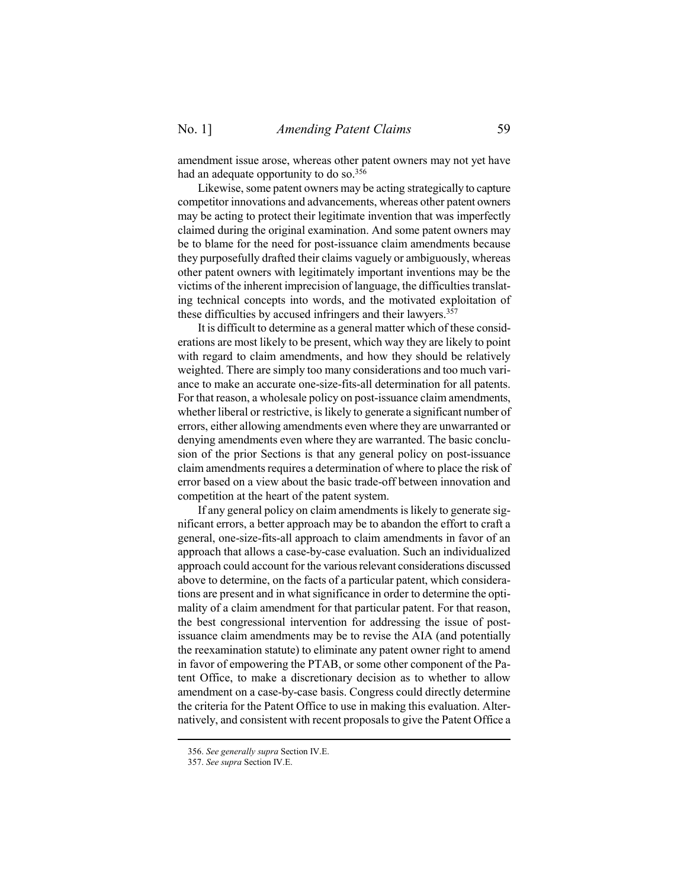amendment issue arose, whereas other patent owners may not yet have had an adequate opportunity to do so.[356]

Likewise, some patent owners may be acting strategically to capture competitor innovations and advancements, whereas other patent owners may be acting to protect their legitimate invention that was imperfectly claimed during the original examination. And some patent owners may be to blame for the need for post-issuance claim amendments because they purposefully drafted their claims vaguely or ambiguously, whereas other patent owners with legitimately important inventions may be the victims of the inherent imprecision of language, the difficulties translating technical concepts into words, and the motivated exploitation of these difficulties by accused infringers and their lawyers.[357]

It is difficult to determine as a general matter which of these considerations are most likely to be present, which way they are likely to point with regard to claim amendments, and how they should be relatively weighted. There are simply too many considerations and too much variance to make an accurate one-size-fits-all determination for all patents. For that reason, a wholesale policy on post-issuance claim amendments, whether liberal or restrictive, is likely to generate a significant number of errors, either allowing amendments even where they are unwarranted or denying amendments even where they are warranted. The basic conclusion of the prior Sections is that any general policy on post-issuance claim amendments requires a determination of where to place the risk of error based on a view about the basic trade-off between innovation and competition at the heart of the patent system.

If any general policy on claim amendments is likely to generate significant errors, a better approach may be to abandon the effort to craft a general, one-size-fits-all approach to claim amendments in favor of an approach that allows a case-by-case evaluation. Such an individualized approach could account for the various relevant considerations discussed above to determine, on the facts of a particular patent, which considerations are present and in what significance in order to determine the optimality of a claim amendment for that particular patent. For that reason, the best congressional intervention for addressing the issue of post-issuance claim amendments may be to revise the AIA (and potentially the reexamination statute) to eliminate any patent owner right to amend in favor of empowering the PTAB, or some other component of the Patent Office, to make a discretionary decision as to whether to allow amendment on a case-by-case basis. Congress could directly determine the criteria for the Patent Office to use in making this evaluation. Alternatively, and consistent with recent proposals to give the Patent Office a

---

356. *See generally supra* Section IV.E.

357. *See supra* Section IV.E.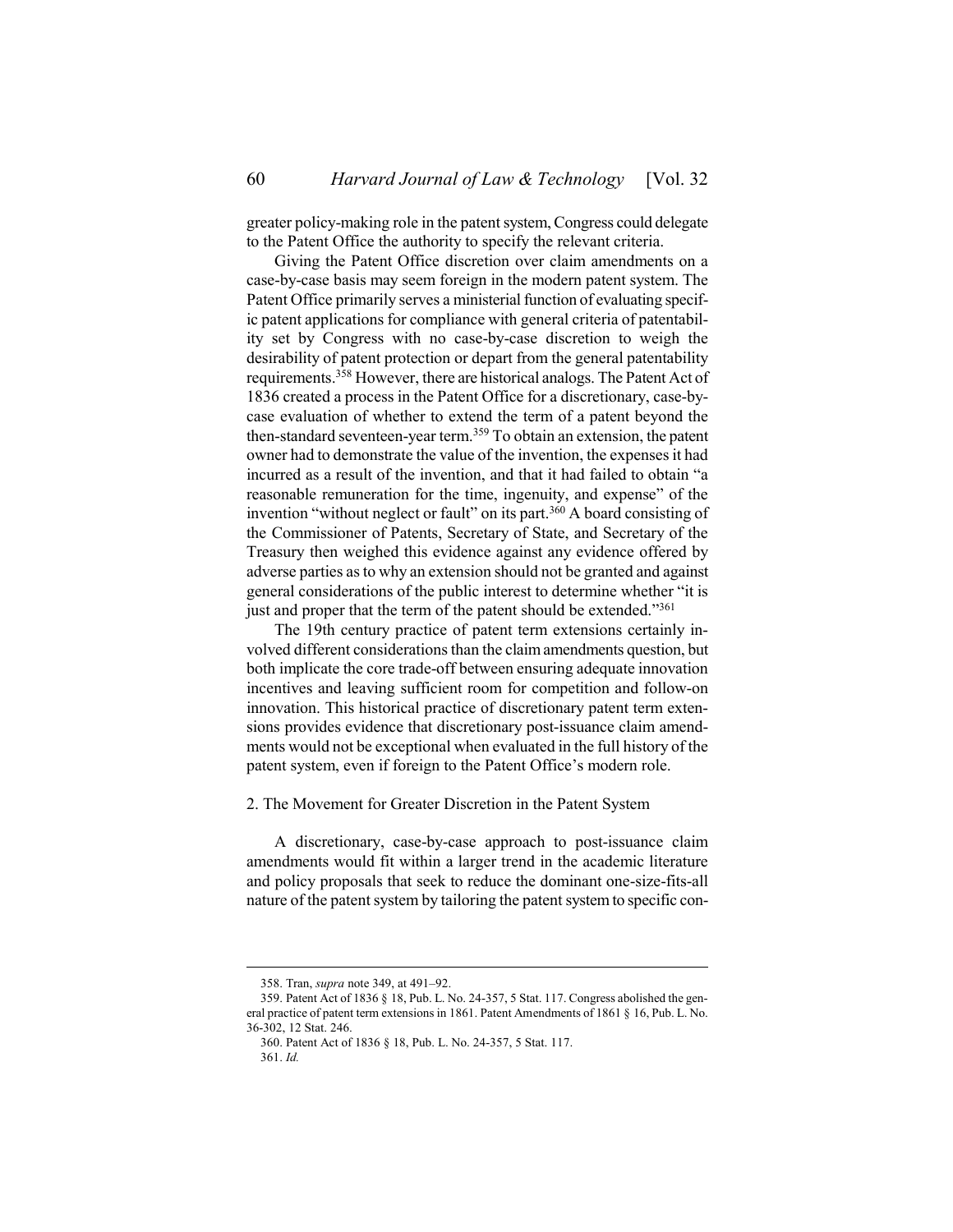greater policy-making role in the patent system, Congress could delegate to the Patent Office the authority to specify the relevant criteria.

Giving the Patent Office discretion over claim amendments on a case-by-case basis may seem foreign in the modern patent system. The Patent Office primarily serves a ministerial function of evaluating specific patent applications for compliance with general criteria of patentability set by Congress with no case-by-case discretion to weigh the desirability of patent protection or depart from the general patentability requirements.[358] However, there are historical analogs. The Patent Act of 1836 created a process in the Patent Office for a discretionary, case-by-case evaluation of whether to extend the term of a patent beyond the then-standard seventeen-year term.[359] To obtain an extension, the patent owner had to demonstrate the value of the invention, the expenses it had incurred as a result of the invention, and that it had failed to obtain "a reasonable remuneration for the time, ingenuity, and expense" of the invention "without neglect or fault" on its part.[360] A board consisting of the Commissioner of Patents, Secretary of State, and Secretary of the Treasury then weighed this evidence against any evidence offered by adverse parties as to why an extension should not be granted and against general considerations of the public interest to determine whether "it is just and proper that the term of the patent should be extended."[361]

The 19th century practice of patent term extensions certainly involved different considerations than the claim amendments question, but both implicate the core trade-off between ensuring adequate innovation incentives and leaving sufficient room for competition and follow-on innovation. This historical practice of discretionary patent term extensions provides evidence that discretionary post-issuance claim amendments would not be exceptional when evaluated in the full history of the patent system, even if foreign to the Patent Office's modern role.

### 2. The Movement for Greater Discretion in the Patent System

A discretionary, case-by-case approach to post-issuance claim amendments would fit within a larger trend in the academic literature and policy proposals that seek to reduce the dominant one-size-fits-all nature of the patent system by tailoring the patent system to specific con-

---

358. Tran, *supra* note 349, at 491–92.

359. Patent Act of 1836 § 18, Pub. L. No. 24-357, 5 Stat. 117. Congress abolished the general practice of patent term extensions in 1861. Patent Amendments of 1861 § 16, Pub. L. No. 36-302, 12 Stat. 246.

360. Patent Act of 1836 § 18, Pub. L. No. 24-357, 5 Stat. 117.

361. *Id.*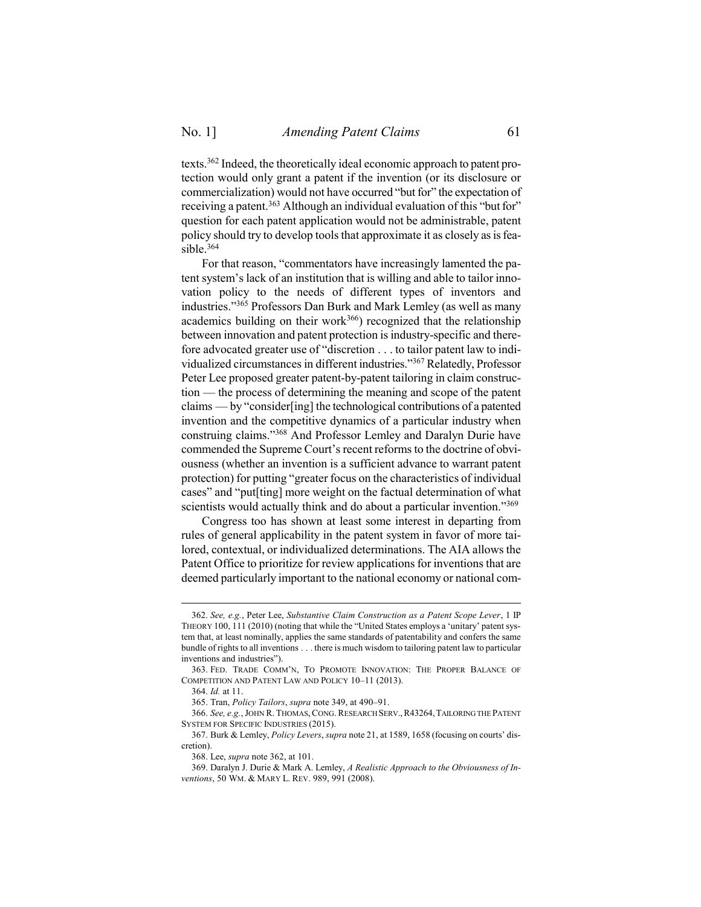texts.[362] Indeed, the theoretically ideal economic approach to patent protection would only grant a patent if the invention (or its disclosure or commercialization) would not have occurred "but for" the expectation of receiving a patent.[363] Although an individual evaluation of this "but for" question for each patent application would not be administrable, patent policy should try to develop tools that approximate it as closely as is feasible.[364]

For that reason, "commentators have increasingly lamented the patent system's lack of an institution that is willing and able to tailor innovation policy to the needs of different types of inventors and industries."[365] Professors Dan Burk and Mark Lemley (as well as many academics building on their work[366]) recognized that the relationship between innovation and patent protection is industry-specific and therefore advocated greater use of "discretion . . . to tailor patent law to individualized circumstances in different industries."[367] Relatedly, Professor Peter Lee proposed greater patent-by-patent tailoring in claim construction — the process of determining the meaning and scope of the patent claims — by "consider[ing] the technological contributions of a patented invention and the competitive dynamics of a particular industry when construing claims."[368] And Professor Lemley and Daralyn Durie have commended the Supreme Court's recent reforms to the doctrine of obviousness (whether an invention is a sufficient advance to warrant patent protection) for putting "greater focus on the characteristics of individual cases" and "put[ting] more weight on the factual determination of what scientists would actually think and do about a particular invention."[369]

Congress too has shown at least some interest in departing from rules of general applicability in the patent system in favor of more tailored, contextual, or individualized determinations. The AIA allows the Patent Office to prioritize for review applications for inventions that are deemed particularly important to the national economy or national com-

---

362. *See, e.g.*, Peter Lee, *Substantive Claim Construction as a Patent Scope Lever*, 1 IP THEORY 100, 111 (2010) (noting that while the "United States employs a 'unitary' patent system that, at least nominally, applies the same standards of patentability and confers the same bundle of rights to all inventions . . . there is much wisdom to tailoring patent law to particular inventions and industries").

363. FED. TRADE COMM'N, TO PROMOTE INNOVATION: THE PROPER BALANCE OF COMPETITION AND PATENT LAW AND POLICY 10–11 (2013).

364. *Id.* at 11.

365. Tran, *Policy Tailors*, *supra* note 349, at 490–91.

366. *See, e.g.*, JOHN R. THOMAS, CONG. RESEARCH SERV., R43264, TAILORING THE PATENT SYSTEM FOR SPECIFIC INDUSTRIES (2015).

367. Burk & Lemley, *Policy Levers*, *supra* note 21, at 1589, 1658 (focusing on courts' discretion).

368. Lee, *supra* note 362, at 101.

369. Daralyn J. Durie & Mark A. Lemley, *A Realistic Approach to the Obviousness of Inventions*, 50 WM. & MARY L. REV. 989, 991 (2008).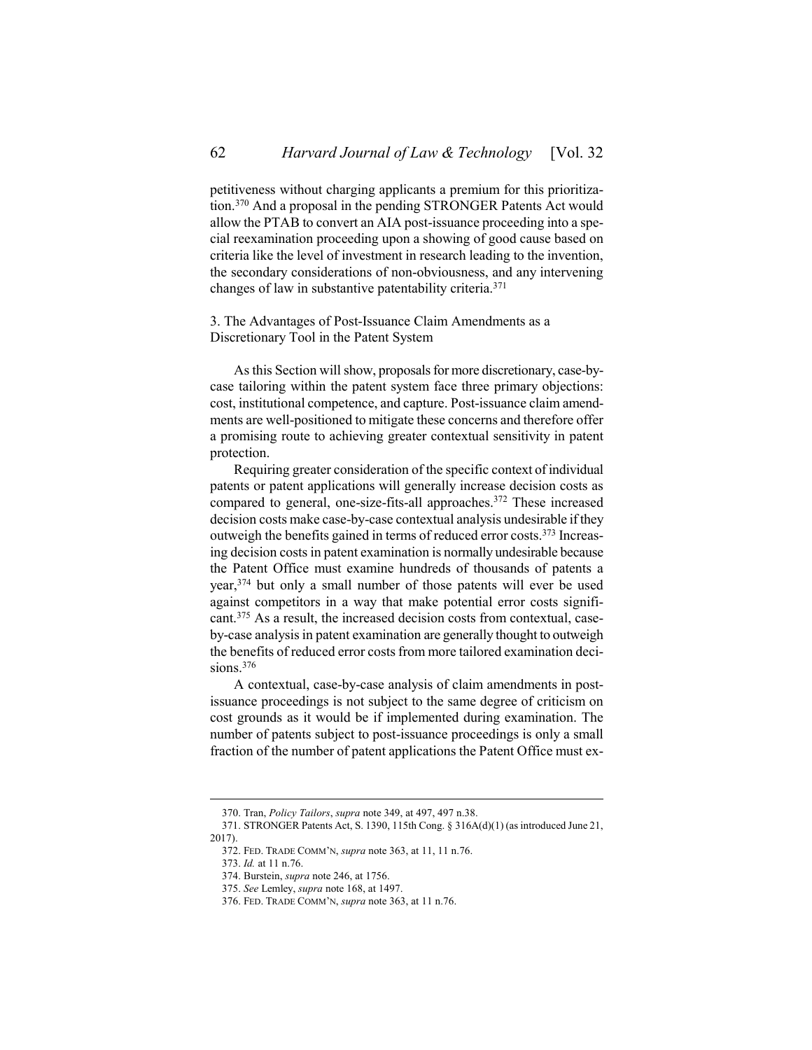petitiveness without charging applicants a premium for this prioritization.[370] And a proposal in the pending STRONGER Patents Act would allow the PTAB to convert an AIA post-issuance proceeding into a special reexamination proceeding upon a showing of good cause based on criteria like the level of investment in research leading to the invention, the secondary considerations of non-obviousness, and any intervening changes of law in substantive patentability criteria.[371]

### 3. The Advantages of Post-Issuance Claim Amendments as a Discretionary Tool in the Patent System

As this Section will show, proposals for more discretionary, case-by-case tailoring within the patent system face three primary objections: cost, institutional competence, and capture. Post-issuance claim amendments are well-positioned to mitigate these concerns and therefore offer a promising route to achieving greater contextual sensitivity in patent protection.

Requiring greater consideration of the specific context of individual patents or patent applications will generally increase decision costs as compared to general, one-size-fits-all approaches.[372] These increased decision costs make case-by-case contextual analysis undesirable if they outweigh the benefits gained in terms of reduced error costs.[373] Increasing decision costs in patent examination is normally undesirable because the Patent Office must examine hundreds of thousands of patents a year,[374] but only a small number of those patents will ever be used against competitors in a way that make potential error costs significant.[375] As a result, the increased decision costs from contextual, case-by-case analysis in patent examination are generally thought to outweigh the benefits of reduced error costs from more tailored examination decisions.[376]

A contextual, case-by-case analysis of claim amendments in post-issuance proceedings is not subject to the same degree of criticism on cost grounds as it would be if implemented during examination. The number of patents subject to post-issuance proceedings is only a small fraction of the number of patent applications the Patent Office must ex-

370. Tran, *Policy Tailors*, *supra* note 349, at 497, 497 n.38.

371. STRONGER Patents Act, S. 1390, 115th Cong. § 316A(d)(1) (as introduced June 21, 2017).

372. FED. TRADE COMM'N, *supra* note 363, at 11, 11 n.76.

373. *Id.* at 11 n.76.

374. Burstein, *supra* note 246, at 1756.

375. *See* Lemley, *supra* note 168, at 1497.

376. FED. TRADE COMM'N, *supra* note 363, at 11 n.76.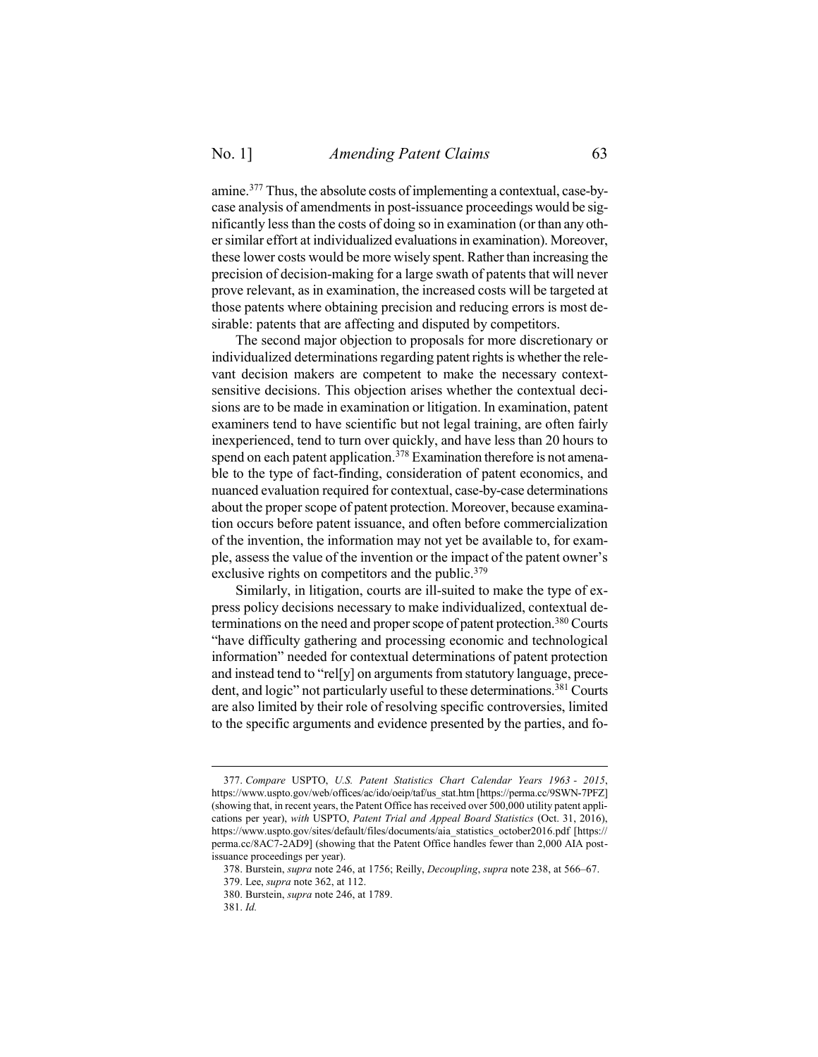amine.[377] Thus, the absolute costs of implementing a contextual, case-by-case analysis of amendments in post-issuance proceedings would be significantly less than the costs of doing so in examination (or than any other similar effort at individualized evaluations in examination). Moreover, these lower costs would be more wisely spent. Rather than increasing the precision of decision-making for a large swath of patents that will never prove relevant, as in examination, the increased costs will be targeted at those patents where obtaining precision and reducing errors is most desirable: patents that are affecting and disputed by competitors.

The second major objection to proposals for more discretionary or individualized determinations regarding patent rights is whether the relevant decision makers are competent to make the necessary context-sensitive decisions. This objection arises whether the contextual decisions are to be made in examination or litigation. In examination, patent examiners tend to have scientific but not legal training, are often fairly inexperienced, tend to turn over quickly, and have less than 20 hours to spend on each patent application.[378] Examination therefore is not amenable to the type of fact-finding, consideration of patent economics, and nuanced evaluation required for contextual, case-by-case determinations about the proper scope of patent protection. Moreover, because examination occurs before patent issuance, and often before commercialization of the invention, the information may not yet be available to, for example, assess the value of the invention or the impact of the patent owner's exclusive rights on competitors and the public.[379]

Similarly, in litigation, courts are ill-suited to make the type of express policy decisions necessary to make individualized, contextual determinations on the need and proper scope of patent protection.[380] Courts "have difficulty gathering and processing economic and technological information" needed for contextual determinations of patent protection and instead tend to "rel[y] on arguments from statutory language, precedent, and logic" not particularly useful to these determinations.[381] Courts are also limited by their role of resolving specific controversies, limited to the specific arguments and evidence presented by the parties, and fo-

---

377. *Compare* USPTO, *U.S. Patent Statistics Chart Calendar Years 1963 - 2015*, https://www.uspto.gov/web/offices/ac/ido/oeip/taf/us_stat.htm [https://perma.cc/9SWN-7PFZ] (showing that, in recent years, the Patent Office has received over 500,000 utility patent applications per year), *with* USPTO, *Patent Trial and Appeal Board Statistics* (Oct. 31, 2016), https://www.uspto.gov/sites/default/files/documents/aia_statistics_october2016.pdf [https://perma.cc/8AC7-2AD9] (showing that the Patent Office handles fewer than 2,000 AIA post-issuance proceedings per year).

378. Burstein, *supra* note 246, at 1756; Reilly, *Decoupling*, *supra* note 238, at 566–67.

379. Lee, *supra* note 362, at 112.

380. Burstein, *supra* note 246, at 1789.

381. *Id.*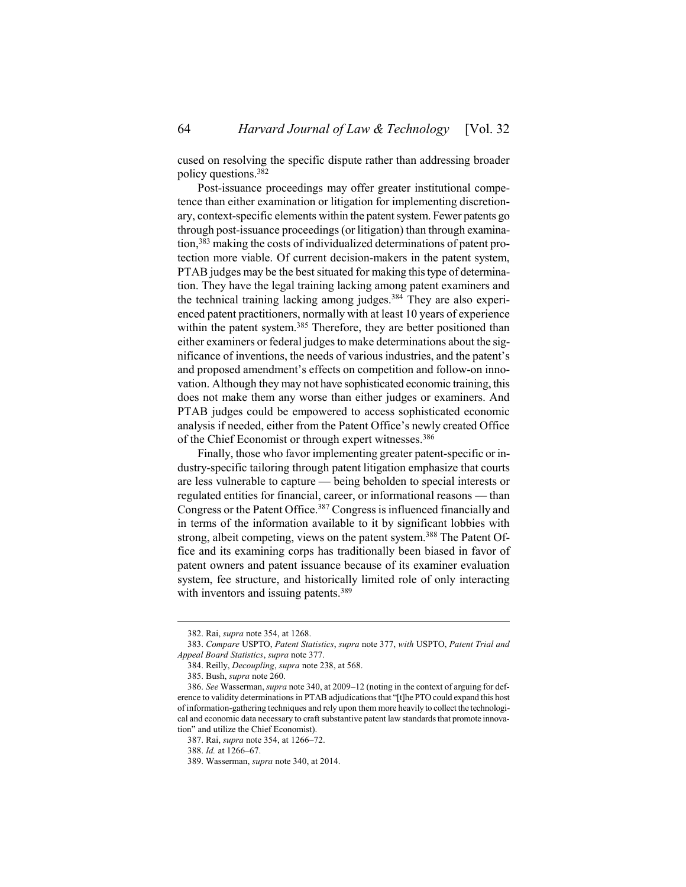cused on resolving the specific dispute rather than addressing broader policy questions.[382]

Post-issuance proceedings may offer greater institutional competence than either examination or litigation for implementing discretionary, context-specific elements within the patent system. Fewer patents go through post-issuance proceedings (or litigation) than through examination,[383] making the costs of individualized determinations of patent protection more viable. Of current decision-makers in the patent system, PTAB judges may be the best situated for making this type of determination. They have the legal training lacking among patent examiners and the technical training lacking among judges.[384] They are also experienced patent practitioners, normally with at least 10 years of experience within the patent system.[385] Therefore, they are better positioned than either examiners or federal judges to make determinations about the significance of inventions, the needs of various industries, and the patent's and proposed amendment's effects on competition and follow-on innovation. Although they may not have sophisticated economic training, this does not make them any worse than either judges or examiners. And PTAB judges could be empowered to access sophisticated economic analysis if needed, either from the Patent Office's newly created Office of the Chief Economist or through expert witnesses.[386]

Finally, those who favor implementing greater patent-specific or industry-specific tailoring through patent litigation emphasize that courts are less vulnerable to capture — being beholden to special interests or regulated entities for financial, career, or informational reasons — than Congress or the Patent Office.[387] Congress is influenced financially and in terms of the information available to it by significant lobbies with strong, albeit competing, views on the patent system.[388] The Patent Office and its examining corps has traditionally been biased in favor of patent owners and patent issuance because of its examiner evaluation system, fee structure, and historically limited role of only interacting with inventors and issuing patents.[389]

---

382. Rai, *supra* note 354, at 1268.

383. *Compare* USPTO, *Patent Statistics*, *supra* note 377, *with* USPTO, *Patent Trial and Appeal Board Statistics*, *supra* note 377.

384. Reilly, *Decoupling*, *supra* note 238, at 568.

385. Bush, *supra* note 260.

386. *See* Wasserman, *supra* note 340, at 2009–12 (noting in the context of arguing for deference to validity determinations in PTAB adjudications that "[t]he PTO could expand this host of information-gathering techniques and rely upon them more heavily to collect the technological and economic data necessary to craft substantive patent law standards that promote innovation" and utilize the Chief Economist).

387. Rai, *supra* note 354, at 1266–72.

388. *Id.* at 1266–67.

389. Wasserman, *supra* note 340, at 2014.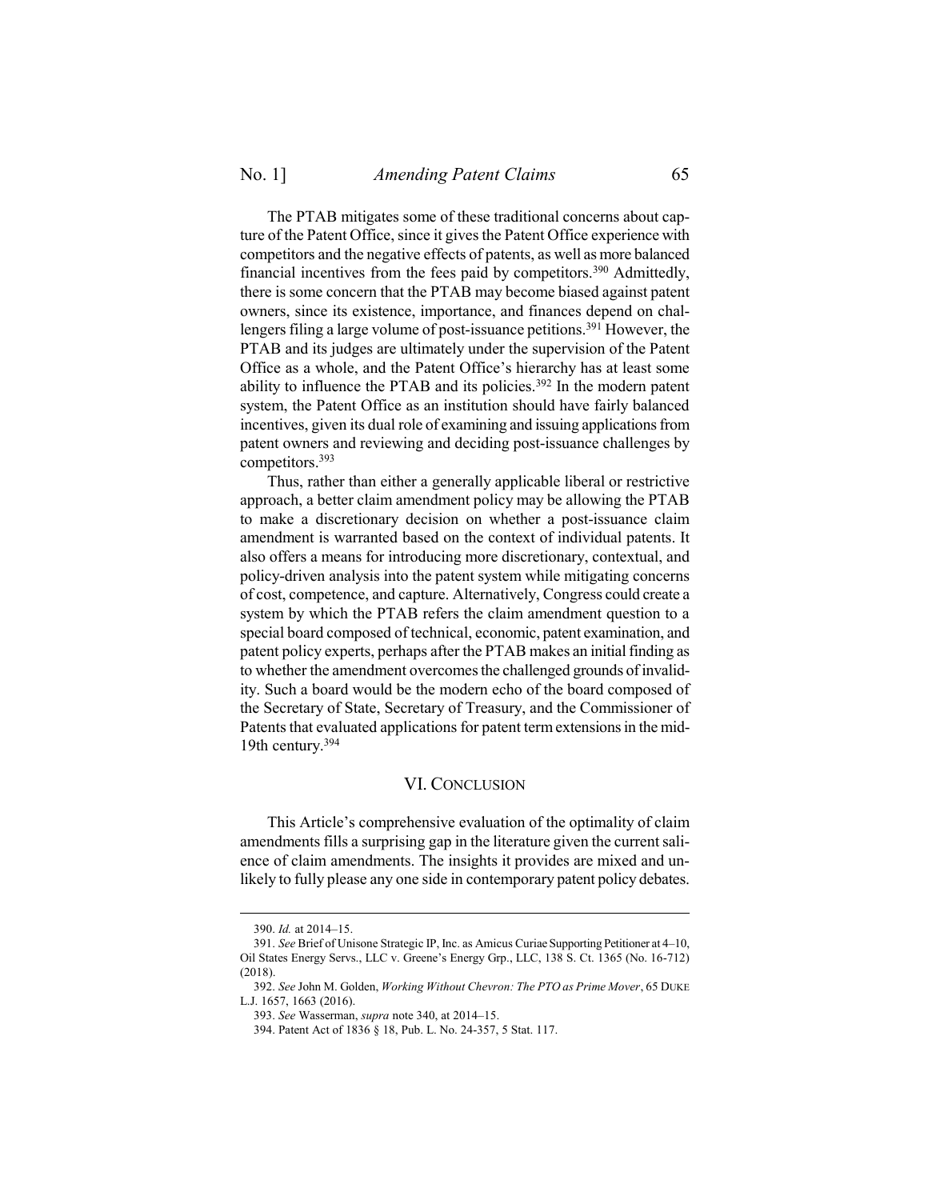The PTAB mitigates some of these traditional concerns about capture of the Patent Office, since it gives the Patent Office experience with competitors and the negative effects of patents, as well as more balanced financial incentives from the fees paid by competitors.[390] Admittedly, there is some concern that the PTAB may become biased against patent owners, since its existence, importance, and finances depend on challengers filing a large volume of post-issuance petitions.[391] However, the PTAB and its judges are ultimately under the supervision of the Patent Office as a whole, and the Patent Office's hierarchy has at least some ability to influence the PTAB and its policies.[392] In the modern patent system, the Patent Office as an institution should have fairly balanced incentives, given its dual role of examining and issuing applications from patent owners and reviewing and deciding post-issuance challenges by competitors.[393]

Thus, rather than either a generally applicable liberal or restrictive approach, a better claim amendment policy may be allowing the PTAB to make a discretionary decision on whether a post-issuance claim amendment is warranted based on the context of individual patents. It also offers a means for introducing more discretionary, contextual, and policy-driven analysis into the patent system while mitigating concerns of cost, competence, and capture. Alternatively, Congress could create a system by which the PTAB refers the claim amendment question to a special board composed of technical, economic, patent examination, and patent policy experts, perhaps after the PTAB makes an initial finding as to whether the amendment overcomes the challenged grounds of invalidity. Such a board would be the modern echo of the board composed of the Secretary of State, Secretary of Treasury, and the Commissioner of Patents that evaluated applications for patent term extensions in the mid-19th century.[394]

## VI. Conclusion

This Article's comprehensive evaluation of the optimality of claim amendments fills a surprising gap in the literature given the current salience of claim amendments. The insights it provides are mixed and unlikely to fully please any one side in contemporary patent policy debates.

---

390. *Id.* at 2014–15.

391. *See* Brief of Unisone Strategic IP, Inc. as Amicus Curiae Supporting Petitioner at 4–10, Oil States Energy Servs., LLC v. Greene's Energy Grp., LLC, 138 S. Ct. 1365 (No. 16-712) (2018).

392. *See* John M. Golden, *Working Without Chevron: The PTO as Prime Mover*, 65 Duke L.J. 1657, 1663 (2016).

393. *See* Wasserman, *supra* note 340, at 2014–15.

394. Patent Act of 1836 § 18, Pub. L. No. 24-357, 5 Stat. 117.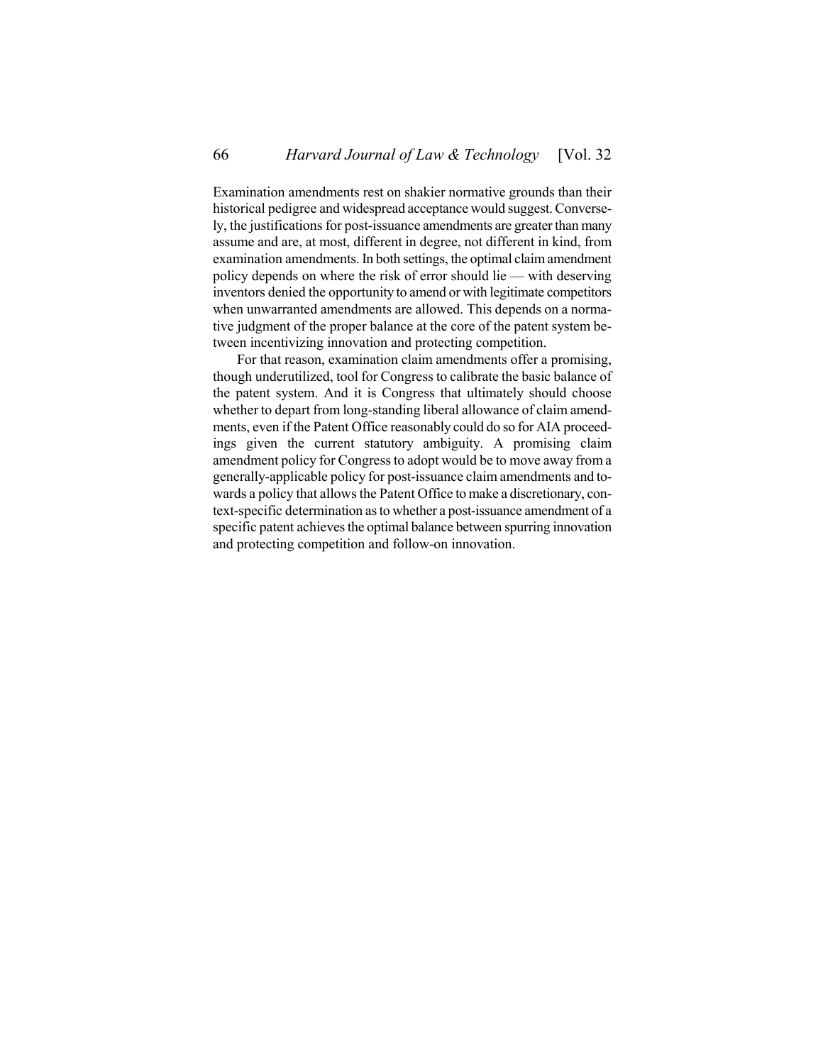Examination amendments rest on shakier normative grounds than their historical pedigree and widespread acceptance would suggest. Conversely, the justifications for post-issuance amendments are greater than many assume and are, at most, different in degree, not different in kind, from examination amendments. In both settings, the optimal claim amendment policy depends on where the risk of error should lie — with deserving inventors denied the opportunity to amend or with legitimate competitors when unwarranted amendments are allowed. This depends on a normative judgment of the proper balance at the core of the patent system between incentivizing innovation and protecting competition.

For that reason, examination claim amendments offer a promising, though underutilized, tool for Congress to calibrate the basic balance of the patent system. And it is Congress that ultimately should choose whether to depart from long-standing liberal allowance of claim amendments, even if the Patent Office reasonably could do so for AIA proceedings given the current statutory ambiguity. A promising claim amendment policy for Congress to adopt would be to move away from a generally-applicable policy for post-issuance claim amendments and towards a policy that allows the Patent Office to make a discretionary, context-specific determination as to whether a post-issuance amendment of a specific patent achieves the optimal balance between spurring innovation and protecting competition and follow-on innovation.